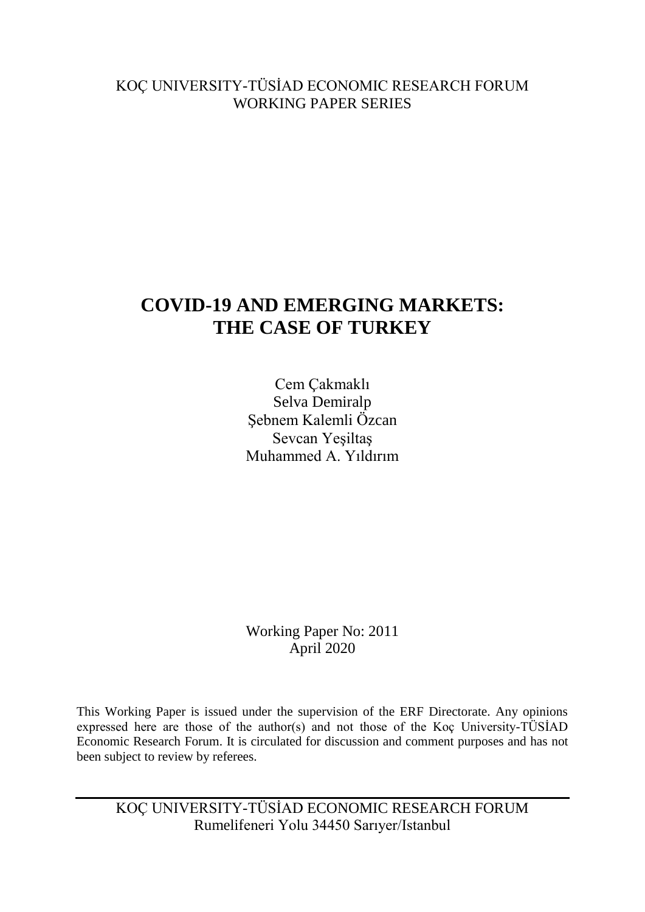KOÇ UNIVERSITY-TÜSİAD ECONOMIC RESEARCH FORUM
WORKING PAPER SERIES

# COVID-19 AND EMERGING MARKETS: THE CASE OF TURKEY

Cem Çakmaklı
Selva Demiralp
Şebnem Kalemli Özcan
Sevcan Yeşiltaş
Muhammed A. Yıldırım

Working Paper No: 2011
April 2020

This Working Paper is issued under the supervision of the ERF Directorate. Any opinions expressed here are those of the author(s) and not those of the Koç University-TÜSİAD Economic Research Forum. It is circulated for discussion and comment purposes and has not been subject to review by referees.

KOÇ UNIVERSITY-TÜSİAD ECONOMIC RESEARCH FORUM
Rumelifeneri Yolu 34450 Sarıyer/Istanbul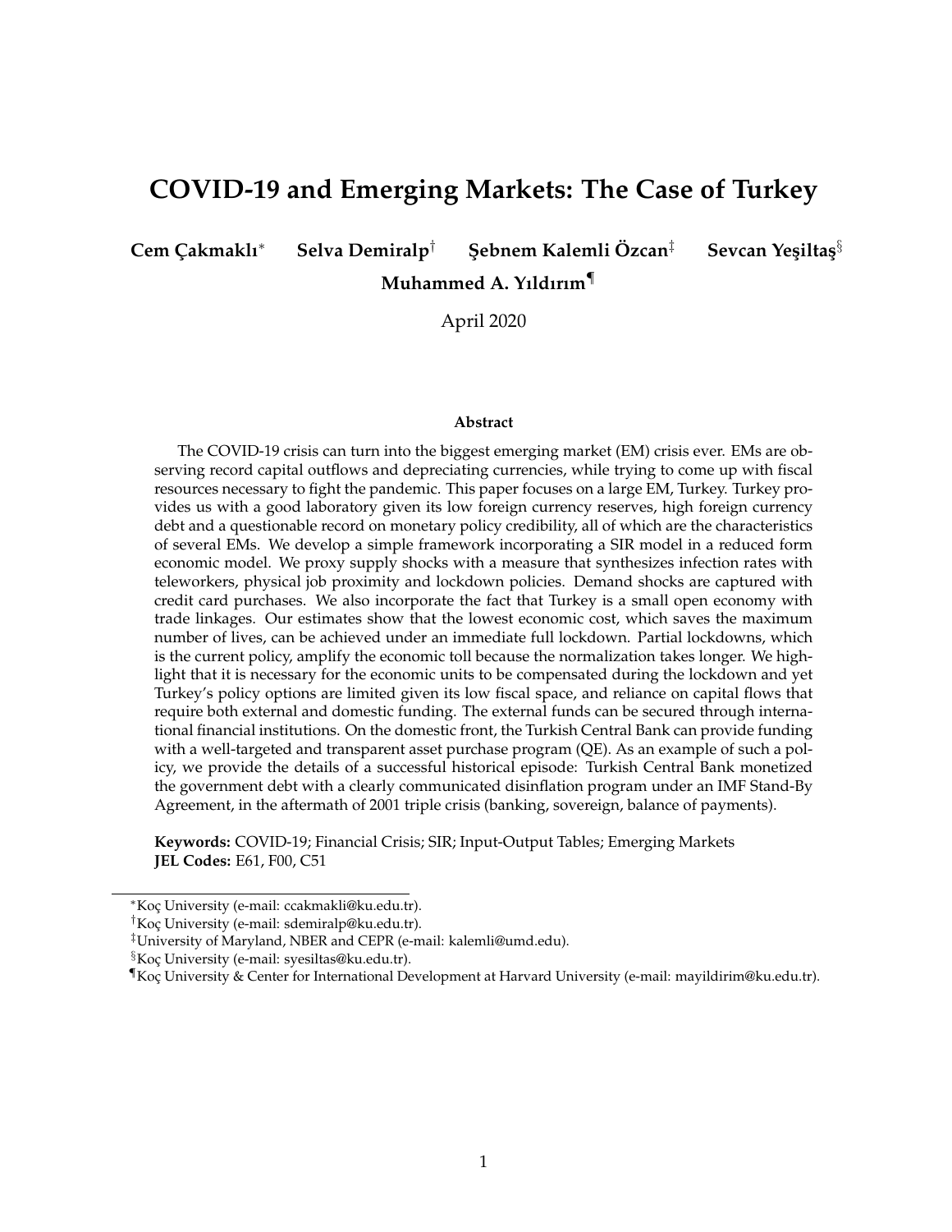# COVID-19 and Emerging Markets: The Case of Turkey

**Cem Çakmaklı**[*] **Selva Demiralp**[†] **Şebnem Kalemli Özcan**[‡] **Sevcan Yeşiltaş**[§] **Muhammed A. Yıldırım**[¶]

April 2020

### Abstract

The COVID-19 crisis can turn into the biggest emerging market (EM) crisis ever. EMs are observing record capital outflows and depreciating currencies, while trying to come up with fiscal resources necessary to fight the pandemic. This paper focuses on a large EM, Turkey. Turkey provides us with a good laboratory given its low foreign currency reserves, high foreign currency debt and a questionable record on monetary policy credibility, all of which are the characteristics of several EMs. We develop a simple framework incorporating a SIR model in a reduced form economic model. We proxy supply shocks with a measure that synthesizes infection rates with teleworkers, physical job proximity and lockdown policies. Demand shocks are captured with credit card purchases. We also incorporate the fact that Turkey is a small open economy with trade linkages. Our estimates show that the lowest economic cost, which saves the maximum number of lives, can be achieved under an immediate full lockdown. Partial lockdowns, which is the current policy, amplify the economic toll because the normalization takes longer. We highlight that it is necessary for the economic units to be compensated during the lockdown and yet Turkey's policy options are limited given its low fiscal space, and reliance on capital flows that require both external and domestic funding. The external funds can be secured through international financial institutions. On the domestic front, the Turkish Central Bank can provide funding with a well-targeted and transparent asset purchase program (QE). As an example of such a policy, we provide the details of a successful historical episode: Turkish Central Bank monetized the government debt with a clearly communicated disinflation program under an IMF Stand-By Agreement, in the aftermath of 2001 triple crisis (banking, sovereign, balance of payments).

**Keywords:** COVID-19; Financial Crisis; SIR; Input-Output Tables; Emerging Markets
**JEL Codes:** E61, F00, C51

---

[*] Koç University (e-mail: ccakmakli@ku.edu.tr).
[†] Koç University (e-mail: sdemiralp@ku.edu.tr).
[‡] University of Maryland, NBER and CEPR (e-mail: kalemli@umd.edu).
[§] Koç University (e-mail: syesiltas@ku.edu.tr).
[¶] Koç University & Center for International Development at Harvard University (e-mail: mayildirim@ku.edu.tr).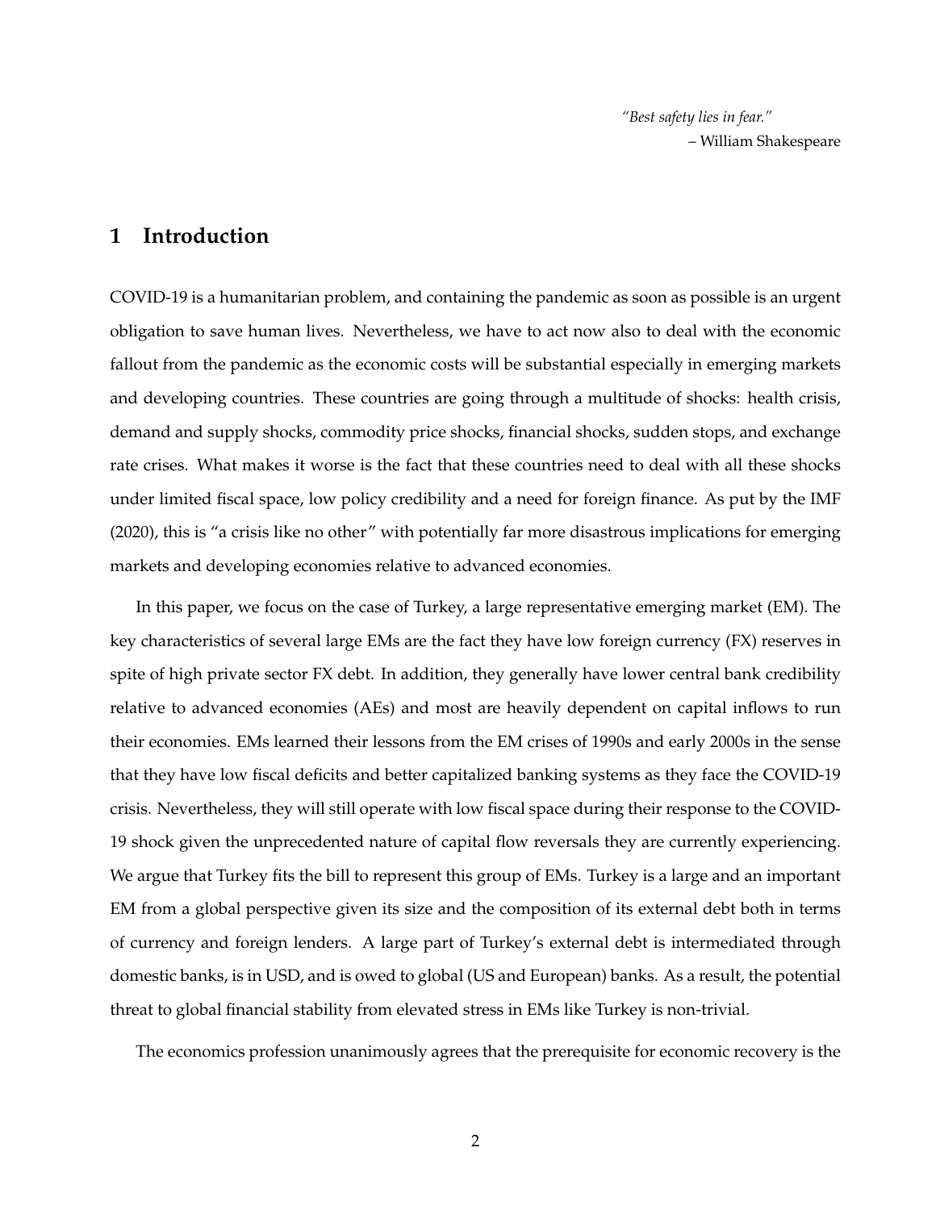> *"Best safety lies in fear."*
> – William Shakespeare

# 1 Introduction

COVID-19 is a humanitarian problem, and containing the pandemic as soon as possible is an urgent obligation to save human lives. Nevertheless, we have to act now also to deal with the economic fallout from the pandemic as the economic costs will be substantial especially in emerging markets and developing countries. These countries are going through a multitude of shocks: health crisis, demand and supply shocks, commodity price shocks, financial shocks, sudden stops, and exchange rate crises. What makes it worse is the fact that these countries need to deal with all these shocks under limited fiscal space, low policy credibility and a need for foreign finance. As put by the IMF (2020), this is "a crisis like no other" with potentially far more disastrous implications for emerging markets and developing economies relative to advanced economies.

In this paper, we focus on the case of Turkey, a large representative emerging market (EM). The key characteristics of several large EMs are the fact they have low foreign currency (FX) reserves in spite of high private sector FX debt. In addition, they generally have lower central bank credibility relative to advanced economies (AEs) and most are heavily dependent on capital inflows to run their economies. EMs learned their lessons from the EM crises of 1990s and early 2000s in the sense that they have low fiscal deficits and better capitalized banking systems as they face the COVID-19 crisis. Nevertheless, they will still operate with low fiscal space during their response to the COVID-19 shock given the unprecedented nature of capital flow reversals they are currently experiencing. We argue that Turkey fits the bill to represent this group of EMs. Turkey is a large and an important EM from a global perspective given its size and the composition of its external debt both in terms of currency and foreign lenders. A large part of Turkey's external debt is intermediated through domestic banks, is in USD, and is owed to global (US and European) banks. As a result, the potential threat to global financial stability from elevated stress in EMs like Turkey is non-trivial.

The economics profession unanimously agrees that the prerequisite for economic recovery is the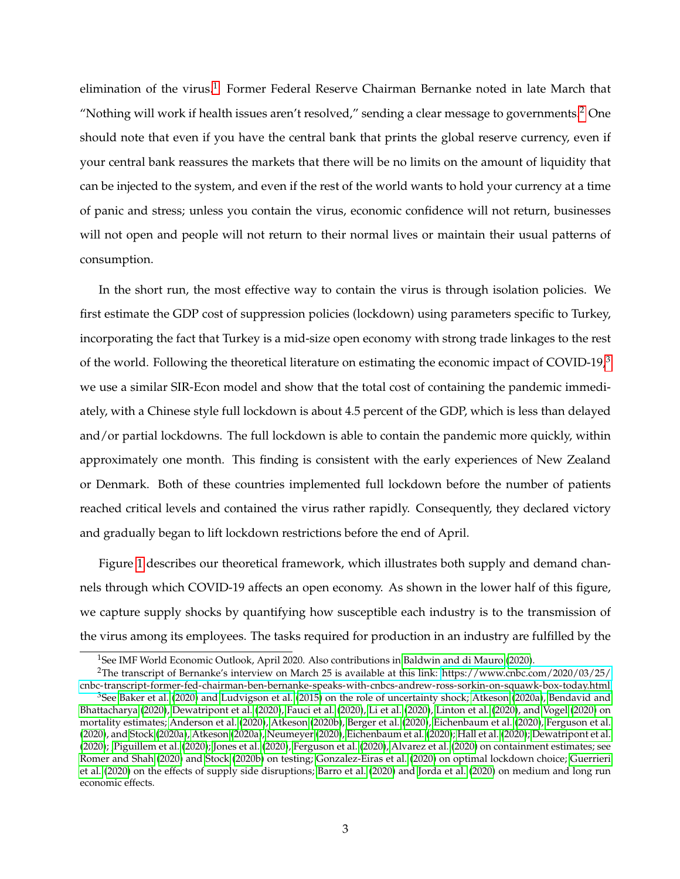elimination of the virus.[1] Former Federal Reserve Chairman Bernanke noted in late March that "Nothing will work if health issues aren't resolved," sending a clear message to governments.[2] One should note that even if you have the central bank that prints the global reserve currency, even if your central bank reassures the markets that there will be no limits on the amount of liquidity that can be injected to the system, and even if the rest of the world wants to hold your currency at a time of panic and stress; unless you contain the virus, economic confidence will not return, businesses will not open and people will not return to their normal lives or maintain their usual patterns of consumption.

In the short run, the most effective way to contain the virus is through isolation policies. We first estimate the GDP cost of suppression policies (lockdown) using parameters specific to Turkey, incorporating the fact that Turkey is a mid-size open economy with strong trade linkages to the rest of the world. Following the theoretical literature on estimating the economic impact of COVID-19,[3] we use a similar SIR-Econ model and show that the total cost of containing the pandemic immediately, with a Chinese style full lockdown is about 4.5 percent of the GDP, which is less than delayed and/or partial lockdowns. The full lockdown is able to contain the pandemic more quickly, within approximately one month. This finding is consistent with the early experiences of New Zealand or Denmark. Both of these countries implemented full lockdown before the number of patients reached critical levels and contained the virus rather rapidly. Consequently, they declared victory and gradually began to lift lockdown restrictions before the end of April.

Figure 1 describes our theoretical framework, which illustrates both supply and demand channels through which COVID-19 affects an open economy. As shown in the lower half of this figure, we capture supply shocks by quantifying how susceptible each industry is to the transmission of the virus among its employees. The tasks required for production in an industry are fulfilled by the

[1] See IMF World Economic Outlook, April 2020. Also contributions in Baldwin and di Mauro (2020).

[2] The transcript of Bernanke's interview on March 25 is available at this link: https://www.cnbc.com/2020/03/25/cnbc-transcript-former-fed-chairman-ben-bernanke-speaks-with-cnbcs-andrew-ross-sorkin-on-squawk-box-today.html

[3] See Baker et al. (2020) and Ludvigson et al. (2015) on the role of uncertainty shock; Atkeson (2020a), Bendavid and Bhattacharya (2020), Dewatripont et al. (2020), Fauci et al. (2020), Li et al. (2020), Linton et al. (2020), and Vogel (2020) on mortality estimates; Anderson et al. (2020), Atkeson (2020b), Berger et al. (2020), Eichenbaum et al. (2020), Ferguson et al. (2020), and Stock (2020a), Atkeson (2020a), Neumeyer (2020), Eichenbaum et al. (2020); Hall et al. (2020); Dewatripont et al. (2020); Piguillem et al. (2020); Jones et al. (2020), Ferguson et al. (2020), Alvarez et al. (2020) on containment estimates; see Romer and Shah (2020) and Stock (2020b) on testing; Gonzalez-Eiras et al. (2020) on optimal lockdown choice; Guerrieri et al. (2020) on the effects of supply side disruptions; Barro et al. (2020) and Jorda et al. (2020) on medium and long run economic effects.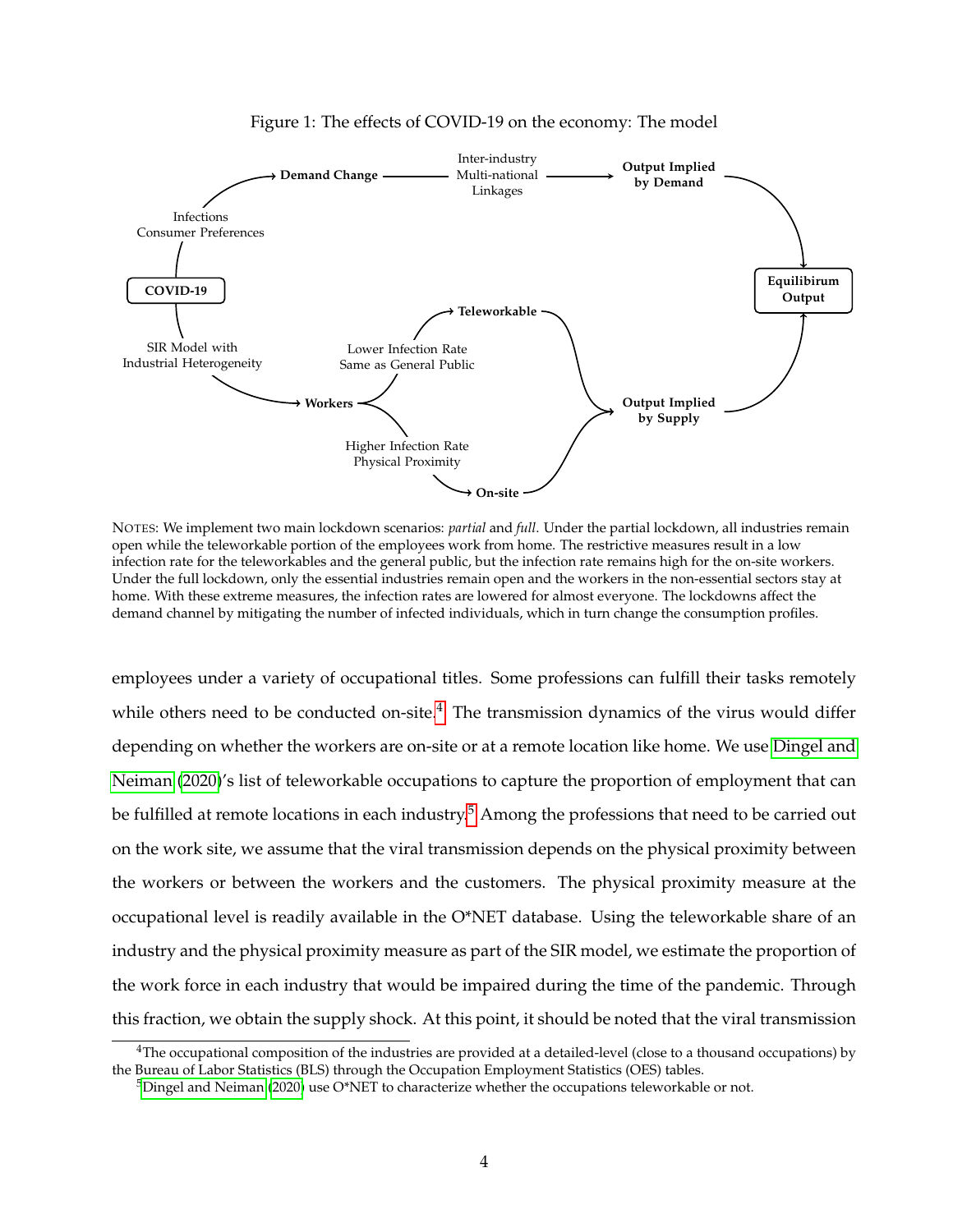Figure 1: The effects of COVID-19 on the economy: The model

NOTES: We implement two main lockdown scenarios: *partial* and *full*. Under the partial lockdown, all industries remain open while the teleworkable portion of the employees work from home. The restrictive measures result in a low infection rate for the teleworkables and the general public, but the infection rate remains high for the on-site workers. Under the full lockdown, only the essential industries remain open and the workers in the non-essential sectors stay at home. With these extreme measures, the infection rates are lowered for almost everyone. The lockdowns affect the demand channel by mitigating the number of infected individuals, which in turn change the consumption profiles.

employees under a variety of occupational titles. Some professions can fulfill their tasks remotely while others need to be conducted on-site.[4] The transmission dynamics of the virus would differ depending on whether the workers are on-site or at a remote location like home. We use Dingel and Neiman (2020)'s list of teleworkable occupations to capture the proportion of employment that can be fulfilled at remote locations in each industry.[5] Among the professions that need to be carried out on the work site, we assume that the viral transmission depends on the physical proximity between the workers or between the workers and the customers. The physical proximity measure at the occupational level is readily available in the O*NET database. Using the teleworkable share of an industry and the physical proximity measure as part of the SIR model, we estimate the proportion of the work force in each industry that would be impaired during the time of the pandemic. Through this fraction, we obtain the supply shock. At this point, it should be noted that the viral transmission

[4] The occupational composition of the industries are provided at a detailed-level (close to a thousand occupations) by the Bureau of Labor Statistics (BLS) through the Occupation Employment Statistics (OES) tables.

[5] Dingel and Neiman (2020) use O*NET to characterize whether the occupations teleworkable or not.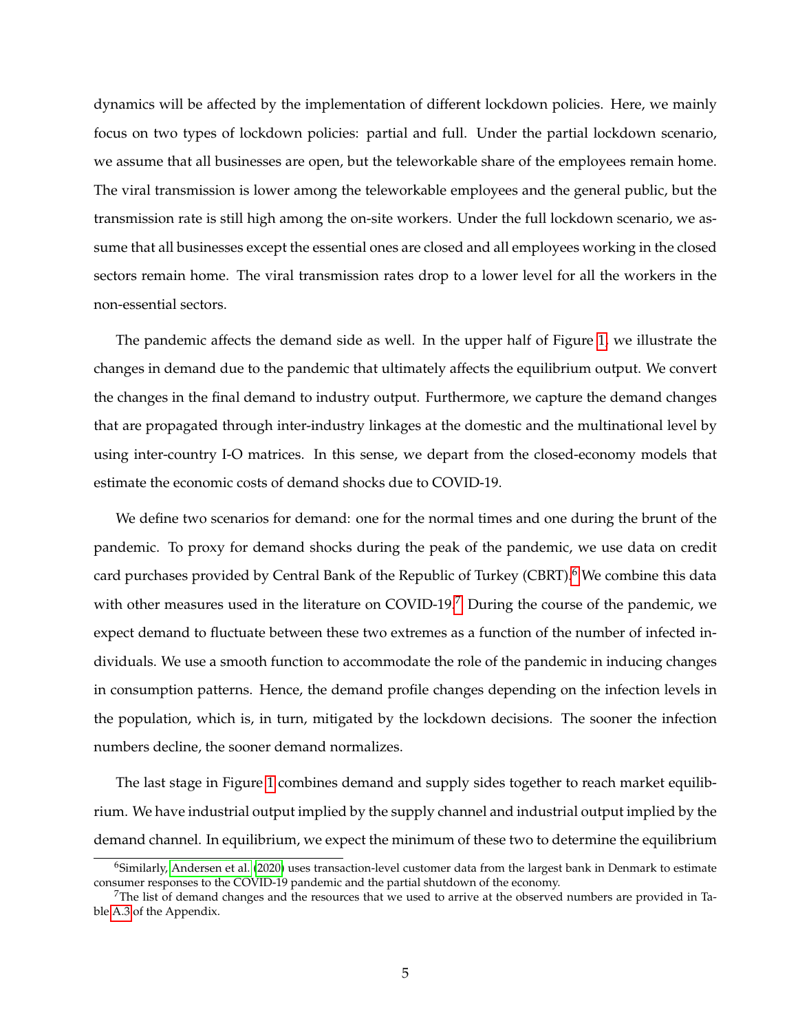dynamics will be affected by the implementation of different lockdown policies. Here, we mainly focus on two types of lockdown policies: partial and full. Under the partial lockdown scenario, we assume that all businesses are open, but the teleworkable share of the employees remain home. The viral transmission is lower among the teleworkable employees and the general public, but the transmission rate is still high among the on-site workers. Under the full lockdown scenario, we assume that all businesses except the essential ones are closed and all employees working in the closed sectors remain home. The viral transmission rates drop to a lower level for all the workers in the non-essential sectors.

The pandemic affects the demand side as well. In the upper half of Figure 1, we illustrate the changes in demand due to the pandemic that ultimately affects the equilibrium output. We convert the changes in the final demand to industry output. Furthermore, we capture the demand changes that are propagated through inter-industry linkages at the domestic and the multinational level by using inter-country I-O matrices. In this sense, we depart from the closed-economy models that estimate the economic costs of demand shocks due to COVID-19.

We define two scenarios for demand: one for the normal times and one during the brunt of the pandemic. To proxy for demand shocks during the peak of the pandemic, we use data on credit card purchases provided by Central Bank of the Republic of Turkey (CBRT).[6] We combine this data with other measures used in the literature on COVID-19.[7] During the course of the pandemic, we expect demand to fluctuate between these two extremes as a function of the number of infected individuals. We use a smooth function to accommodate the role of the pandemic in inducing changes in consumption patterns. Hence, the demand profile changes depending on the infection levels in the population, which is, in turn, mitigated by the lockdown decisions. The sooner the infection numbers decline, the sooner demand normalizes.

The last stage in Figure 1 combines demand and supply sides together to reach market equilibrium. We have industrial output implied by the supply channel and industrial output implied by the demand channel. In equilibrium, we expect the minimum of these two to determine the equilibrium

[6] Similarly, Andersen et al. (2020) uses transaction-level customer data from the largest bank in Denmark to estimate consumer responses to the COVID-19 pandemic and the partial shutdown of the economy.

[7] The list of demand changes and the resources that we used to arrive at the observed numbers are provided in Table A.3 of the Appendix.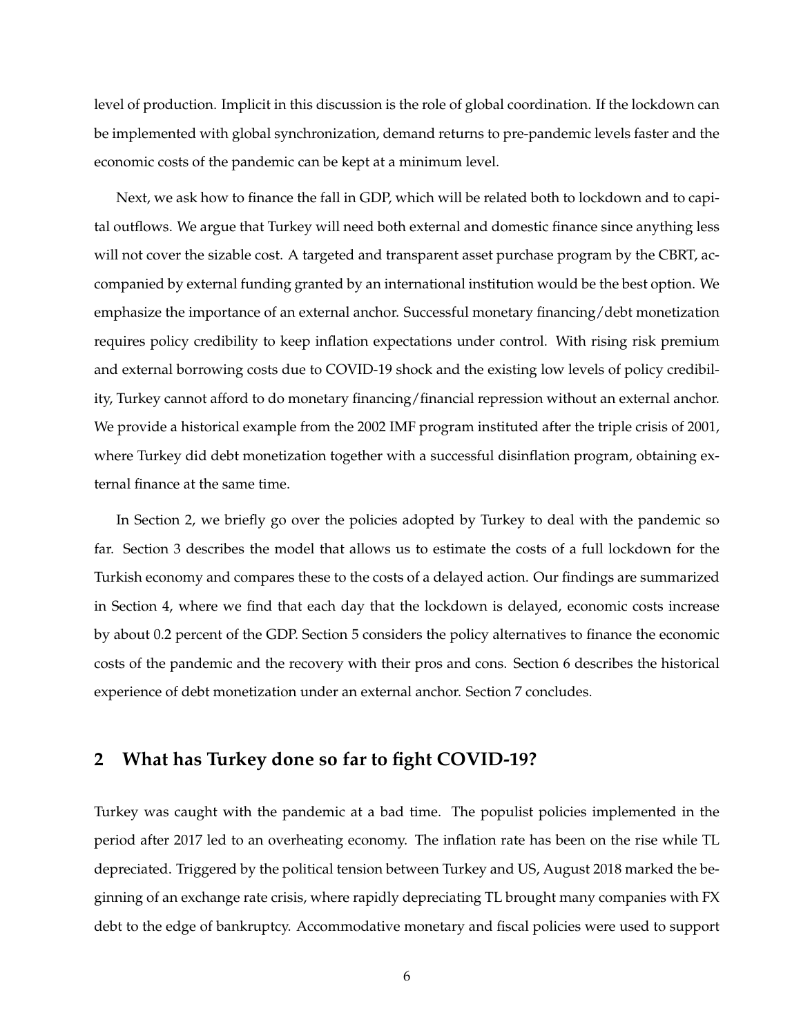level of production. Implicit in this discussion is the role of global coordination. If the lockdown can be implemented with global synchronization, demand returns to pre-pandemic levels faster and the economic costs of the pandemic can be kept at a minimum level.

Next, we ask how to finance the fall in GDP, which will be related both to lockdown and to capital outflows. We argue that Turkey will need both external and domestic finance since anything less will not cover the sizable cost. A targeted and transparent asset purchase program by the CBRT, accompanied by external funding granted by an international institution would be the best option. We emphasize the importance of an external anchor. Successful monetary financing/debt monetization requires policy credibility to keep inflation expectations under control. With rising risk premium and external borrowing costs due to COVID-19 shock and the existing low levels of policy credibility, Turkey cannot afford to do monetary financing/financial repression without an external anchor. We provide a historical example from the 2002 IMF program instituted after the triple crisis of 2001, where Turkey did debt monetization together with a successful disinflation program, obtaining external finance at the same time.

In Section 2, we briefly go over the policies adopted by Turkey to deal with the pandemic so far. Section 3 describes the model that allows us to estimate the costs of a full lockdown for the Turkish economy and compares these to the costs of a delayed action. Our findings are summarized in Section 4, where we find that each day that the lockdown is delayed, economic costs increase by about 0.2 percent of the GDP. Section 5 considers the policy alternatives to finance the economic costs of the pandemic and the recovery with their pros and cons. Section 6 describes the historical experience of debt monetization under an external anchor. Section 7 concludes.

## 2 What has Turkey done so far to fight COVID-19?

Turkey was caught with the pandemic at a bad time. The populist policies implemented in the period after 2017 led to an overheating economy. The inflation rate has been on the rise while TL depreciated. Triggered by the political tension between Turkey and US, August 2018 marked the beginning of an exchange rate crisis, where rapidly depreciating TL brought many companies with FX debt to the edge of bankruptcy. Accommodative monetary and fiscal policies were used to support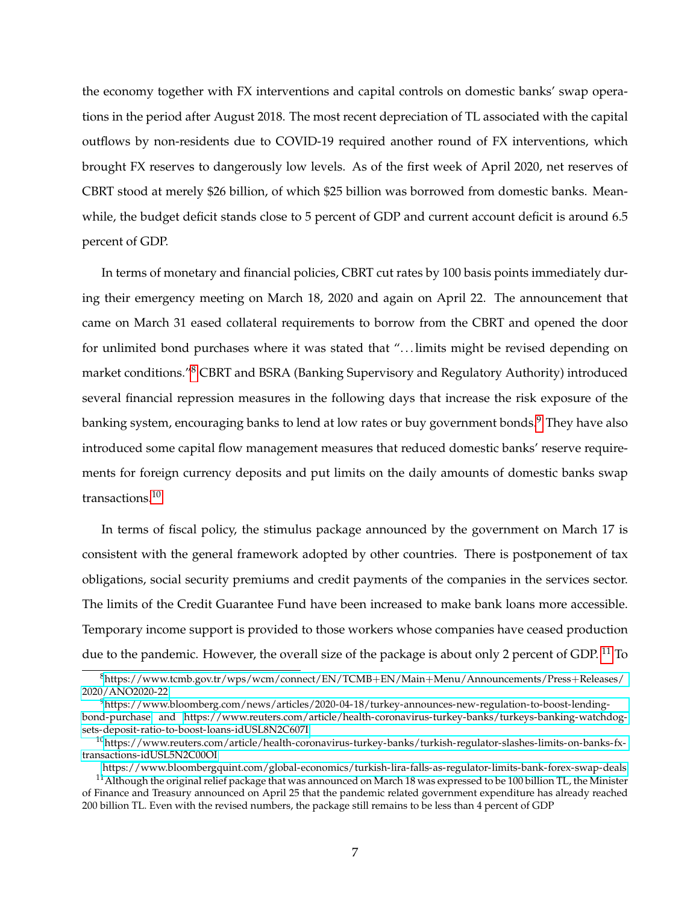the economy together with FX interventions and capital controls on domestic banks' swap operations in the period after August 2018. The most recent depreciation of TL associated with the capital outflows by non-residents due to COVID-19 required another round of FX interventions, which brought FX reserves to dangerously low levels. As of the first week of April 2020, net reserves of CBRT stood at merely $26 billion, of which $25 billion was borrowed from domestic banks. Meanwhile, the budget deficit stands close to 5 percent of GDP and current account deficit is around 6.5 percent of GDP.

In terms of monetary and financial policies, CBRT cut rates by 100 basis points immediately during their emergency meeting on March 18, 2020 and again on April 22. The announcement that came on March 31 eased collateral requirements to borrow from the CBRT and opened the door for unlimited bond purchases where it was stated that "…limits might be revised depending on market conditions."[8] CBRT and BSRA (Banking Supervisory and Regulatory Authority) introduced several financial repression measures in the following days that increase the risk exposure of the banking system, encouraging banks to lend at low rates or buy government bonds.[9] They have also introduced some capital flow management measures that reduced domestic banks' reserve requirements for foreign currency deposits and put limits on the daily amounts of domestic banks swap transactions.[10]

In terms of fiscal policy, the stimulus package announced by the government on March 17 is consistent with the general framework adopted by other countries. There is postponement of tax obligations, social security premiums and credit payments of the companies in the services sector. The limits of the Credit Guarantee Fund have been increased to make bank loans more accessible. Temporary income support is provided to those workers whose companies have ceased production due to the pandemic. However, the overall size of the package is about only 2 percent of GDP. [11] To

---

[8] https://www.tcmb.gov.tr/wps/wcm/connect/EN/TCMB+EN/Main+Menu/Announcements/Press+Releases/2020/ANO2020-22

[9] https://www.bloomberg.com/news/articles/2020-04-18/turkey-announces-new-regulation-to-boost-lending-bond-purchase and https://www.reuters.com/article/health-coronavirus-turkey-banks/turkeys-banking-watchdog-sets-deposit-ratio-to-boost-loans-idUSL8N2C607I

[10] https://www.reuters.com/article/health-coronavirus-turkey-banks/turkish-regulator-slashes-limits-on-banks-fx-transactions-idUSL5N2C00OI

https://www.bloombergquint.com/global-economics/turkish-lira-falls-as-regulator-limits-bank-forex-swap-deals

[11] Although the original relief package that was announced on March 18 was expressed to be 100 billion TL, the Minister of Finance and Treasury announced on April 25 that the pandemic related government expenditure has already reached 200 billion TL. Even with the revised numbers, the package still remains to be less than 4 percent of GDP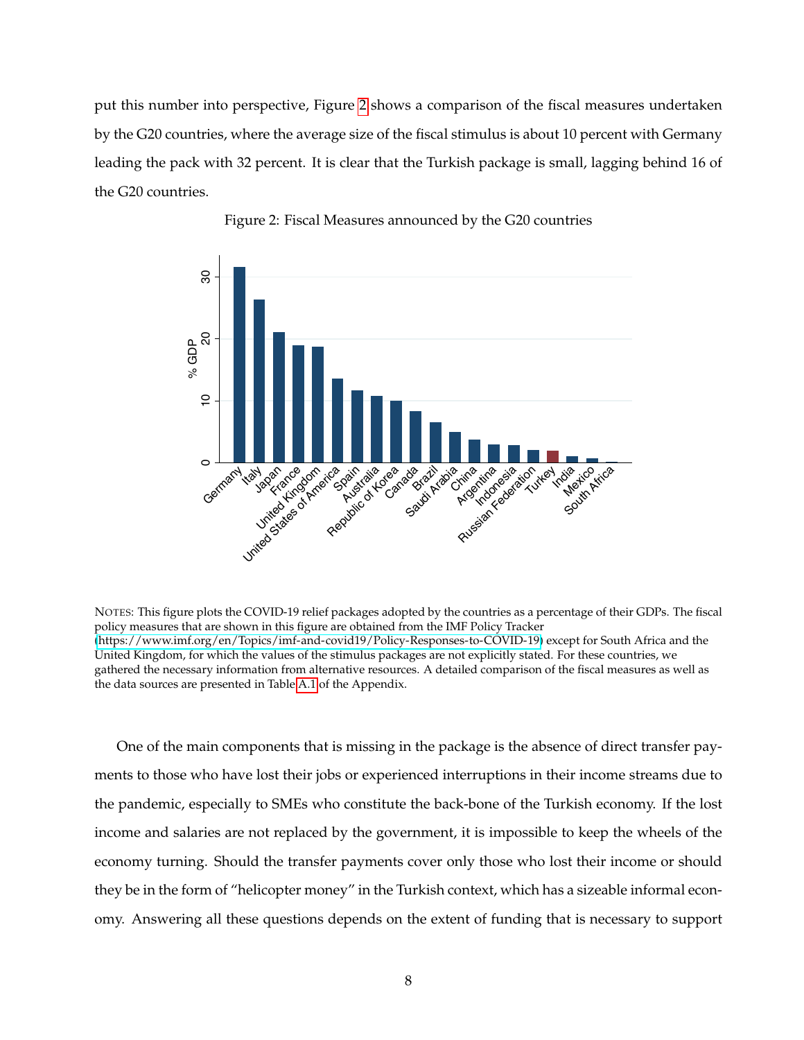put this number into perspective, Figure 2 shows a comparison of the fiscal measures undertaken by the G20 countries, where the average size of the fiscal stimulus is about 10 percent with Germany leading the pack with 32 percent. It is clear that the Turkish package is small, lagging behind 16 of the G20 countries.

Figure 2: Fiscal Measures announced by the G20 countries

NOTES: This figure plots the COVID-19 relief packages adopted by the countries as a percentage of their GDPs. The fiscal policy measures that are shown in this figure are obtained from the IMF Policy Tracker (https://www.imf.org/en/Topics/imf-and-covid19/Policy-Responses-to-COVID-19) except for South Africa and the United Kingdom, for which the values of the stimulus packages are not explicitly stated. For these countries, we gathered the necessary information from alternative resources. A detailed comparison of the fiscal measures as well as the data sources are presented in Table A.1 of the Appendix.

One of the main components that is missing in the package is the absence of direct transfer payments to those who have lost their jobs or experienced interruptions in their income streams due to the pandemic, especially to SMEs who constitute the back-bone of the Turkish economy. If the lost income and salaries are not replaced by the government, it is impossible to keep the wheels of the economy turning. Should the transfer payments cover only those who lost their income or should they be in the form of "helicopter money" in the Turkish context, which has a sizeable informal economy. Answering all these questions depends on the extent of funding that is necessary to support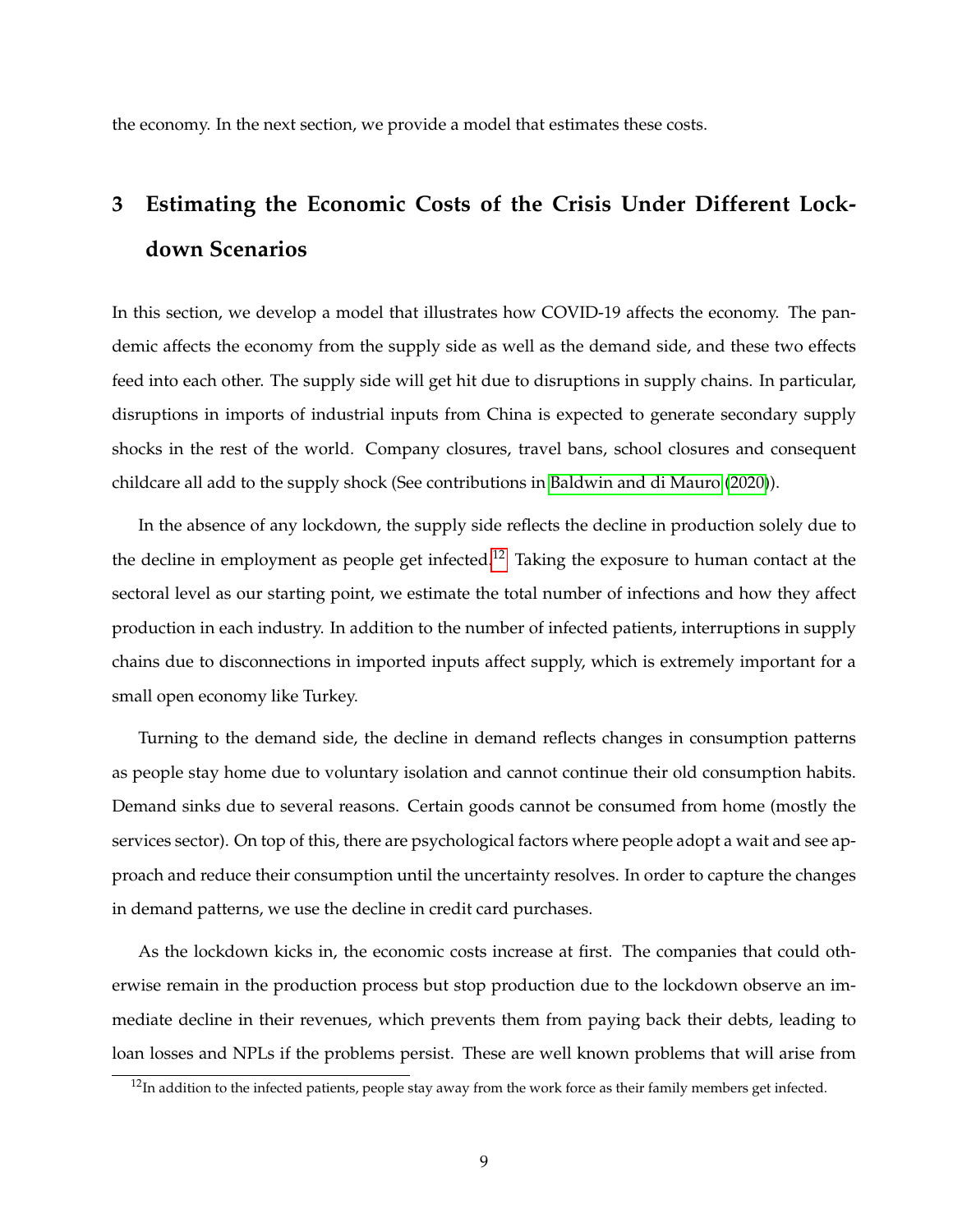the economy. In the next section, we provide a model that estimates these costs.

# 3 Estimating the Economic Costs of the Crisis Under Different Lockdown Scenarios

In this section, we develop a model that illustrates how COVID-19 affects the economy. The pandemic affects the economy from the supply side as well as the demand side, and these two effects feed into each other. The supply side will get hit due to disruptions in supply chains. In particular, disruptions in imports of industrial inputs from China is expected to generate secondary supply shocks in the rest of the world. Company closures, travel bans, school closures and consequent childcare all add to the supply shock (See contributions in Baldwin and di Mauro (2020)).

In the absence of any lockdown, the supply side reflects the decline in production solely due to the decline in employment as people get infected.[12] Taking the exposure to human contact at the sectoral level as our starting point, we estimate the total number of infections and how they affect production in each industry. In addition to the number of infected patients, interruptions in supply chains due to disconnections in imported inputs affect supply, which is extremely important for a small open economy like Turkey.

Turning to the demand side, the decline in demand reflects changes in consumption patterns as people stay home due to voluntary isolation and cannot continue their old consumption habits. Demand sinks due to several reasons. Certain goods cannot be consumed from home (mostly the services sector). On top of this, there are psychological factors where people adopt a wait and see approach and reduce their consumption until the uncertainty resolves. In order to capture the changes in demand patterns, we use the decline in credit card purchases.

As the lockdown kicks in, the economic costs increase at first. The companies that could otherwise remain in the production process but stop production due to the lockdown observe an immediate decline in their revenues, which prevents them from paying back their debts, leading to loan losses and NPLs if the problems persist. These are well known problems that will arise from

[12] In addition to the infected patients, people stay away from the work force as their family members get infected.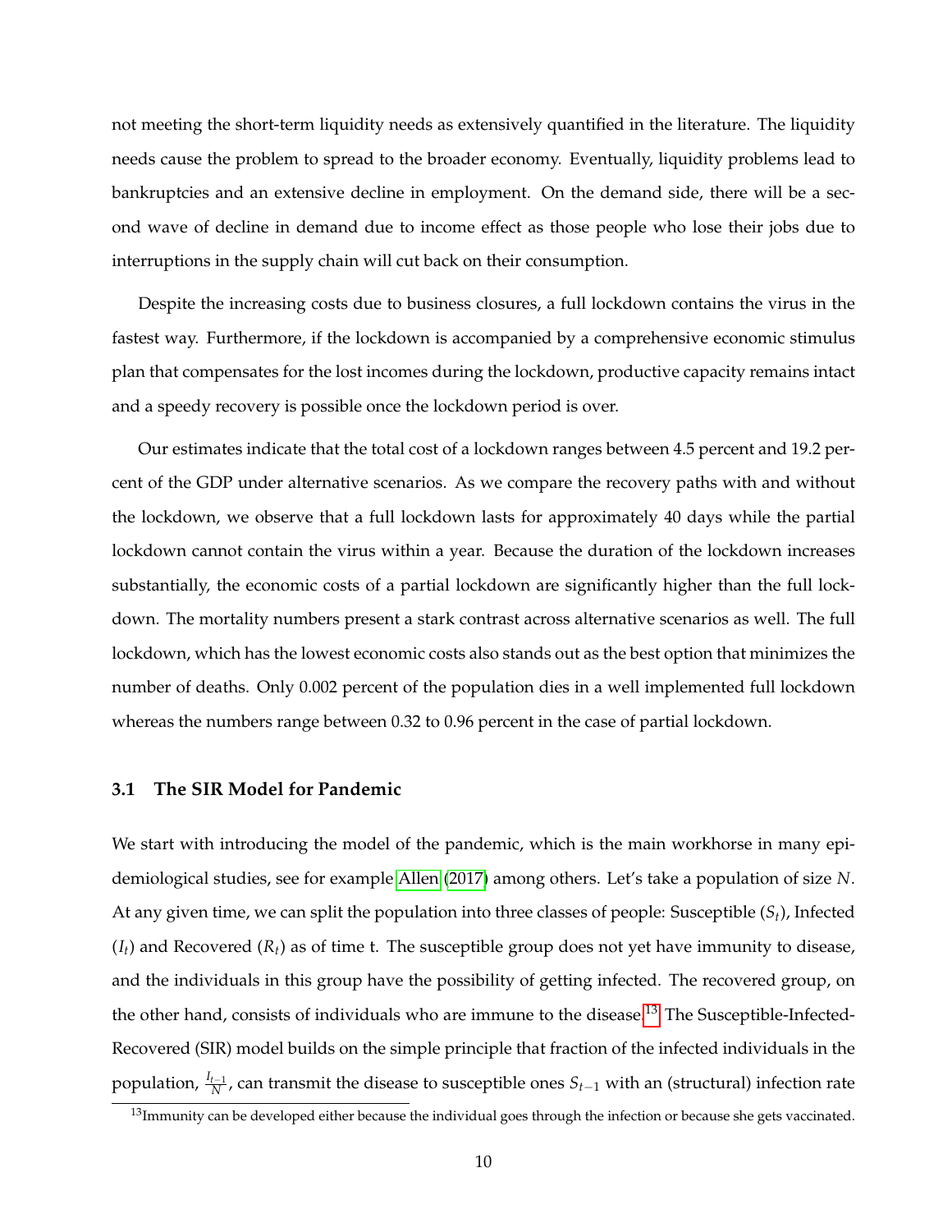not meeting the short-term liquidity needs as extensively quantified in the literature. The liquidity needs cause the problem to spread to the broader economy. Eventually, liquidity problems lead to bankruptcies and an extensive decline in employment. On the demand side, there will be a second wave of decline in demand due to income effect as those people who lose their jobs due to interruptions in the supply chain will cut back on their consumption.

Despite the increasing costs due to business closures, a full lockdown contains the virus in the fastest way. Furthermore, if the lockdown is accompanied by a comprehensive economic stimulus plan that compensates for the lost incomes during the lockdown, productive capacity remains intact and a speedy recovery is possible once the lockdown period is over.

Our estimates indicate that the total cost of a lockdown ranges between 4.5 percent and 19.2 percent of the GDP under alternative scenarios. As we compare the recovery paths with and without the lockdown, we observe that a full lockdown lasts for approximately 40 days while the partial lockdown cannot contain the virus within a year. Because the duration of the lockdown increases substantially, the economic costs of a partial lockdown are significantly higher than the full lockdown. The mortality numbers present a stark contrast across alternative scenarios as well. The full lockdown, which has the lowest economic costs also stands out as the best option that minimizes the number of deaths. Only 0.002 percent of the population dies in a well implemented full lockdown whereas the numbers range between 0.32 to 0.96 percent in the case of partial lockdown.

### 3.1 The SIR Model for Pandemic

We start with introducing the model of the pandemic, which is the main workhorse in many epidemiological studies, see for example Allen (2017) among others. Let's take a population of size $N$. At any given time, we can split the population into three classes of people: Susceptible ($S_t$), Infected ($I_t$) and Recovered ($R_t$) as of time t. The susceptible group does not yet have immunity to disease, and the individuals in this group have the possibility of getting infected. The recovered group, on the other hand, consists of individuals who are immune to the disease.[13] The Susceptible-Infected-Recovered (SIR) model builds on the simple principle that fraction of the infected individuals in the population, $\frac{I_{t-1}}{N}$, can transmit the disease to susceptible ones $S_{t-1}$ with an (structural) infection rate

[13] Immunity can be developed either because the individual goes through the infection or because she gets vaccinated.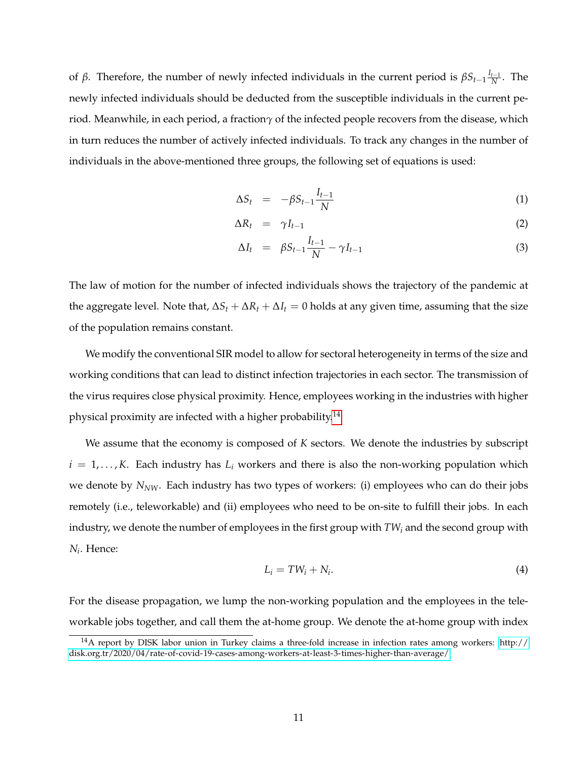of $\beta$. Therefore, the number of newly infected individuals in the current period is $\beta S_{t-1}\frac{I_{t-1}}{N}$. The newly infected individuals should be deducted from the susceptible individuals in the current period. Meanwhile, in each period, a fraction$\gamma$ of the infected people recovers from the disease, which in turn reduces the number of actively infected individuals. To track any changes in the number of individuals in the above-mentioned three groups, the following set of equations is used:

$$\Delta S_t = -\beta S_{t-1}\frac{I_{t-1}}{N} \tag{1}$$

$$\Delta R_t = \gamma I_{t-1} \tag{2}$$

$$\Delta I_t = \beta S_{t-1}\frac{I_{t-1}}{N} - \gamma I_{t-1} \tag{3}$$

The law of motion for the number of infected individuals shows the trajectory of the pandemic at the aggregate level. Note that, $\Delta S_t + \Delta R_t + \Delta I_t = 0$ holds at any given time, assuming that the size of the population remains constant.

We modify the conventional SIR model to allow for sectoral heterogeneity in terms of the size and working conditions that can lead to distinct infection trajectories in each sector. The transmission of the virus requires close physical proximity. Hence, employees working in the industries with higher physical proximity are infected with a higher probability.[14]

We assume that the economy is composed of $K$ sectors. We denote the industries by subscript $i = 1, \ldots, K$. Each industry has $L_i$ workers and there is also the non-working population which we denote by $N_{NW}$. Each industry has two types of workers: (i) employees who can do their jobs remotely (i.e., teleworkable) and (ii) employees who need to be on-site to fulfill their jobs. In each industry, we denote the number of employees in the first group with $TW_i$ and the second group with $N_i$. Hence:

$$L_i = TW_i + N_i. \tag{4}$$

For the disease propagation, we lump the non-working population and the employees in the teleworkable jobs together, and call them the at-home group. We denote the at-home group with index

[14] A report by DISK labor union in Turkey claims a three-fold increase in infection rates among workers: http://disk.org.tr/2020/04/rate-of-covid-19-cases-among-workers-at-least-3-times-higher-than-average/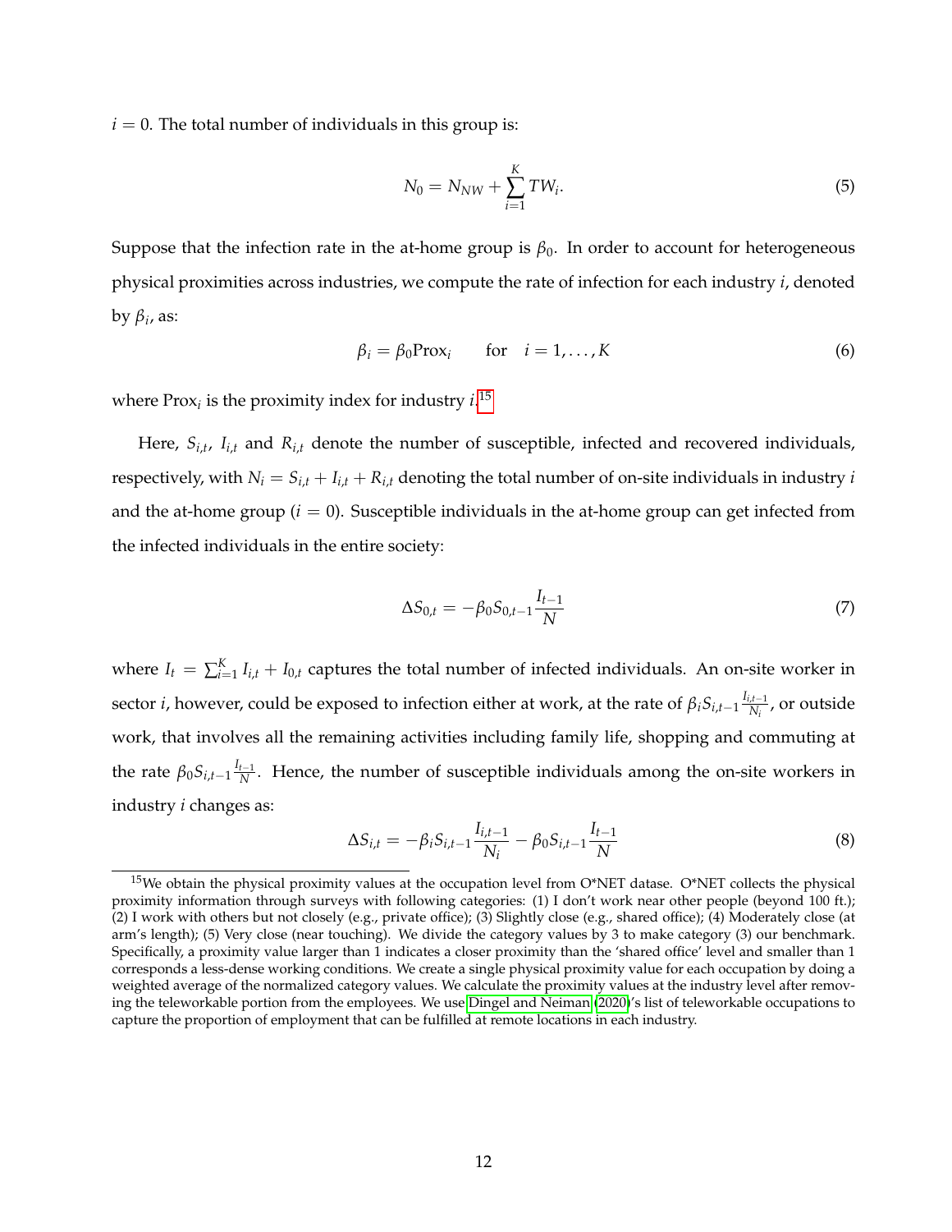$i = 0$. The total number of individuals in this group is:

$$N_0 = N_{NW} + \sum_{i=1}^{K} TW_i. \tag{5}$$

Suppose that the infection rate in the at-home group is $\beta_0$. In order to account for heterogeneous physical proximities across industries, we compute the rate of infection for each industry $i$, denoted by $\beta_i$, as:

$$\beta_i = \beta_0 \text{Prox}_i \qquad \text{for} \quad i = 1, \ldots, K \tag{6}$$

where $\text{Prox}_i$ is the proximity index for industry $i$.[15]

Here, $S_{i,t}$, $I_{i,t}$ and $R_{i,t}$ denote the number of susceptible, infected and recovered individuals, respectively, with $N_i = S_{i,t} + I_{i,t} + R_{i,t}$ denoting the total number of on-site individuals in industry $i$ and the at-home group ($i = 0$). Susceptible individuals in the at-home group can get infected from the infected individuals in the entire society:

$$\Delta S_{0,t} = -\beta_0 S_{0,t-1} \frac{I_{t-1}}{N} \tag{7}$$

where $I_t = \sum_{i=1}^{K} I_{i,t} + I_{0,t}$ captures the total number of infected individuals. An on-site worker in sector $i$, however, could be exposed to infection either at work, at the rate of $\beta_i S_{i,t-1} \frac{I_{i,t-1}}{N_i}$, or outside work, that involves all the remaining activities including family life, shopping and commuting at the rate $\beta_0 S_{i,t-1} \frac{I_{t-1}}{N}$. Hence, the number of susceptible individuals among the on-site workers in industry $i$ changes as:

$$\Delta S_{i,t} = -\beta_i S_{i,t-1} \frac{I_{i,t-1}}{N_i} - \beta_0 S_{i,t-1} \frac{I_{t-1}}{N} \tag{8}$$

[15] We obtain the physical proximity values at the occupation level from O*NET datase. O*NET collects the physical proximity information through surveys with following categories: (1) I don't work near other people (beyond 100 ft.); (2) I work with others but not closely (e.g., private office); (3) Slightly close (e.g., shared office); (4) Moderately close (at arm's length); (5) Very close (near touching). We divide the category values by 3 to make category (3) our benchmark. Specifically, a proximity value larger than 1 indicates a closer proximity than the 'shared office' level and smaller than 1 corresponds a less-dense working conditions. We create a single physical proximity value for each occupation by doing a weighted average of the normalized category values. We calculate the proximity values at the industry level after removing the teleworkable portion from the employees. We use Dingel and Neiman (2020)'s list of teleworkable occupations to capture the proportion of employment that can be fulfilled at remote locations in each industry.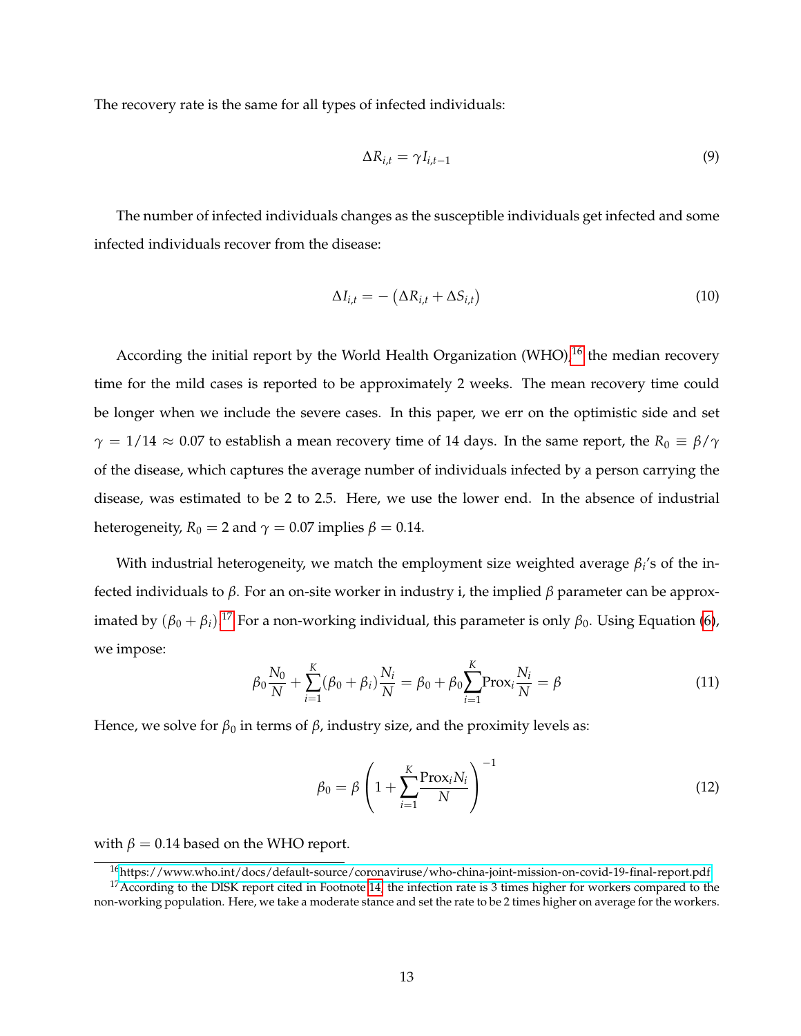The recovery rate is the same for all types of infected individuals:

$$\Delta R_{i,t} = \gamma I_{i,t-1} \tag{9}$$

The number of infected individuals changes as the susceptible individuals get infected and some infected individuals recover from the disease:

$$\Delta I_{i,t} = -\left(\Delta R_{i,t} + \Delta S_{i,t}\right) \tag{10}$$

According the initial report by the World Health Organization (WHO),[16] the median recovery time for the mild cases is reported to be approximately 2 weeks. The mean recovery time could be longer when we include the severe cases. In this paper, we err on the optimistic side and set $\gamma = 1/14 \approx 0.07$ to establish a mean recovery time of 14 days. In the same report, the $R_0 \equiv \beta/\gamma$ of the disease, which captures the average number of individuals infected by a person carrying the disease, was estimated to be 2 to 2.5. Here, we use the lower end. In the absence of industrial heterogeneity, $R_0 = 2$ and $\gamma = 0.07$ implies $\beta = 0.14$.

With industrial heterogeneity, we match the employment size weighted average $\beta_i$'s of the infected individuals to $\beta$. For an on-site worker in industry i, the implied $\beta$ parameter can be approximated by $(\beta_0 + \beta_i)$.[17] For a non-working individual, this parameter is only $\beta_0$. Using Equation (6), we impose:

$$\beta_0 \frac{N_0}{N} + \sum_{i=1}^{K} (\beta_0 + \beta_i) \frac{N_i}{N} = \beta_0 + \beta_0 \sum_{i=1}^{K} \text{Prox}_i \frac{N_i}{N} = \beta \tag{11}$$

Hence, we solve for $\beta_0$ in terms of $\beta$, industry size, and the proximity levels as:

$$\beta_0 = \beta \left(1 + \sum_{i=1}^{K} \frac{\text{Prox}_i N_i}{N}\right)^{-1} \tag{12}$$

with $\beta = 0.14$ based on the WHO report.

[16] https://www.who.int/docs/default-source/coronaviruse/who-china-joint-mission-on-covid-19-final-report.pdf

[17] According to the DISK report cited in Footnote 14, the infection rate is 3 times higher for workers compared to the non-working population. Here, we take a moderate stance and set the rate to be 2 times higher on average for the workers.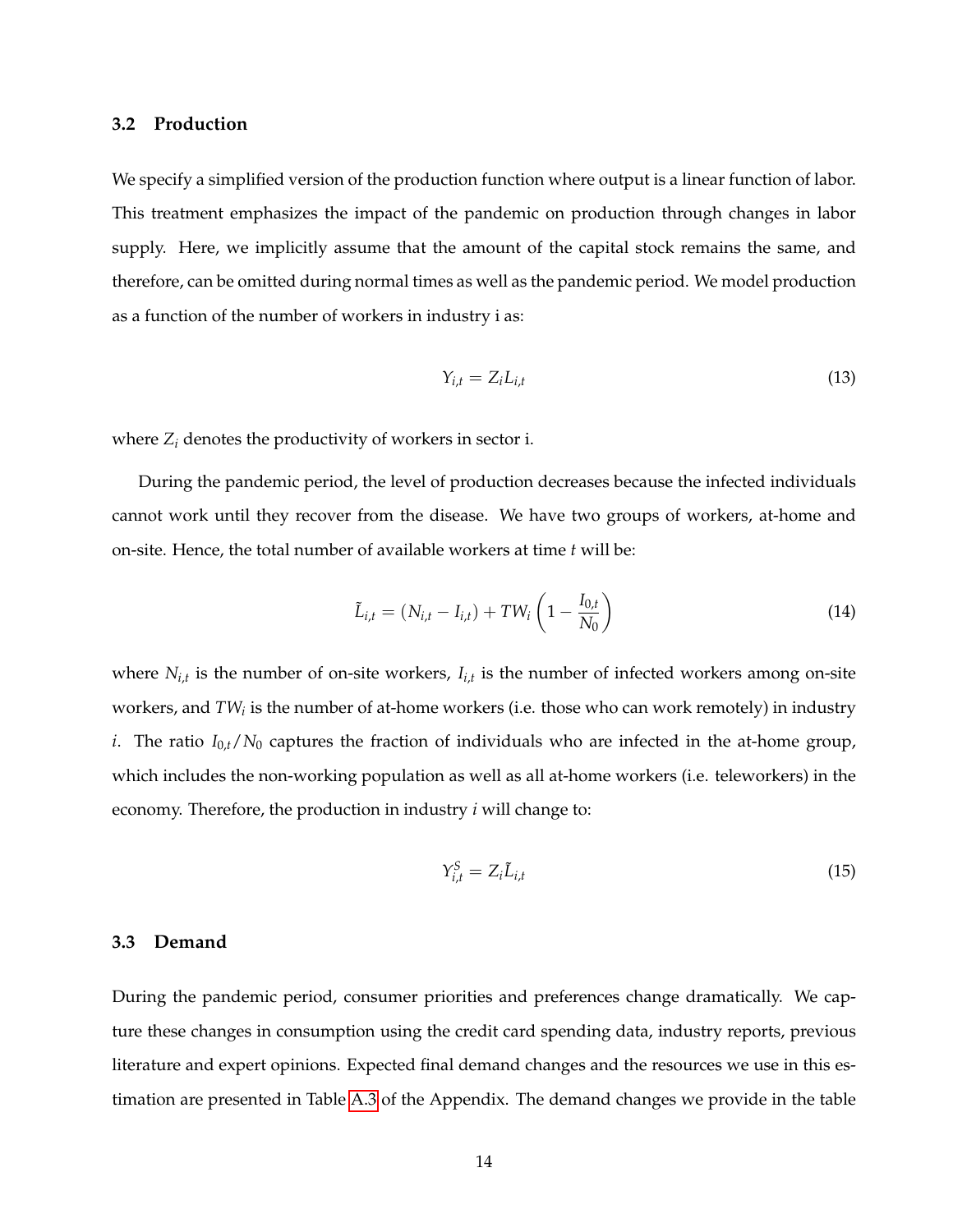### 3.2 Production

We specify a simplified version of the production function where output is a linear function of labor. This treatment emphasizes the impact of the pandemic on production through changes in labor supply. Here, we implicitly assume that the amount of the capital stock remains the same, and therefore, can be omitted during normal times as well as the pandemic period. We model production as a function of the number of workers in industry i as:

$$Y_{i,t} = Z_i L_{i,t} \tag{13}$$

where $Z_i$ denotes the productivity of workers in sector i.

During the pandemic period, the level of production decreases because the infected individuals cannot work until they recover from the disease. We have two groups of workers, at-home and on-site. Hence, the total number of available workers at time $t$ will be:

$$\tilde{L}_{i,t} = (N_{i,t} - I_{i,t}) + TW_i \left(1 - \frac{I_{0,t}}{N_0}\right) \tag{14}$$

where $N_{i,t}$ is the number of on-site workers, $I_{i,t}$ is the number of infected workers among on-site workers, and $TW_i$ is the number of at-home workers (i.e. those who can work remotely) in industry $i$. The ratio $I_{0,t}/N_0$ captures the fraction of individuals who are infected in the at-home group, which includes the non-working population as well as all at-home workers (i.e. teleworkers) in the economy. Therefore, the production in industry $i$ will change to:

$$Y^S_{i,t} = Z_i \tilde{L}_{i,t} \tag{15}$$

### 3.3 Demand

During the pandemic period, consumer priorities and preferences change dramatically. We capture these changes in consumption using the credit card spending data, industry reports, previous literature and expert opinions. Expected final demand changes and the resources we use in this estimation are presented in Table A.3 of the Appendix. The demand changes we provide in the table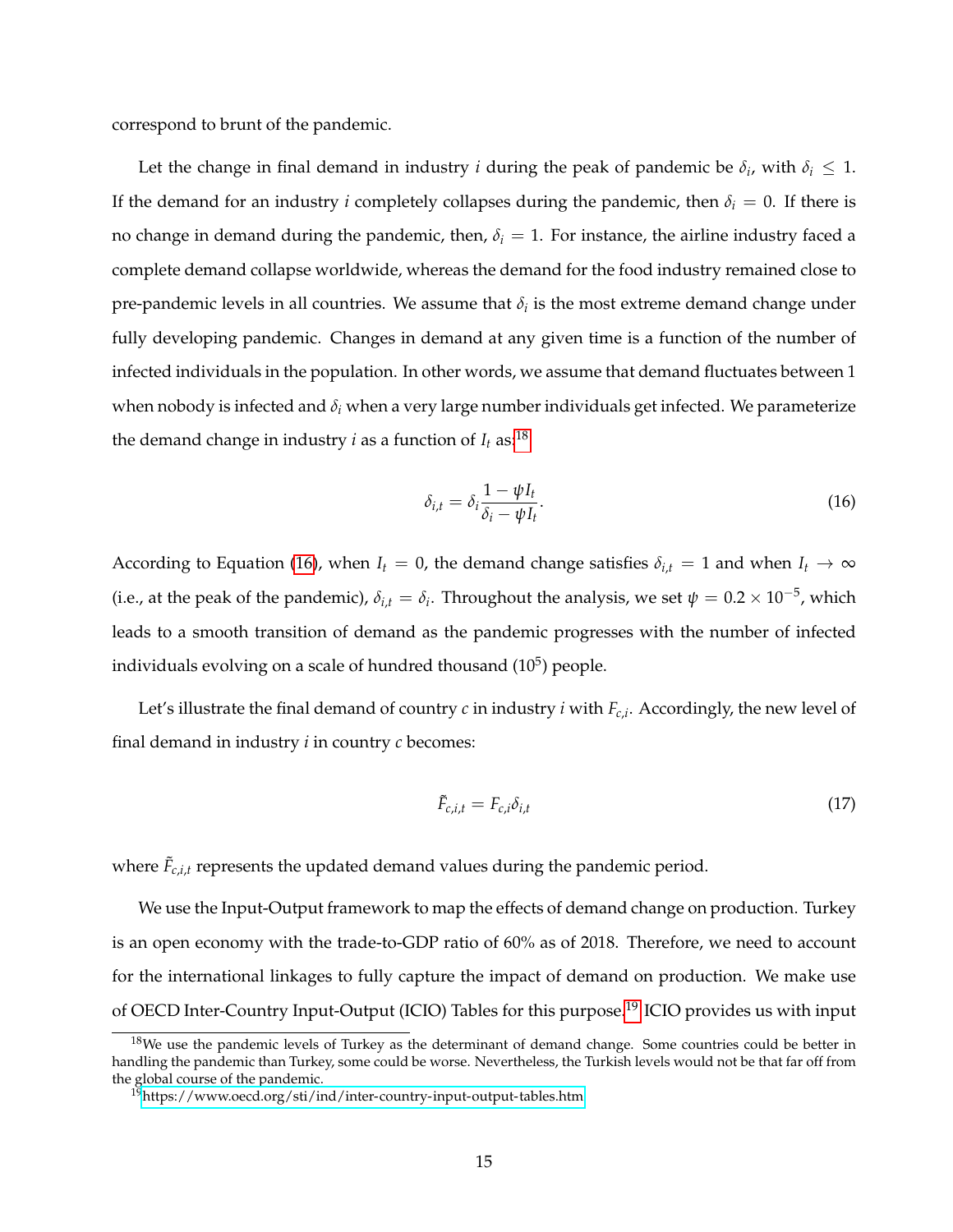correspond to brunt of the pandemic.

Let the change in final demand in industry $i$ during the peak of pandemic be $\delta_i$, with $\delta_i \leq 1$. If the demand for an industry $i$ completely collapses during the pandemic, then $\delta_i = 0$. If there is no change in demand during the pandemic, then, $\delta_i = 1$. For instance, the airline industry faced a complete demand collapse worldwide, whereas the demand for the food industry remained close to pre-pandemic levels in all countries. We assume that $\delta_i$ is the most extreme demand change under fully developing pandemic. Changes in demand at any given time is a function of the number of infected individuals in the population. In other words, we assume that demand fluctuates between 1 when nobody is infected and $\delta_i$ when a very large number individuals get infected. We parameterize the demand change in industry $i$ as a function of $I_t$ as:[18]

$$\delta_{i,t} = \delta_i \frac{1 - \psi I_t}{\delta_i - \psi I_t}. \tag{16}$$

According to Equation (16), when $I_t = 0$, the demand change satisfies $\delta_{i,t} = 1$ and when $I_t \to \infty$ (i.e., at the peak of the pandemic), $\delta_{i,t} = \delta_i$. Throughout the analysis, we set $\psi = 0.2 \times 10^{-5}$, which leads to a smooth transition of demand as the pandemic progresses with the number of infected individuals evolving on a scale of hundred thousand ($10^5$) people.

Let's illustrate the final demand of country $c$ in industry $i$ with $F_{c,i}$. Accordingly, the new level of final demand in industry $i$ in country $c$ becomes:

$$\tilde{F}_{c,i,t} = F_{c,i}\delta_{i,t} \tag{17}$$

where $\tilde{F}_{c,i,t}$ represents the updated demand values during the pandemic period.

We use the Input-Output framework to map the effects of demand change on production. Turkey is an open economy with the trade-to-GDP ratio of 60% as of 2018. Therefore, we need to account for the international linkages to fully capture the impact of demand on production. We make use of OECD Inter-Country Input-Output (ICIO) Tables for this purpose.[19] ICIO provides us with input

[18] We use the pandemic levels of Turkey as the determinant of demand change. Some countries could be better in handling the pandemic than Turkey, some could be worse. Nevertheless, the Turkish levels would not be that far off from the global course of the pandemic.

[19] https://www.oecd.org/sti/ind/inter-country-input-output-tables.htm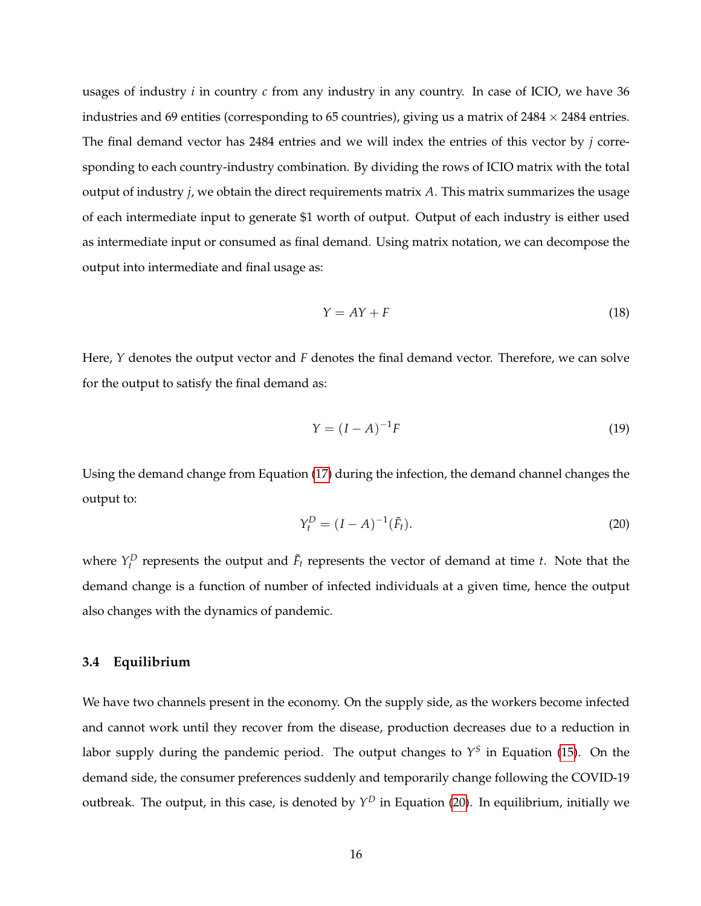usages of industry $i$ in country $c$ from any industry in any country. In case of ICIO, we have 36 industries and 69 entities (corresponding to 65 countries), giving us a matrix of $2484 \times 2484$ entries. The final demand vector has 2484 entries and we will index the entries of this vector by $j$ corresponding to each country-industry combination. By dividing the rows of ICIO matrix with the total output of industry $j$, we obtain the direct requirements matrix $A$. This matrix summarizes the usage of each intermediate input to generate \$1 worth of output. Output of each industry is either used as intermediate input or consumed as final demand. Using matrix notation, we can decompose the output into intermediate and final usage as:

$$Y = AY + F \tag{18}$$

Here, $Y$ denotes the output vector and $F$ denotes the final demand vector. Therefore, we can solve for the output to satisfy the final demand as:

$$Y = (I - A)^{-1} F \tag{19}$$

Using the demand change from Equation (17) during the infection, the demand channel changes the output to:

$$Y_t^D = (I - A)^{-1} (\tilde{F}_t). \tag{20}$$

where $Y_t^D$ represents the output and $\tilde{F}_t$ represents the vector of demand at time $t$. Note that the demand change is a function of number of infected individuals at a given time, hence the output also changes with the dynamics of pandemic.

### 3.4 Equilibrium

We have two channels present in the economy. On the supply side, as the workers become infected and cannot work until they recover from the disease, production decreases due to a reduction in labor supply during the pandemic period. The output changes to $Y^S$ in Equation (15). On the demand side, the consumer preferences suddenly and temporarily change following the COVID-19 outbreak. The output, in this case, is denoted by $Y^D$ in Equation (20). In equilibrium, initially we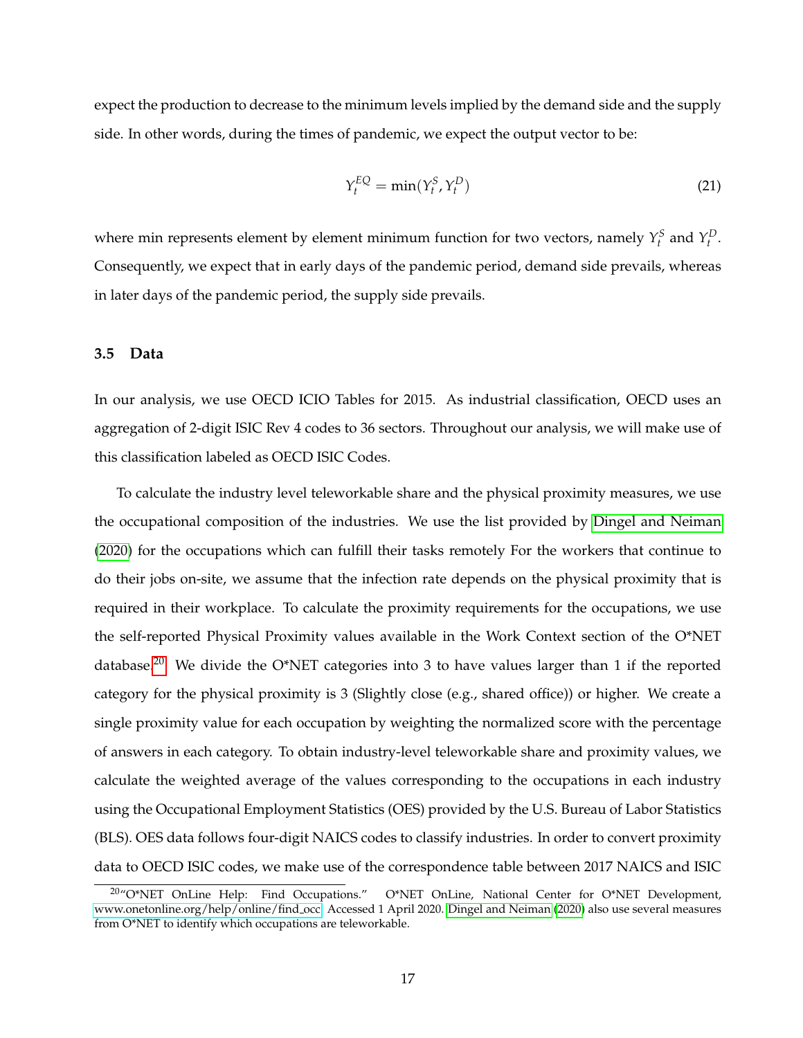expect the production to decrease to the minimum levels implied by the demand side and the supply side. In other words, during the times of pandemic, we expect the output vector to be:

$$Y_t^{EQ} = \min(Y_t^S, Y_t^D) \tag{21}$$

where min represents element by element minimum function for two vectors, namely $Y_t^S$ and $Y_t^D$. Consequently, we expect that in early days of the pandemic period, demand side prevails, whereas in later days of the pandemic period, the supply side prevails.

### 3.5 Data

In our analysis, we use OECD ICIO Tables for 2015. As industrial classification, OECD uses an aggregation of 2-digit ISIC Rev 4 codes to 36 sectors. Throughout our analysis, we will make use of this classification labeled as OECD ISIC Codes.

To calculate the industry level teleworkable share and the physical proximity measures, we use the occupational composition of the industries. We use the list provided by Dingel and Neiman (2020) for the occupations which can fulfill their tasks remotely For the workers that continue to do their jobs on-site, we assume that the infection rate depends on the physical proximity that is required in their workplace. To calculate the proximity requirements for the occupations, we use the self-reported Physical Proximity values available in the Work Context section of the O*NET database.[20] We divide the O*NET categories into 3 to have values larger than 1 if the reported category for the physical proximity is 3 (Slightly close (e.g., shared office)) or higher. We create a single proximity value for each occupation by weighting the normalized score with the percentage of answers in each category. To obtain industry-level teleworkable share and proximity values, we calculate the weighted average of the values corresponding to the occupations in each industry using the Occupational Employment Statistics (OES) provided by the U.S. Bureau of Labor Statistics (BLS). OES data follows four-digit NAICS codes to classify industries. In order to convert proximity data to OECD ISIC codes, we make use of the correspondence table between 2017 NAICS and ISIC

[20] "O*NET OnLine Help: Find Occupations." O*NET OnLine, National Center for O*NET Development, www.onetonline.org/help/online/find_occ. Accessed 1 April 2020. Dingel and Neiman (2020) also use several measures from O*NET to identify which occupations are teleworkable.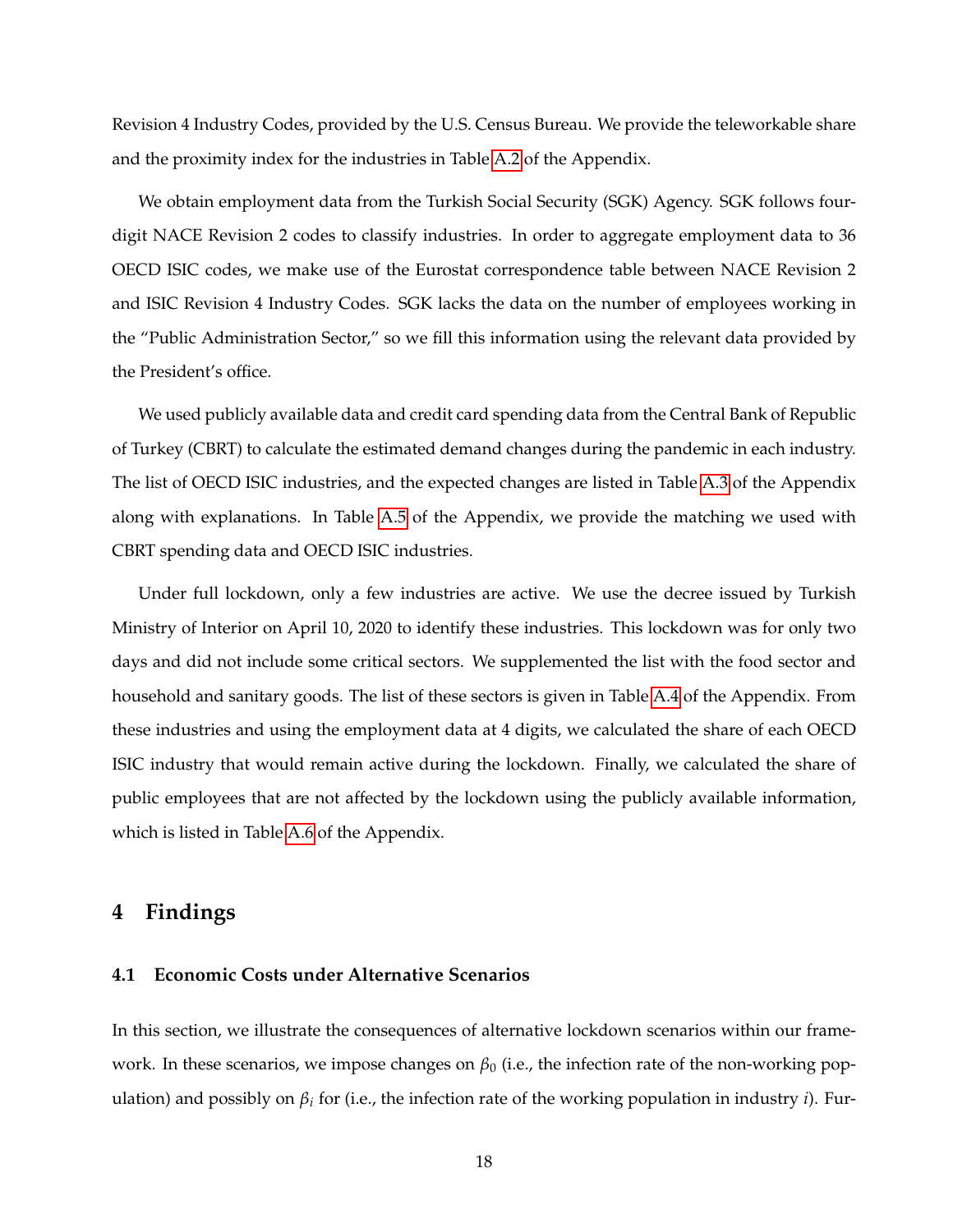Revision 4 Industry Codes, provided by the U.S. Census Bureau. We provide the teleworkable share and the proximity index for the industries in Table A.2 of the Appendix.

We obtain employment data from the Turkish Social Security (SGK) Agency. SGK follows four-digit NACE Revision 2 codes to classify industries. In order to aggregate employment data to 36 OECD ISIC codes, we make use of the Eurostat correspondence table between NACE Revision 2 and ISIC Revision 4 Industry Codes. SGK lacks the data on the number of employees working in the "Public Administration Sector," so we fill this information using the relevant data provided by the President's office.

We used publicly available data and credit card spending data from the Central Bank of Republic of Turkey (CBRT) to calculate the estimated demand changes during the pandemic in each industry. The list of OECD ISIC industries, and the expected changes are listed in Table A.3 of the Appendix along with explanations. In Table A.5 of the Appendix, we provide the matching we used with CBRT spending data and OECD ISIC industries.

Under full lockdown, only a few industries are active. We use the decree issued by Turkish Ministry of Interior on April 10, 2020 to identify these industries. This lockdown was for only two days and did not include some critical sectors. We supplemented the list with the food sector and household and sanitary goods. The list of these sectors is given in Table A.4 of the Appendix. From these industries and using the employment data at 4 digits, we calculated the share of each OECD ISIC industry that would remain active during the lockdown. Finally, we calculated the share of public employees that are not affected by the lockdown using the publicly available information, which is listed in Table A.6 of the Appendix.

# 4 Findings

## 4.1 Economic Costs under Alternative Scenarios

In this section, we illustrate the consequences of alternative lockdown scenarios within our framework. In these scenarios, we impose changes on $\beta_0$ (i.e., the infection rate of the non-working population) and possibly on $\beta_i$ for (i.e., the infection rate of the working population in industry $i$). Fur-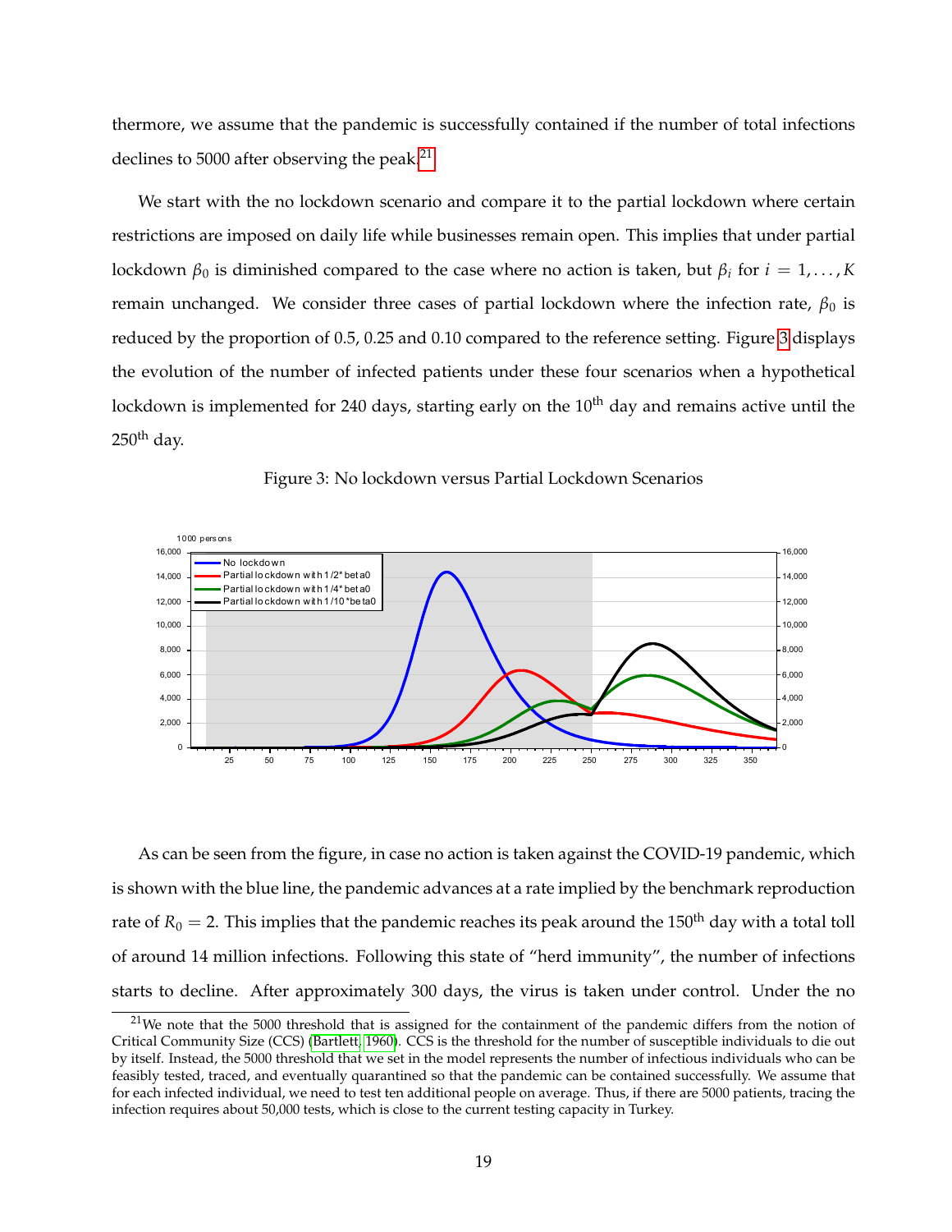thermore, we assume that the pandemic is successfully contained if the number of total infections declines to 5000 after observing the peak.[21]

We start with the no lockdown scenario and compare it to the partial lockdown where certain restrictions are imposed on daily life while businesses remain open. This implies that under partial lockdown $\beta_0$ is diminished compared to the case where no action is taken, but $\beta_i$ for $i = 1, \ldots, K$ remain unchanged. We consider three cases of partial lockdown where the infection rate, $\beta_0$ is reduced by the proportion of 0.5, 0.25 and 0.10 compared to the reference setting. Figure 3 displays the evolution of the number of infected patients under these four scenarios when a hypothetical lockdown is implemented for 240 days, starting early on the $10^{\text{th}}$ day and remains active until the $250^{\text{th}}$ day.

Figure 3: No lockdown versus Partial Lockdown Scenarios

As can be seen from the figure, in case no action is taken against the COVID-19 pandemic, which is shown with the blue line, the pandemic advances at a rate implied by the benchmark reproduction rate of $R_0 = 2$. This implies that the pandemic reaches its peak around the $150^{\text{th}}$ day with a total toll of around 14 million infections. Following this state of "herd immunity", the number of infections starts to decline. After approximately 300 days, the virus is taken under control. Under the no

[21] We note that the 5000 threshold that is assigned for the containment of the pandemic differs from the notion of Critical Community Size (CCS) (Bartlett, 1960). CCS is the threshold for the number of susceptible individuals to die out by itself. Instead, the 5000 threshold that we set in the model represents the number of infectious individuals who can be feasibly tested, traced, and eventually quarantined so that the pandemic can be contained successfully. We assume that for each infected individual, we need to test ten additional people on average. Thus, if there are 5000 patients, tracing the infection requires about 50,000 tests, which is close to the current testing capacity in Turkey.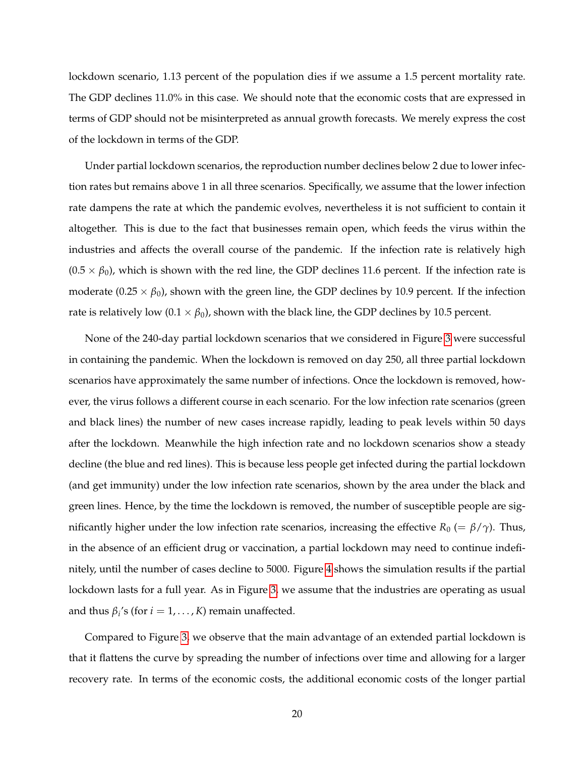lockdown scenario, 1.13 percent of the population dies if we assume a 1.5 percent mortality rate. The GDP declines 11.0% in this case. We should note that the economic costs that are expressed in terms of GDP should not be misinterpreted as annual growth forecasts. We merely express the cost of the lockdown in terms of the GDP.

Under partial lockdown scenarios, the reproduction number declines below 2 due to lower infection rates but remains above 1 in all three scenarios. Specifically, we assume that the lower infection rate dampens the rate at which the pandemic evolves, nevertheless it is not sufficient to contain it altogether. This is due to the fact that businesses remain open, which feeds the virus within the industries and affects the overall course of the pandemic. If the infection rate is relatively high ($0.5 \times \beta_0$), which is shown with the red line, the GDP declines 11.6 percent. If the infection rate is moderate ($0.25 \times \beta_0$), shown with the green line, the GDP declines by 10.9 percent. If the infection rate is relatively low ($0.1 \times \beta_0$), shown with the black line, the GDP declines by 10.5 percent.

None of the 240-day partial lockdown scenarios that we considered in Figure 3 were successful in containing the pandemic. When the lockdown is removed on day 250, all three partial lockdown scenarios have approximately the same number of infections. Once the lockdown is removed, however, the virus follows a different course in each scenario. For the low infection rate scenarios (green and black lines) the number of new cases increase rapidly, leading to peak levels within 50 days after the lockdown. Meanwhile the high infection rate and no lockdown scenarios show a steady decline (the blue and red lines). This is because less people get infected during the partial lockdown (and get immunity) under the low infection rate scenarios, shown by the area under the black and green lines. Hence, by the time the lockdown is removed, the number of susceptible people are significantly higher under the low infection rate scenarios, increasing the effective $R_0$ ($= \beta/\gamma$). Thus, in the absence of an efficient drug or vaccination, a partial lockdown may need to continue indefinitely, until the number of cases decline to 5000. Figure 4 shows the simulation results if the partial lockdown lasts for a full year. As in Figure 3, we assume that the industries are operating as usual and thus $\beta_i$'s (for $i = 1, \ldots, K$) remain unaffected.

Compared to Figure 3, we observe that the main advantage of an extended partial lockdown is that it flattens the curve by spreading the number of infections over time and allowing for a larger recovery rate. In terms of the economic costs, the additional economic costs of the longer partial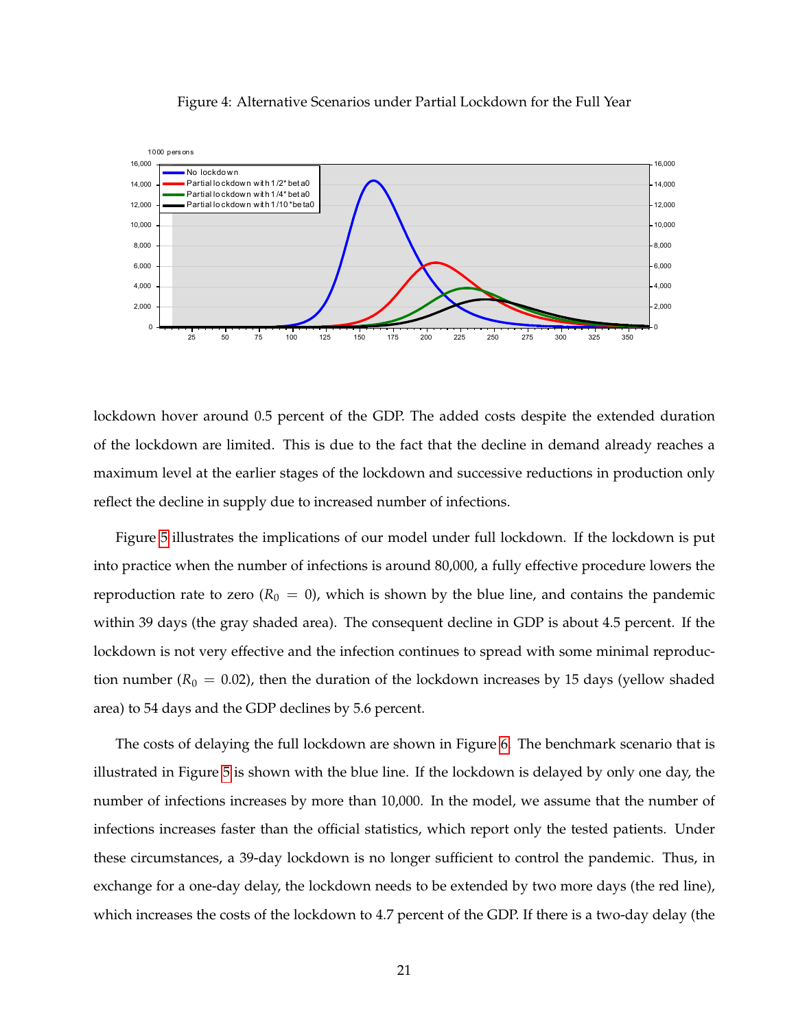Figure 4: Alternative Scenarios under Partial Lockdown for the Full Year

lockdown hover around 0.5 percent of the GDP. The added costs despite the extended duration of the lockdown are limited. This is due to the fact that the decline in demand already reaches a maximum level at the earlier stages of the lockdown and successive reductions in production only reflect the decline in supply due to increased number of infections.

Figure 5 illustrates the implications of our model under full lockdown. If the lockdown is put into practice when the number of infections is around 80,000, a fully effective procedure lowers the reproduction rate to zero ($R_0 = 0$), which is shown by the blue line, and contains the pandemic within 39 days (the gray shaded area). The consequent decline in GDP is about 4.5 percent. If the lockdown is not very effective and the infection continues to spread with some minimal reproduction number ($R_0 = 0.02$), then the duration of the lockdown increases by 15 days (yellow shaded area) to 54 days and the GDP declines by 5.6 percent.

The costs of delaying the full lockdown are shown in Figure 6. The benchmark scenario that is illustrated in Figure 5 is shown with the blue line. If the lockdown is delayed by only one day, the number of infections increases by more than 10,000. In the model, we assume that the number of infections increases faster than the official statistics, which report only the tested patients. Under these circumstances, a 39-day lockdown is no longer sufficient to control the pandemic. Thus, in exchange for a one-day delay, the lockdown needs to be extended by two more days (the red line), which increases the costs of the lockdown to 4.7 percent of the GDP. If there is a two-day delay (the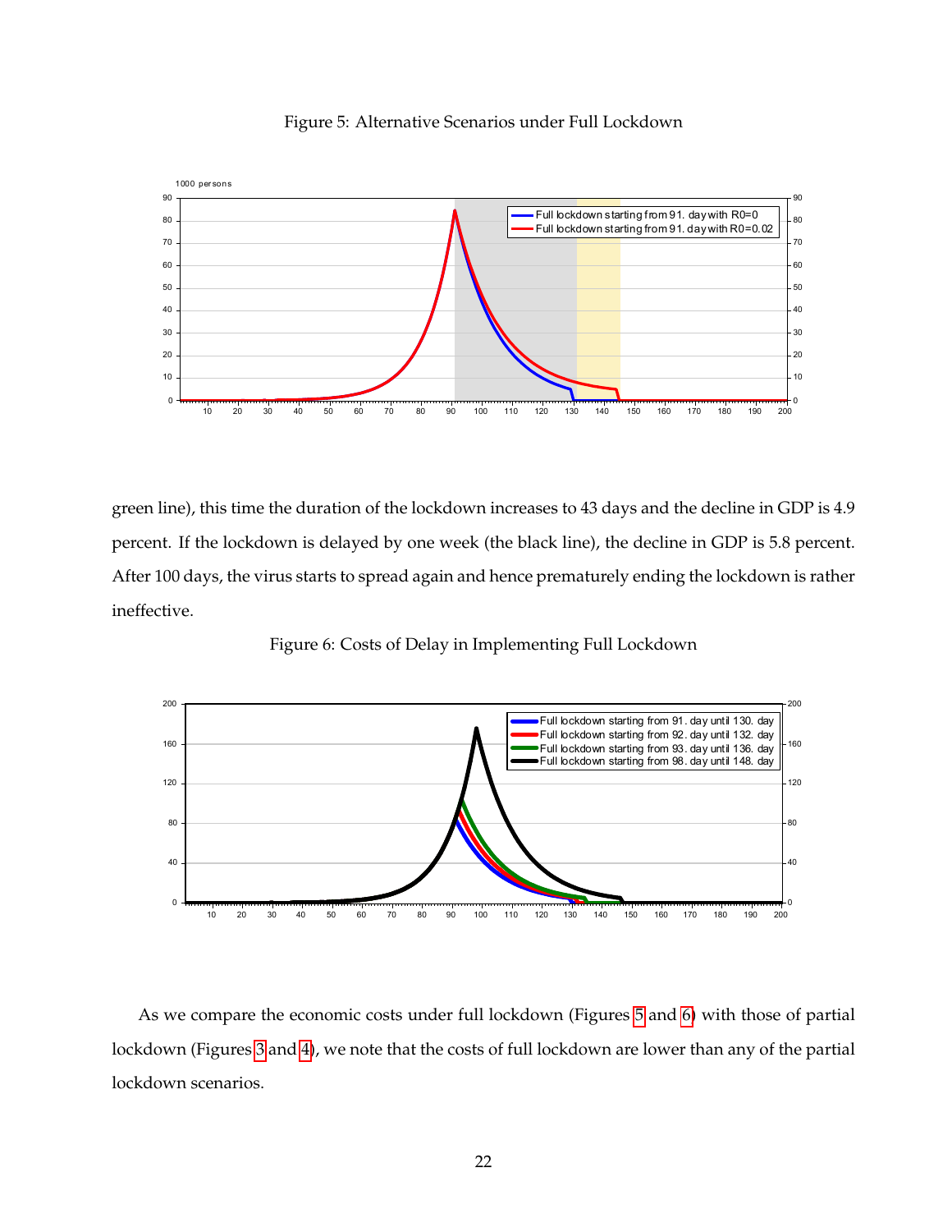Figure 5: Alternative Scenarios under Full Lockdown

green line), this time the duration of the lockdown increases to 43 days and the decline in GDP is 4.9 percent. If the lockdown is delayed by one week (the black line), the decline in GDP is 5.8 percent. After 100 days, the virus starts to spread again and hence prematurely ending the lockdown is rather ineffective.

Figure 6: Costs of Delay in Implementing Full Lockdown

As we compare the economic costs under full lockdown (Figures 5 and 6) with those of partial lockdown (Figures 3 and 4), we note that the costs of full lockdown are lower than any of the partial lockdown scenarios.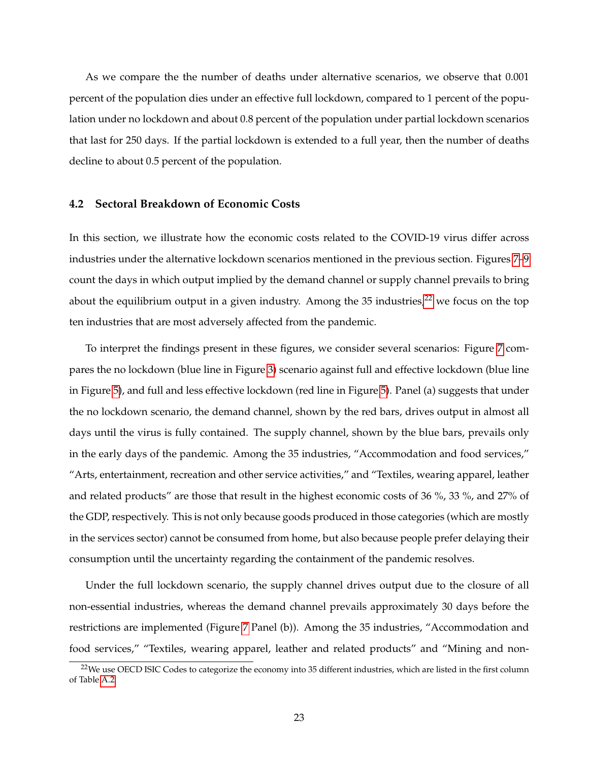As we compare the the number of deaths under alternative scenarios, we observe that 0.001 percent of the population dies under an effective full lockdown, compared to 1 percent of the population under no lockdown and about 0.8 percent of the population under partial lockdown scenarios that last for 250 days. If the partial lockdown is extended to a full year, then the number of deaths decline to about 0.5 percent of the population.

### 4.2 Sectoral Breakdown of Economic Costs

In this section, we illustrate how the economic costs related to the COVID-19 virus differ across industries under the alternative lockdown scenarios mentioned in the previous section. Figures 7–9 count the days in which output implied by the demand channel or supply channel prevails to bring about the equilibrium output in a given industry. Among the 35 industries,[22] we focus on the top ten industries that are most adversely affected from the pandemic.

To interpret the findings present in these figures, we consider several scenarios: Figure 7 compares the no lockdown (blue line in Figure 3) scenario against full and effective lockdown (blue line in Figure 5), and full and less effective lockdown (red line in Figure 5). Panel (a) suggests that under the no lockdown scenario, the demand channel, shown by the red bars, drives output in almost all days until the virus is fully contained. The supply channel, shown by the blue bars, prevails only in the early days of the pandemic. Among the 35 industries, "Accommodation and food services," "Arts, entertainment, recreation and other service activities," and "Textiles, wearing apparel, leather and related products" are those that result in the highest economic costs of 36 %, 33 %, and 27% of the GDP, respectively. This is not only because goods produced in those categories (which are mostly in the services sector) cannot be consumed from home, but also because people prefer delaying their consumption until the uncertainty regarding the containment of the pandemic resolves.

Under the full lockdown scenario, the supply channel drives output due to the closure of all non-essential industries, whereas the demand channel prevails approximately 30 days before the restrictions are implemented (Figure 7 Panel (b)). Among the 35 industries, "Accommodation and food services," "Textiles, wearing apparel, leather and related products" and "Mining and non-

[22] We use OECD ISIC Codes to categorize the economy into 35 different industries, which are listed in the first column of Table A.2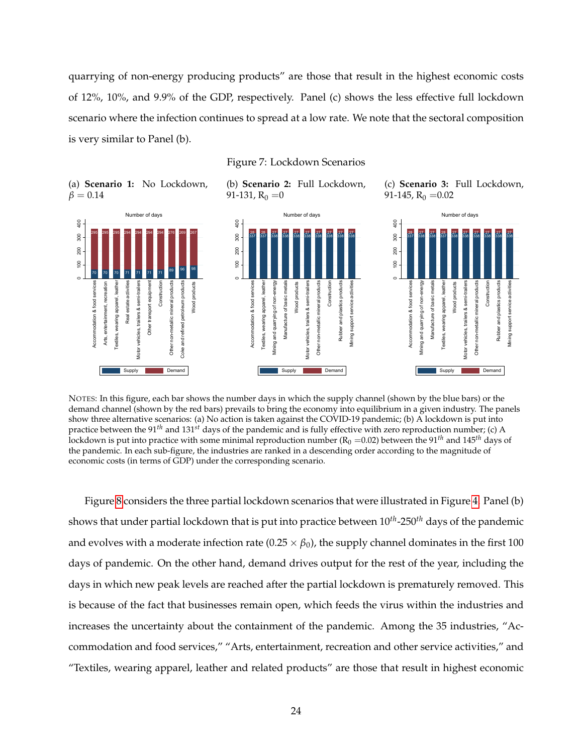quarrying of non-energy producing products” are those that result in the highest economic costs of 12%, 10%, and 9.9% of the GDP, respectively. Panel (c) shows the less effective full lockdown scenario where the infection continues to spread at a low rate. We note that the sectoral composition is very similar to Panel (b).

Figure 7: Lockdown Scenarios

(a) **Scenario 1:** No Lockdown, $\beta = 0.14$

(b) **Scenario 2:** Full Lockdown, 91-131, $R_0 = 0$

(c) **Scenario 3:** Full Lockdown, 91-145, $R_0 = 0.02$

NOTES: In this figure, each bar shows the number days in which the supply channel (shown by the blue bars) or the demand channel (shown by the red bars) prevails to bring the economy into equilibrium in a given industry. The panels show three alternative scenarios: (a) No action is taken against the COVID-19 pandemic; (b) A lockdown is put into practice between the $91^{th}$ and $131^{st}$ days of the pandemic and is fully effective with zero reproduction number; (c) A lockdown is put into practice with some minimal reproduction number ($R_0 = 0.02$) between the $91^{th}$ and $145^{th}$ days of the pandemic. In each sub-figure, the industries are ranked in a descending order according to the magnitude of economic costs (in terms of GDP) under the corresponding scenario.

Figure 8 considers the three partial lockdown scenarios that were illustrated in Figure 4. Panel (b) shows that under partial lockdown that is put into practice between $10^{th}$-$250^{th}$ days of the pandemic and evolves with a moderate infection rate ($0.25 \times \beta_0$), the supply channel dominates in the first 100 days of pandemic. On the other hand, demand drives output for the rest of the year, including the days in which new peak levels are reached after the partial lockdown is prematurely removed. This is because of the fact that businesses remain open, which feeds the virus within the industries and increases the uncertainty about the containment of the pandemic. Among the 35 industries, “Accommodation and food services,” “Arts, entertainment, recreation and other service activities,” and “Textiles, wearing apparel, leather and related products” are those that result in highest economic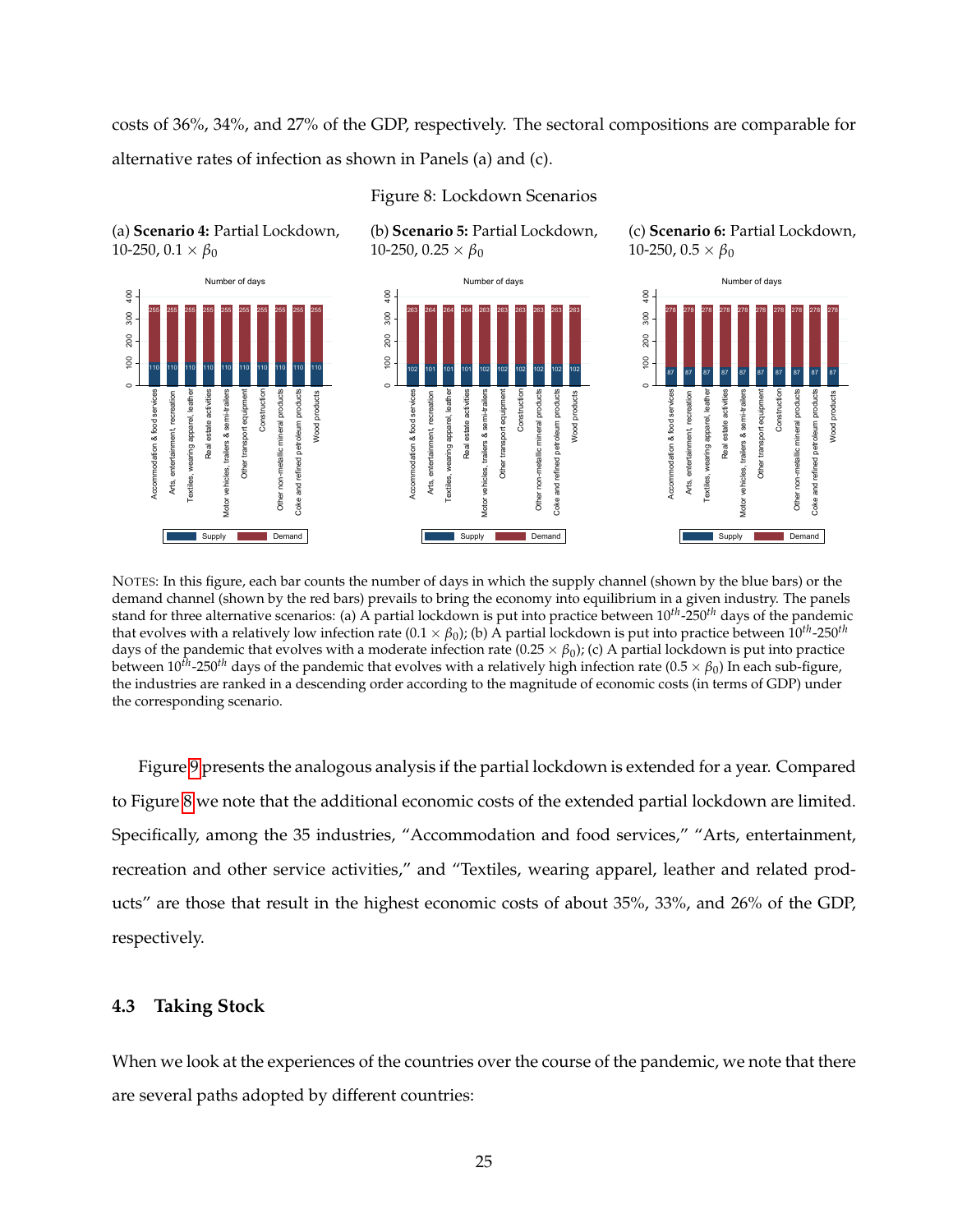costs of 36%, 34%, and 27% of the GDP, respectively. The sectoral compositions are comparable for alternative rates of infection as shown in Panels (a) and (c).

Figure 8: Lockdown Scenarios

(a) **Scenario 4:** Partial Lockdown, 10-250, $0.1 \times \beta_0$

(b) **Scenario 5:** Partial Lockdown, 10-250, $0.25 \times \beta_0$

(c) **Scenario 6:** Partial Lockdown, 10-250, $0.5 \times \beta_0$

NOTES: In this figure, each bar counts the number of days in which the supply channel (shown by the blue bars) or the demand channel (shown by the red bars) prevails to bring the economy into equilibrium in a given industry. The panels stand for three alternative scenarios: (a) A partial lockdown is put into practice between $10^{th}$-$250^{th}$ days of the pandemic that evolves with a relatively low infection rate ($0.1 \times \beta_0$); (b) A partial lockdown is put into practice between $10^{th}$-$250^{th}$ days of the pandemic that evolves with a moderate infection rate ($0.25 \times \beta_0$); (c) A partial lockdown is put into practice between $10^{th}$-$250^{th}$ days of the pandemic that evolves with a relatively high infection rate ($0.5 \times \beta_0$) In each sub-figure, the industries are ranked in a descending order according to the magnitude of economic costs (in terms of GDP) under the corresponding scenario.

Figure 9 presents the analogous analysis if the partial lockdown is extended for a year. Compared to Figure 8 we note that the additional economic costs of the extended partial lockdown are limited. Specifically, among the 35 industries, "Accommodation and food services," "Arts, entertainment, recreation and other service activities," and "Textiles, wearing apparel, leather and related products" are those that result in the highest economic costs of about 35%, 33%, and 26% of the GDP, respectively.

### 4.3 Taking Stock

When we look at the experiences of the countries over the course of the pandemic, we note that there are several paths adopted by different countries: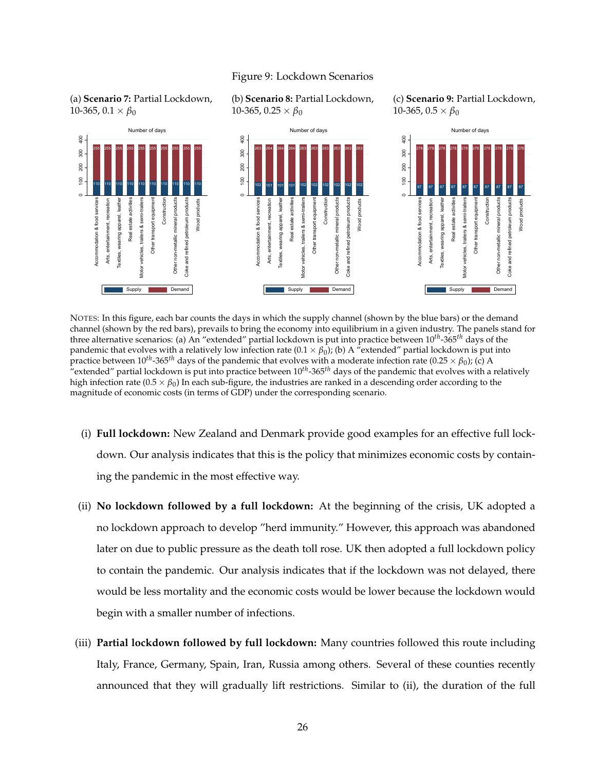Figure 9: Lockdown Scenarios

(a) **Scenario 7:** Partial Lockdown, 10-365, $0.1 \times \beta_0$

(b) **Scenario 8:** Partial Lockdown, 10-365, $0.25 \times \beta_0$

(c) **Scenario 9:** Partial Lockdown, 10-365, $0.5 \times \beta_0$

NOTES: In this figure, each bar counts the days in which the supply channel (shown by the blue bars) or the demand channel (shown by the red bars), prevails to bring the economy into equilibrium in a given industry. The panels stand for three alternative scenarios: (a) An "extended" partial lockdown is put into practice between $10^{th}$-$365^{th}$ days of the pandemic that evolves with a relatively low infection rate ($0.1 \times \beta_0$); (b) A "extended" partial lockdown is put into practice between $10^{th}$-$365^{th}$ days of the pandemic that evolves with a moderate infection rate ($0.25 \times \beta_0$); (c) A "extended" partial lockdown is put into practice between $10^{th}$-$365^{th}$ days of the pandemic that evolves with a relatively high infection rate ($0.5 \times \beta_0$) In each sub-figure, the industries are ranked in a descending order according to the magnitude of economic costs (in terms of GDP) under the corresponding scenario.

(i) **Full lockdown:** New Zealand and Denmark provide good examples for an effective full lockdown. Our analysis indicates that this is the policy that minimizes economic costs by containing the pandemic in the most effective way.

(ii) **No lockdown followed by a full lockdown:** At the beginning of the crisis, UK adopted a no lockdown approach to develop "herd immunity." However, this approach was abandoned later on due to public pressure as the death toll rose. UK then adopted a full lockdown policy to contain the pandemic. Our analysis indicates that if the lockdown was not delayed, there would be less mortality and the economic costs would be lower because the lockdown would begin with a smaller number of infections.

(iii) **Partial lockdown followed by full lockdown:** Many countries followed this route including Italy, France, Germany, Spain, Iran, Russia among others. Several of these counties recently announced that they will gradually lift restrictions. Similar to (ii), the duration of the full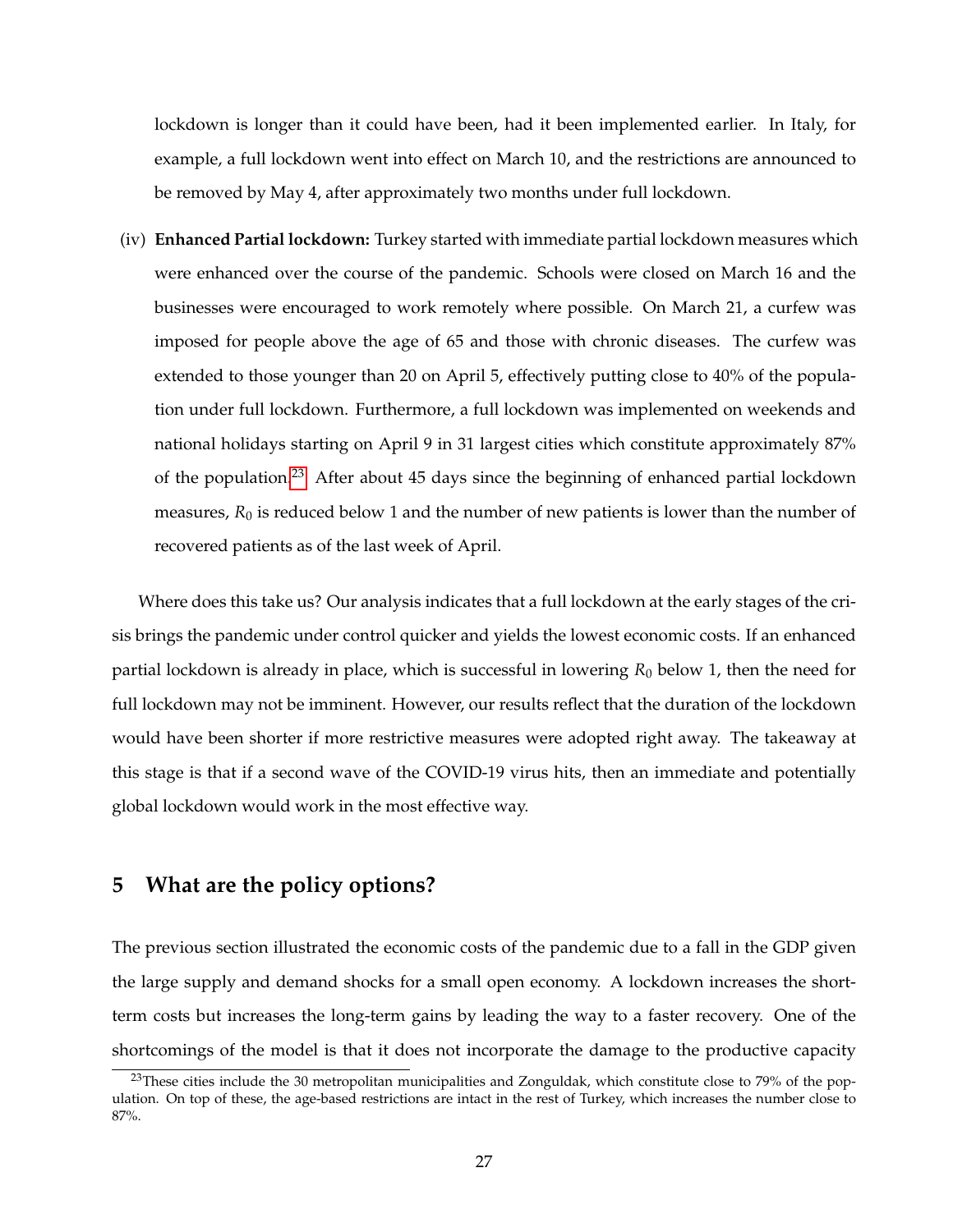lockdown is longer than it could have been, had it been implemented earlier. In Italy, for example, a full lockdown went into effect on March 10, and the restrictions are announced to be removed by May 4, after approximately two months under full lockdown.

(iv) **Enhanced Partial lockdown:** Turkey started with immediate partial lockdown measures which were enhanced over the course of the pandemic. Schools were closed on March 16 and the businesses were encouraged to work remotely where possible. On March 21, a curfew was imposed for people above the age of 65 and those with chronic diseases. The curfew was extended to those younger than 20 on April 5, effectively putting close to 40% of the population under full lockdown. Furthermore, a full lockdown was implemented on weekends and national holidays starting on April 9 in 31 largest cities which constitute approximately 87% of the population.[23] After about 45 days since the beginning of enhanced partial lockdown measures, $R_0$ is reduced below 1 and the number of new patients is lower than the number of recovered patients as of the last week of April.

Where does this take us? Our analysis indicates that a full lockdown at the early stages of the crisis brings the pandemic under control quicker and yields the lowest economic costs. If an enhanced partial lockdown is already in place, which is successful in lowering $R_0$ below 1, then the need for full lockdown may not be imminent. However, our results reflect that the duration of the lockdown would have been shorter if more restrictive measures were adopted right away. The takeaway at this stage is that if a second wave of the COVID-19 virus hits, then an immediate and potentially global lockdown would work in the most effective way.

## 5 What are the policy options?

The previous section illustrated the economic costs of the pandemic due to a fall in the GDP given the large supply and demand shocks for a small open economy. A lockdown increases the short-term costs but increases the long-term gains by leading the way to a faster recovery. One of the shortcomings of the model is that it does not incorporate the damage to the productive capacity

[23] These cities include the 30 metropolitan municipalities and Zonguldak, which constitute close to 79% of the population. On top of these, the age-based restrictions are intact in the rest of Turkey, which increases the number close to 87%.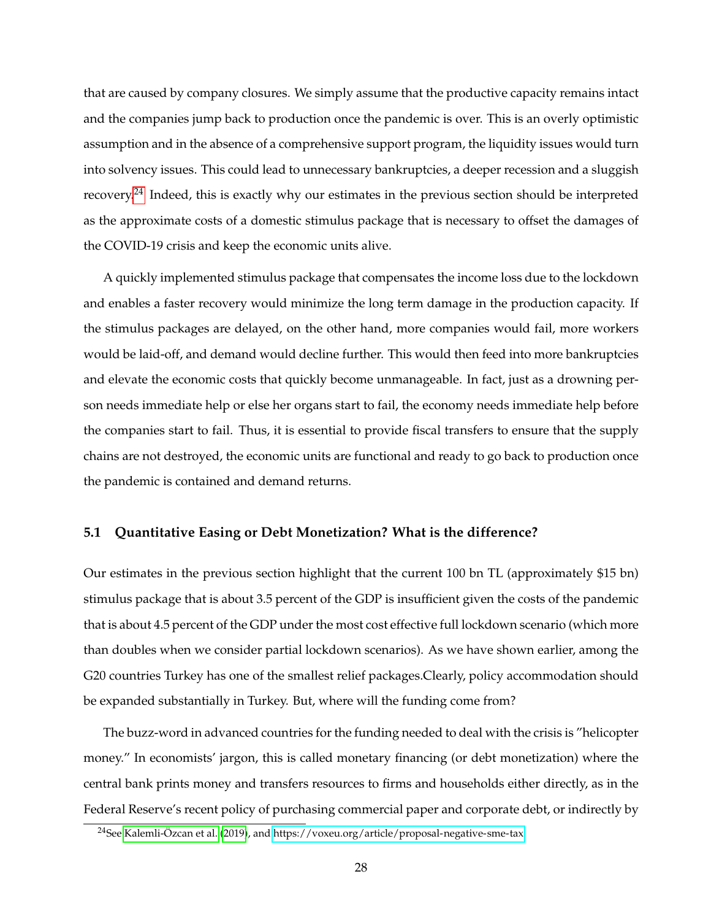that are caused by company closures. We simply assume that the productive capacity remains intact and the companies jump back to production once the pandemic is over. This is an overly optimistic assumption and in the absence of a comprehensive support program, the liquidity issues would turn into solvency issues. This could lead to unnecessary bankruptcies, a deeper recession and a sluggish recovery.[24] Indeed, this is exactly why our estimates in the previous section should be interpreted as the approximate costs of a domestic stimulus package that is necessary to offset the damages of the COVID-19 crisis and keep the economic units alive.

A quickly implemented stimulus package that compensates the income loss due to the lockdown and enables a faster recovery would minimize the long term damage in the production capacity. If the stimulus packages are delayed, on the other hand, more companies would fail, more workers would be laid-off, and demand would decline further. This would then feed into more bankruptcies and elevate the economic costs that quickly become unmanageable. In fact, just as a drowning person needs immediate help or else her organs start to fail, the economy needs immediate help before the companies start to fail. Thus, it is essential to provide fiscal transfers to ensure that the supply chains are not destroyed, the economic units are functional and ready to go back to production once the pandemic is contained and demand returns.

### 5.1 Quantitative Easing or Debt Monetization? What is the difference?

Our estimates in the previous section highlight that the current 100 bn TL (approximately $15 bn) stimulus package that is about 3.5 percent of the GDP is insufficient given the costs of the pandemic that is about 4.5 percent of the GDP under the most cost effective full lockdown scenario (which more than doubles when we consider partial lockdown scenarios). As we have shown earlier, among the G20 countries Turkey has one of the smallest relief packages.Clearly, policy accommodation should be expanded substantially in Turkey. But, where will the funding come from?

The buzz-word in advanced countries for the funding needed to deal with the crisis is "helicopter money." In economists' jargon, this is called monetary financing (or debt monetization) where the central bank prints money and transfers resources to firms and households either directly, as in the Federal Reserve's recent policy of purchasing commercial paper and corporate debt, or indirectly by

[24] See Kalemli-Özcan et al. (2019), and https://voxeu.org/article/proposal-negative-sme-tax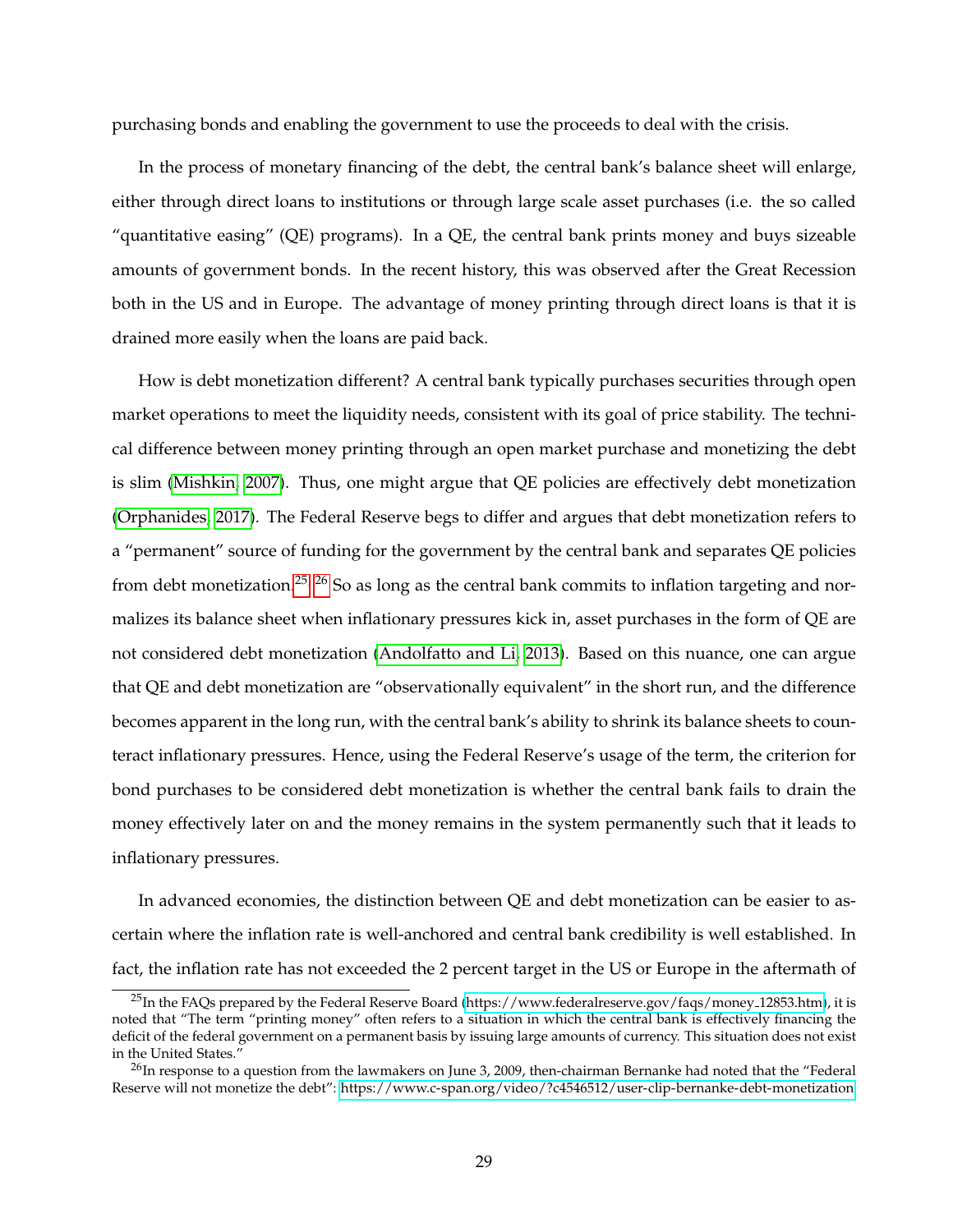purchasing bonds and enabling the government to use the proceeds to deal with the crisis.

In the process of monetary financing of the debt, the central bank's balance sheet will enlarge, either through direct loans to institutions or through large scale asset purchases (i.e. the so called "quantitative easing" (QE) programs). In a QE, the central bank prints money and buys sizeable amounts of government bonds. In the recent history, this was observed after the Great Recession both in the US and in Europe. The advantage of money printing through direct loans is that it is drained more easily when the loans are paid back.

How is debt monetization different? A central bank typically purchases securities through open market operations to meet the liquidity needs, consistent with its goal of price stability. The technical difference between money printing through an open market purchase and monetizing the debt is slim (Mishkin, 2007). Thus, one might argue that QE policies are effectively debt monetization (Orphanides, 2017). The Federal Reserve begs to differ and argues that debt monetization refers to a "permanent" source of funding for the government by the central bank and separates QE policies from debt monetization.[25],[26] So as long as the central bank commits to inflation targeting and normalizes its balance sheet when inflationary pressures kick in, asset purchases in the form of QE are not considered debt monetization (Andolfatto and Li, 2013). Based on this nuance, one can argue that QE and debt monetization are "observationally equivalent" in the short run, and the difference becomes apparent in the long run, with the central bank's ability to shrink its balance sheets to counteract inflationary pressures. Hence, using the Federal Reserve's usage of the term, the criterion for bond purchases to be considered debt monetization is whether the central bank fails to drain the money effectively later on and the money remains in the system permanently such that it leads to inflationary pressures.

In advanced economies, the distinction between QE and debt monetization can be easier to ascertain where the inflation rate is well-anchored and central bank credibility is well established. In fact, the inflation rate has not exceeded the 2 percent target in the US or Europe in the aftermath of

[25] In the FAQs prepared by the Federal Reserve Board (https://www.federalreserve.gov/faqs/money_12853.htm), it is noted that "The term "printing money" often refers to a situation in which the central bank is effectively financing the deficit of the federal government on a permanent basis by issuing large amounts of currency. This situation does not exist in the United States."

[26] In response to a question from the lawmakers on June 3, 2009, then-chairman Bernanke had noted that the "Federal Reserve will not monetize the debt": https://www.c-span.org/video/?c4546512/user-clip-bernanke-debt-monetization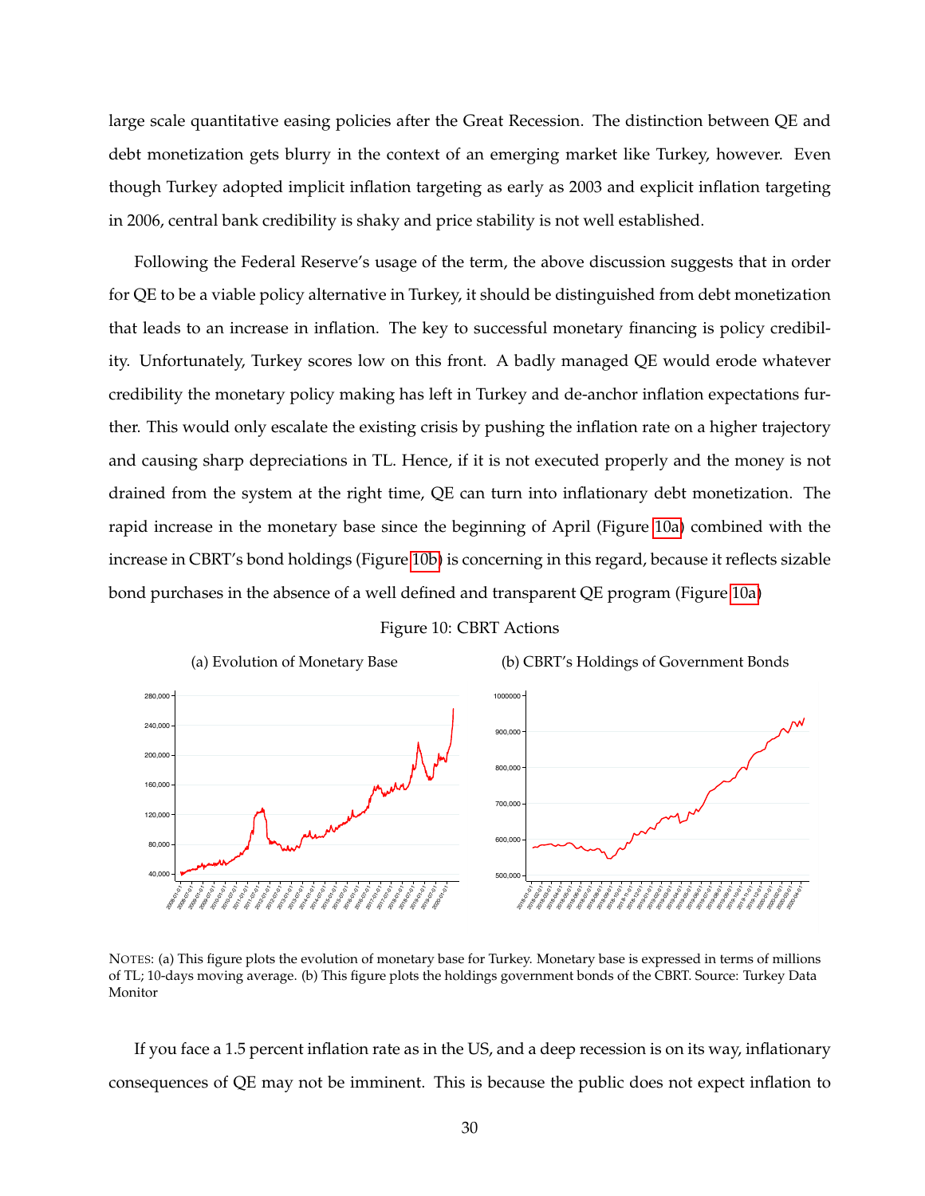large scale quantitative easing policies after the Great Recession. The distinction between QE and debt monetization gets blurry in the context of an emerging market like Turkey, however. Even though Turkey adopted implicit inflation targeting as early as 2003 and explicit inflation targeting in 2006, central bank credibility is shaky and price stability is not well established.

Following the Federal Reserve's usage of the term, the above discussion suggests that in order for QE to be a viable policy alternative in Turkey, it should be distinguished from debt monetization that leads to an increase in inflation. The key to successful monetary financing is policy credibility. Unfortunately, Turkey scores low on this front. A badly managed QE would erode whatever credibility the monetary policy making has left in Turkey and de-anchor inflation expectations further. This would only escalate the existing crisis by pushing the inflation rate on a higher trajectory and causing sharp depreciations in TL. Hence, if it is not executed properly and the money is not drained from the system at the right time, QE can turn into inflationary debt monetization. The rapid increase in the monetary base since the beginning of April (Figure 10a) combined with the increase in CBRT's bond holdings (Figure 10b) is concerning in this regard, because it reflects sizable bond purchases in the absence of a well defined and transparent QE program (Figure 10a)

Figure 10: CBRT Actions

(a) Evolution of Monetary Base

(b) CBRT's Holdings of Government Bonds

NOTES: (a) This figure plots the evolution of monetary base for Turkey. Monetary base is expressed in terms of millions of TL; 10-days moving average. (b) This figure plots the holdings government bonds of the CBRT. Source: Turkey Data Monitor

If you face a 1.5 percent inflation rate as in the US, and a deep recession is on its way, inflationary consequences of QE may not be imminent. This is because the public does not expect inflation to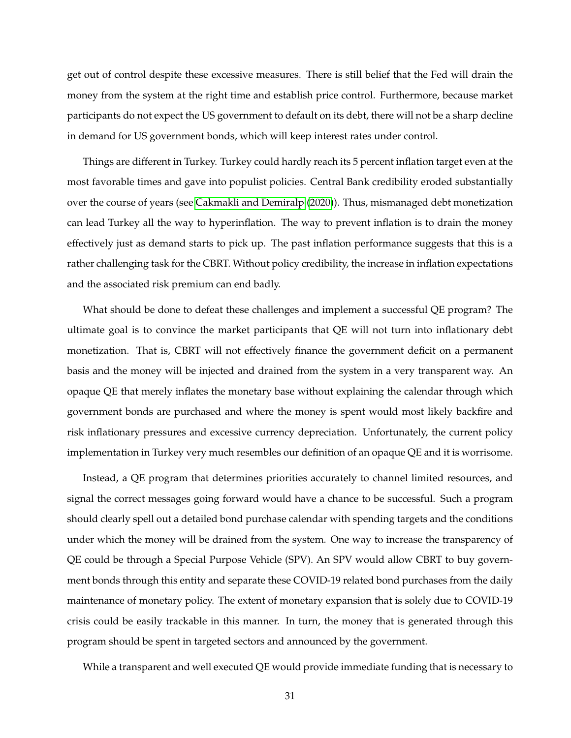get out of control despite these excessive measures. There is still belief that the Fed will drain the money from the system at the right time and establish price control. Furthermore, because market participants do not expect the US government to default on its debt, there will not be a sharp decline in demand for US government bonds, which will keep interest rates under control.

Things are different in Turkey. Turkey could hardly reach its 5 percent inflation target even at the most favorable times and gave into populist policies. Central Bank credibility eroded substantially over the course of years (see Cakmakli and Demiralp (2020)). Thus, mismanaged debt monetization can lead Turkey all the way to hyperinflation. The way to prevent inflation is to drain the money effectively just as demand starts to pick up. The past inflation performance suggests that this is a rather challenging task for the CBRT. Without policy credibility, the increase in inflation expectations and the associated risk premium can end badly.

What should be done to defeat these challenges and implement a successful QE program? The ultimate goal is to convince the market participants that QE will not turn into inflationary debt monetization. That is, CBRT will not effectively finance the government deficit on a permanent basis and the money will be injected and drained from the system in a very transparent way. An opaque QE that merely inflates the monetary base without explaining the calendar through which government bonds are purchased and where the money is spent would most likely backfire and risk inflationary pressures and excessive currency depreciation. Unfortunately, the current policy implementation in Turkey very much resembles our definition of an opaque QE and it is worrisome.

Instead, a QE program that determines priorities accurately to channel limited resources, and signal the correct messages going forward would have a chance to be successful. Such a program should clearly spell out a detailed bond purchase calendar with spending targets and the conditions under which the money will be drained from the system. One way to increase the transparency of QE could be through a Special Purpose Vehicle (SPV). An SPV would allow CBRT to buy government bonds through this entity and separate these COVID-19 related bond purchases from the daily maintenance of monetary policy. The extent of monetary expansion that is solely due to COVID-19 crisis could be easily trackable in this manner. In turn, the money that is generated through this program should be spent in targeted sectors and announced by the government.

While a transparent and well executed QE would provide immediate funding that is necessary to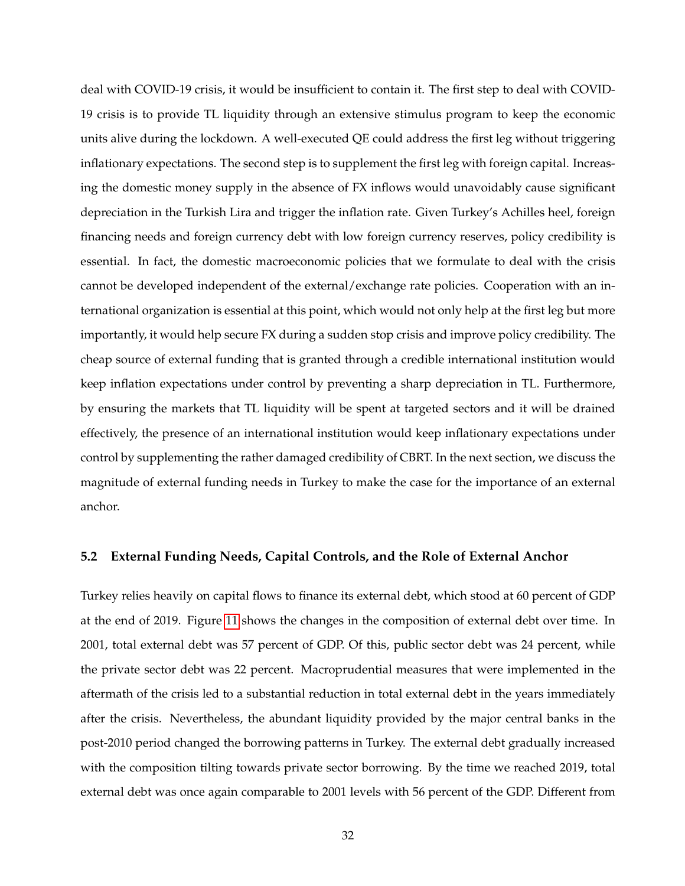deal with COVID-19 crisis, it would be insufficient to contain it. The first step to deal with COVID-19 crisis is to provide TL liquidity through an extensive stimulus program to keep the economic units alive during the lockdown. A well-executed QE could address the first leg without triggering inflationary expectations. The second step is to supplement the first leg with foreign capital. Increasing the domestic money supply in the absence of FX inflows would unavoidably cause significant depreciation in the Turkish Lira and trigger the inflation rate. Given Turkey's Achilles heel, foreign financing needs and foreign currency debt with low foreign currency reserves, policy credibility is essential. In fact, the domestic macroeconomic policies that we formulate to deal with the crisis cannot be developed independent of the external/exchange rate policies. Cooperation with an international organization is essential at this point, which would not only help at the first leg but more importantly, it would help secure FX during a sudden stop crisis and improve policy credibility. The cheap source of external funding that is granted through a credible international institution would keep inflation expectations under control by preventing a sharp depreciation in TL. Furthermore, by ensuring the markets that TL liquidity will be spent at targeted sectors and it will be drained effectively, the presence of an international institution would keep inflationary expectations under control by supplementing the rather damaged credibility of CBRT. In the next section, we discuss the magnitude of external funding needs in Turkey to make the case for the importance of an external anchor.

### 5.2 External Funding Needs, Capital Controls, and the Role of External Anchor

Turkey relies heavily on capital flows to finance its external debt, which stood at 60 percent of GDP at the end of 2019. Figure 11 shows the changes in the composition of external debt over time. In 2001, total external debt was 57 percent of GDP. Of this, public sector debt was 24 percent, while the private sector debt was 22 percent. Macroprudential measures that were implemented in the aftermath of the crisis led to a substantial reduction in total external debt in the years immediately after the crisis. Nevertheless, the abundant liquidity provided by the major central banks in the post-2010 period changed the borrowing patterns in Turkey. The external debt gradually increased with the composition tilting towards private sector borrowing. By the time we reached 2019, total external debt was once again comparable to 2001 levels with 56 percent of the GDP. Different from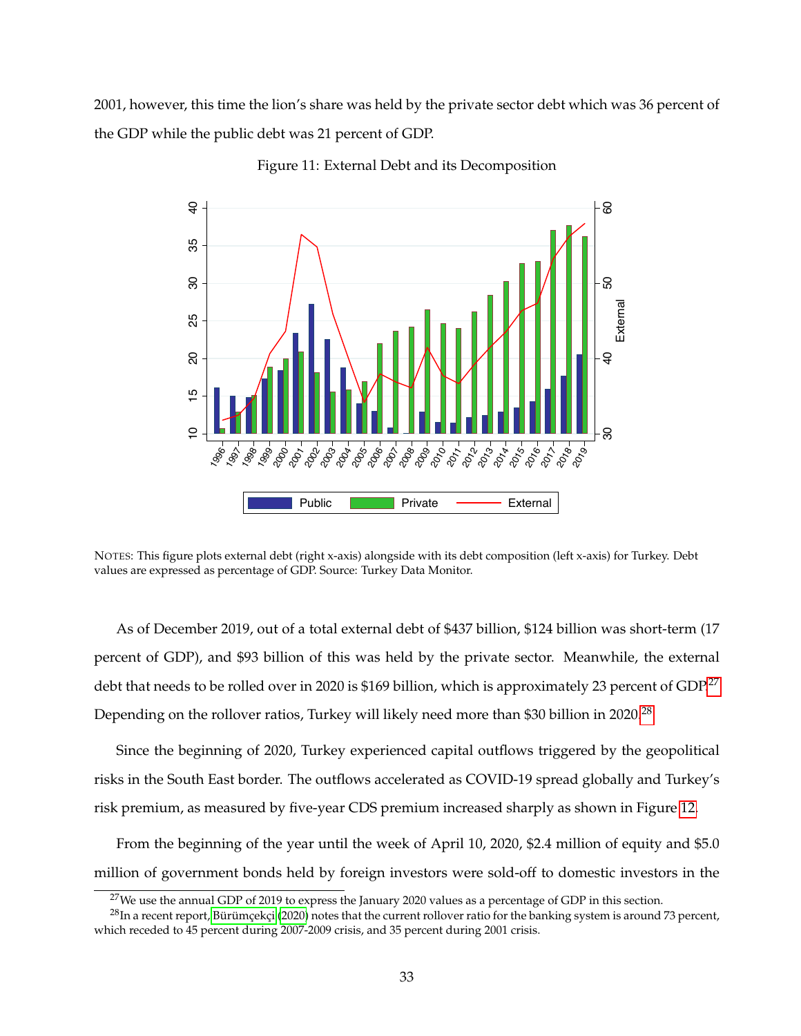2001, however, this time the lion's share was held by the private sector debt which was 36 percent of the GDP while the public debt was 21 percent of GDP.

Figure 11: External Debt and its Decomposition

NOTES: This figure plots external debt (right x-axis) alongside with its debt composition (left x-axis) for Turkey. Debt values are expressed as percentage of GDP. Source: Turkey Data Monitor.

As of December 2019, out of a total external debt of $437 billion, $124 billion was short-term (17 percent of GDP), and $93 billion of this was held by the private sector. Meanwhile, the external debt that needs to be rolled over in 2020 is $169 billion, which is approximately 23 percent of GDP.[27] Depending on the rollover ratios, Turkey will likely need more than $30 billion in 2020.[28]

Since the beginning of 2020, Turkey experienced capital outflows triggered by the geopolitical risks in the South East border. The outflows accelerated as COVID-19 spread globally and Turkey's risk premium, as measured by five-year CDS premium increased sharply as shown in Figure 12.

From the beginning of the year until the week of April 10, 2020, $2.4 million of equity and $5.0 million of government bonds held by foreign investors were sold-off to domestic investors in the

[27] We use the annual GDP of 2019 to express the January 2020 values as a percentage of GDP in this section.

[28] In a recent report, Bürümçekçi (2020) notes that the current rollover ratio for the banking system is around 73 percent, which receded to 45 percent during 2007-2009 crisis, and 35 percent during 2001 crisis.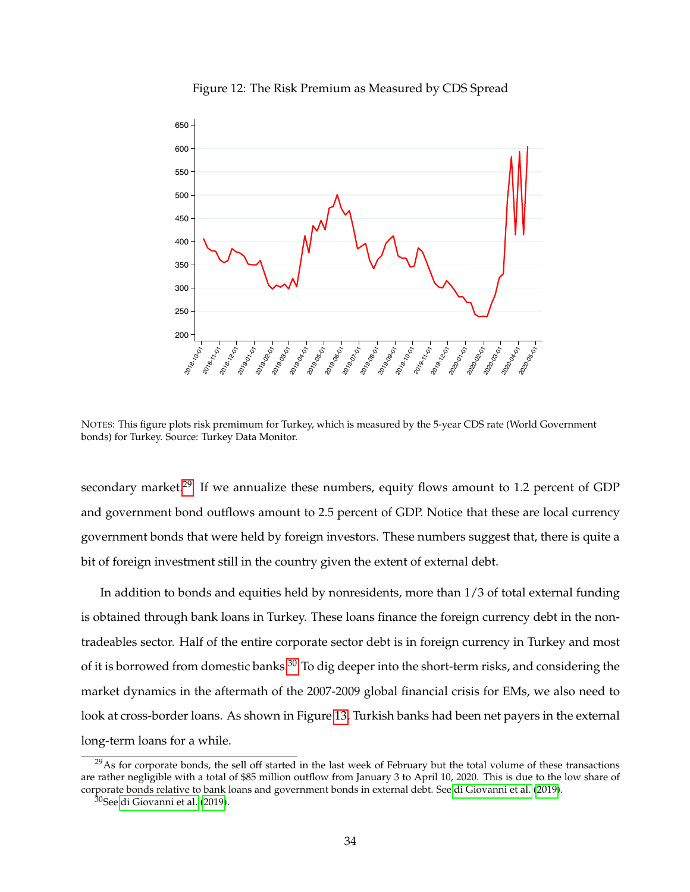Figure 12: The Risk Premium as Measured by CDS Spread

NOTES: This figure plots risk premimum for Turkey, which is measured by the 5-year CDS rate (World Government bonds) for Turkey. Source: Turkey Data Monitor.

secondary market.[29] If we annualize these numbers, equity flows amount to 1.2 percent of GDP and government bond outflows amount to 2.5 percent of GDP. Notice that these are local currency government bonds that were held by foreign investors. These numbers suggest that, there is quite a bit of foreign investment still in the country given the extent of external debt.

In addition to bonds and equities held by nonresidents, more than 1/3 of total external funding is obtained through bank loans in Turkey. These loans finance the foreign currency debt in the non-tradeables sector. Half of the entire corporate sector debt is in foreign currency in Turkey and most of it is borrowed from domestic banks.[30] To dig deeper into the short-term risks, and considering the market dynamics in the aftermath of the 2007-2009 global financial crisis for EMs, we also need to look at cross-border loans. As shown in Figure 13, Turkish banks had been net payers in the external long-term loans for a while.

[29] As for corporate bonds, the sell off started in the last week of February but the total volume of these transactions are rather negligible with a total of $85 million outflow from January 3 to April 10, 2020. This is due to the low share of corporate bonds relative to bank loans and government bonds in external debt. See di Giovanni et al. (2019).

[30] See di Giovanni et al. (2019).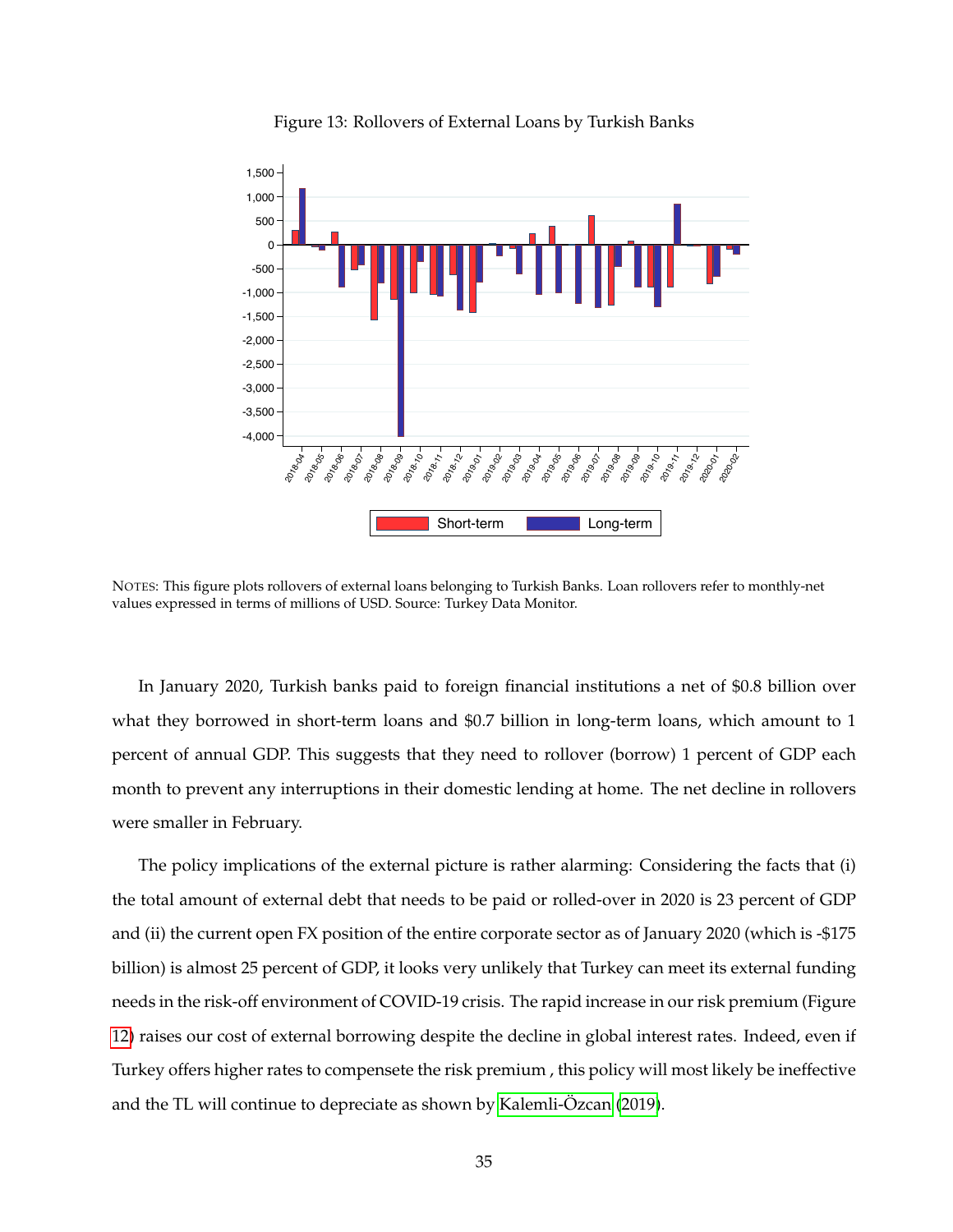Figure 13: Rollovers of External Loans by Turkish Banks

NOTES: This figure plots rollovers of external loans belonging to Turkish Banks. Loan rollovers refer to monthly-net values expressed in terms of millions of USD. Source: Turkey Data Monitor.

In January 2020, Turkish banks paid to foreign financial institutions a net of $0.8 billion over what they borrowed in short-term loans and $0.7 billion in long-term loans, which amount to 1 percent of annual GDP. This suggests that they need to rollover (borrow) 1 percent of GDP each month to prevent any interruptions in their domestic lending at home. The net decline in rollovers were smaller in February.

The policy implications of the external picture is rather alarming: Considering the facts that (i) the total amount of external debt that needs to be paid or rolled-over in 2020 is 23 percent of GDP and (ii) the current open FX position of the entire corporate sector as of January 2020 (which is -$175 billion) is almost 25 percent of GDP, it looks very unlikely that Turkey can meet its external funding needs in the risk-off environment of COVID-19 crisis. The rapid increase in our risk premium (Figure 12) raises our cost of external borrowing despite the decline in global interest rates. Indeed, even if Turkey offers higher rates to compensete the risk premium , this policy will most likely be ineffective and the TL will continue to depreciate as shown by Kalemli-Özcan (2019).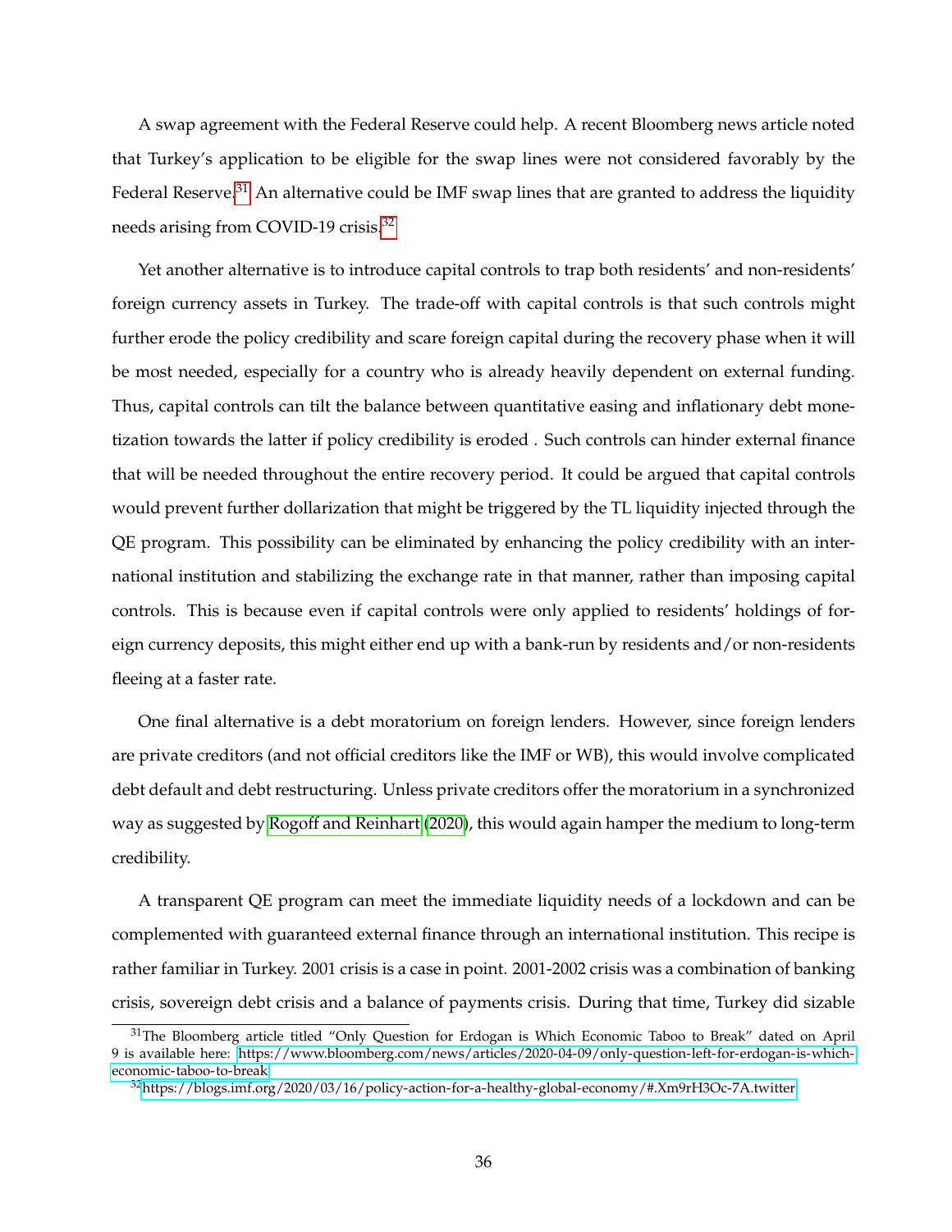A swap agreement with the Federal Reserve could help. A recent Bloomberg news article noted that Turkey's application to be eligible for the swap lines were not considered favorably by the Federal Reserve.[31] An alternative could be IMF swap lines that are granted to address the liquidity needs arising from COVID-19 crisis.[32]

Yet another alternative is to introduce capital controls to trap both residents' and non-residents' foreign currency assets in Turkey. The trade-off with capital controls is that such controls might further erode the policy credibility and scare foreign capital during the recovery phase when it will be most needed, especially for a country who is already heavily dependent on external funding. Thus, capital controls can tilt the balance between quantitative easing and inflationary debt monetization towards the latter if policy credibility is eroded . Such controls can hinder external finance that will be needed throughout the entire recovery period. It could be argued that capital controls would prevent further dollarization that might be triggered by the TL liquidity injected through the QE program. This possibility can be eliminated by enhancing the policy credibility with an international institution and stabilizing the exchange rate in that manner, rather than imposing capital controls. This is because even if capital controls were only applied to residents' holdings of foreign currency deposits, this might either end up with a bank-run by residents and/or non-residents fleeing at a faster rate.

One final alternative is a debt moratorium on foreign lenders. However, since foreign lenders are private creditors (and not official creditors like the IMF or WB), this would involve complicated debt default and debt restructuring. Unless private creditors offer the moratorium in a synchronized way as suggested by Rogoff and Reinhart (2020), this would again hamper the medium to long-term credibility.

A transparent QE program can meet the immediate liquidity needs of a lockdown and can be complemented with guaranteed external finance through an international institution. This recipe is rather familiar in Turkey. 2001 crisis is a case in point. 2001-2002 crisis was a combination of banking crisis, sovereign debt crisis and a balance of payments crisis. During that time, Turkey did sizable

[31] The Bloomberg article titled "Only Question for Erdogan is Which Economic Taboo to Break" dated on April 9 is available here: https://www.bloomberg.com/news/articles/2020-04-09/only-question-left-for-erdogan-is-which-economic-taboo-to-break

[32] https://blogs.imf.org/2020/03/16/policy-action-for-a-healthy-global-economy/#.Xm9rH3Oc-7A.twitter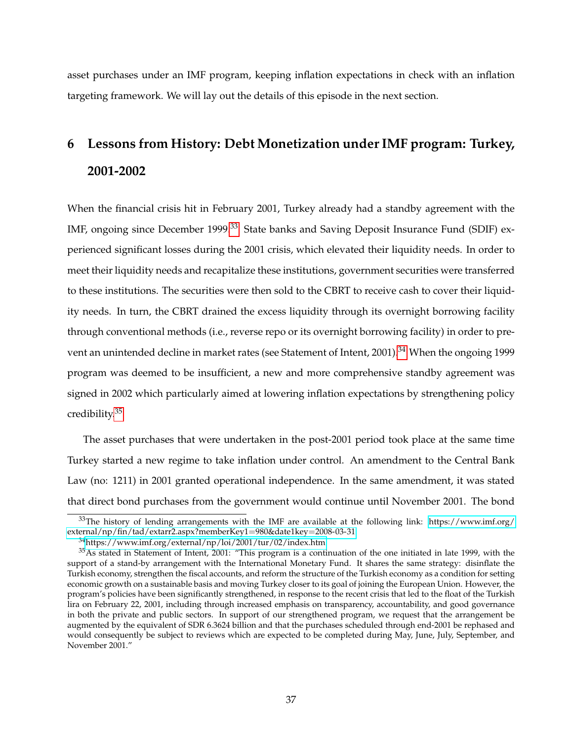asset purchases under an IMF program, keeping inflation expectations in check with an inflation targeting framework. We will lay out the details of this episode in the next section.

## 6 Lessons from History: Debt Monetization under IMF program: Turkey, 2001-2002

When the financial crisis hit in February 2001, Turkey already had a standby agreement with the IMF, ongoing since December 1999.[33] State banks and Saving Deposit Insurance Fund (SDIF) experienced significant losses during the 2001 crisis, which elevated their liquidity needs. In order to meet their liquidity needs and recapitalize these institutions, government securities were transferred to these institutions. The securities were then sold to the CBRT to receive cash to cover their liquidity needs. In turn, the CBRT drained the excess liquidity through its overnight borrowing facility through conventional methods (i.e., reverse repo or its overnight borrowing facility) in order to prevent an unintended decline in market rates (see Statement of Intent, 2001).[34] When the ongoing 1999 program was deemed to be insufficient, a new and more comprehensive standby agreement was signed in 2002 which particularly aimed at lowering inflation expectations by strengthening policy credibility.[35]

The asset purchases that were undertaken in the post-2001 period took place at the same time Turkey started a new regime to take inflation under control. An amendment to the Central Bank Law (no: 1211) in 2001 granted operational independence. In the same amendment, it was stated that direct bond purchases from the government would continue until November 2001. The bond

---

[33] The history of lending arrangements with the IMF are available at the following link: https://www.imf.org/external/np/fin/tad/extarr2.aspx?memberKey1=980&date1key=2008-03-31

[34] https://www.imf.org/external/np/loi/2001/tur/02/index.htm

[35] As stated in Statement of Intent, 2001: "This program is a continuation of the one initiated in late 1999, with the support of a stand-by arrangement with the International Monetary Fund. It shares the same strategy: disinflate the Turkish economy, strengthen the fiscal accounts, and reform the structure of the Turkish economy as a condition for setting economic growth on a sustainable basis and moving Turkey closer to its goal of joining the European Union. However, the program's policies have been significantly strengthened, in response to the recent crisis that led to the float of the Turkish lira on February 22, 2001, including through increased emphasis on transparency, accountability, and good governance in both the private and public sectors. In support of our strengthened program, we request that the arrangement be augmented by the equivalent of SDR 6.3624 billion and that the purchases scheduled through end-2001 be rephased and would consequently be subject to reviews which are expected to be completed during May, June, July, September, and November 2001."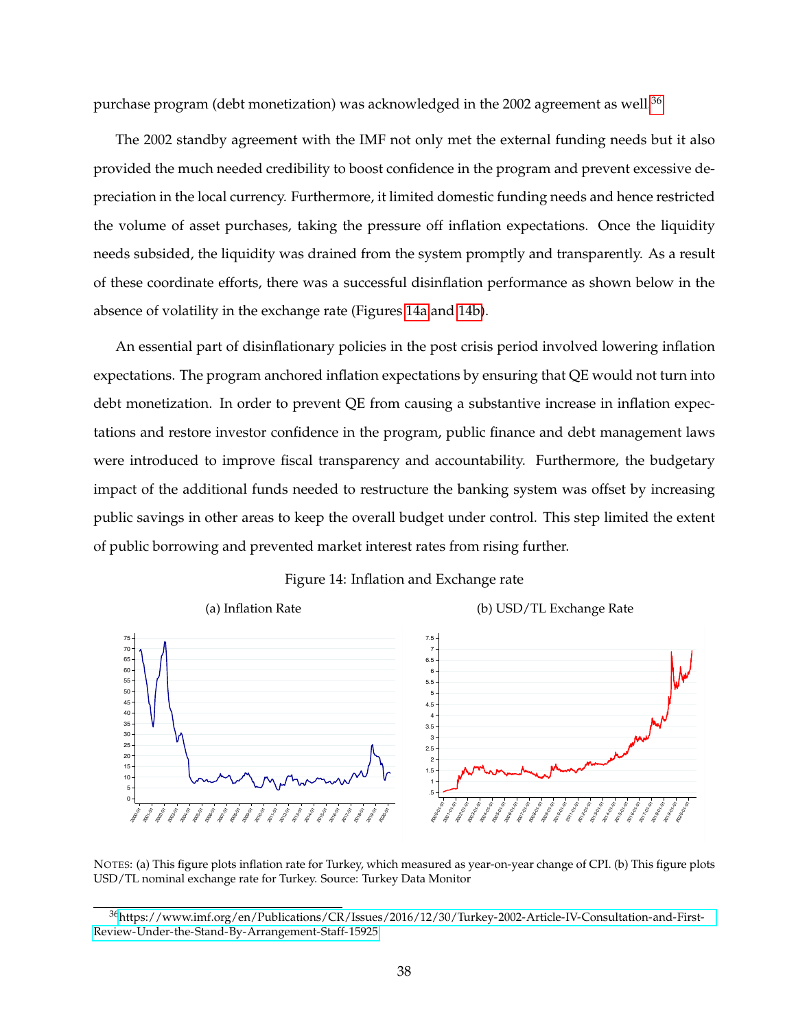purchase program (debt monetization) was acknowledged in the 2002 agreement as well.[36]

The 2002 standby agreement with the IMF not only met the external funding needs but it also provided the much needed credibility to boost confidence in the program and prevent excessive depreciation in the local currency. Furthermore, it limited domestic funding needs and hence restricted the volume of asset purchases, taking the pressure off inflation expectations. Once the liquidity needs subsided, the liquidity was drained from the system promptly and transparently. As a result of these coordinate efforts, there was a successful disinflation performance as shown below in the absence of volatility in the exchange rate (Figures 14a and 14b).

An essential part of disinflationary policies in the post crisis period involved lowering inflation expectations. The program anchored inflation expectations by ensuring that QE would not turn into debt monetization. In order to prevent QE from causing a substantive increase in inflation expectations and restore investor confidence in the program, public finance and debt management laws were introduced to improve fiscal transparency and accountability. Furthermore, the budgetary impact of the additional funds needed to restructure the banking system was offset by increasing public savings in other areas to keep the overall budget under control. This step limited the extent of public borrowing and prevented market interest rates from rising further.

Figure 14: Inflation and Exchange rate

(a) Inflation Rate

(b) USD/TL Exchange Rate

NOTES: (a) This figure plots inflation rate for Turkey, which measured as year-on-year change of CPI. (b) This figure plots USD/TL nominal exchange rate for Turkey. Source: Turkey Data Monitor

[36] https://www.imf.org/en/Publications/CR/Issues/2016/12/30/Turkey-2002-Article-IV-Consultation-and-First-Review-Under-the-Stand-By-Arrangement-Staff-15925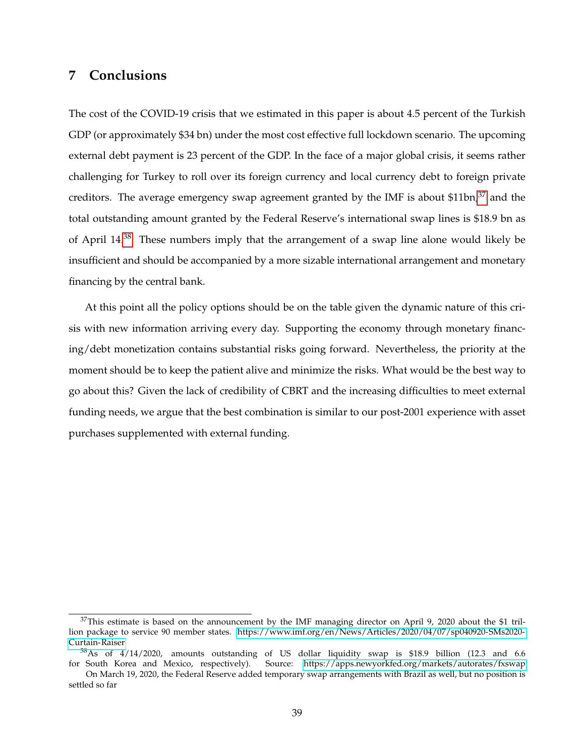## 7 Conclusions

The cost of the COVID-19 crisis that we estimated in this paper is about 4.5 percent of the Turkish GDP (or approximately $34 bn) under the most cost effective full lockdown scenario. The upcoming external debt payment is 23 percent of the GDP. In the face of a major global crisis, it seems rather challenging for Turkey to roll over its foreign currency and local currency debt to foreign private creditors. The average emergency swap agreement granted by the IMF is about $11bn,[37] and the total outstanding amount granted by the Federal Reserve's international swap lines is $18.9 bn as of April 14.[38] These numbers imply that the arrangement of a swap line alone would likely be insufficient and should be accompanied by a more sizable international arrangement and monetary financing by the central bank.

At this point all the policy options should be on the table given the dynamic nature of this crisis with new information arriving every day. Supporting the economy through monetary financing/debt monetization contains substantial risks going forward. Nevertheless, the priority at the moment should be to keep the patient alive and minimize the risks. What would be the best way to go about this? Given the lack of credibility of CBRT and the increasing difficulties to meet external funding needs, we argue that the best combination is similar to our post-2001 experience with asset purchases supplemented with external funding.

---

[37] This estimate is based on the announcement by the IMF managing director on April 9, 2020 about the $1 trillion package to service 90 member states. https://www.imf.org/en/News/Articles/2020/04/07/sp040920-SMs2020-Curtain-Raiser

[38] As of 4/14/2020, amounts outstanding of US dollar liquidity swap is $18.9 billion (12.3 and 6.6 for South Korea and Mexico, respectively). Source: https://apps.newyorkfed.org/markets/autorates/fxswap On March 19, 2020, the Federal Reserve added temporary swap arrangements with Brazil as well, but no position is settled so far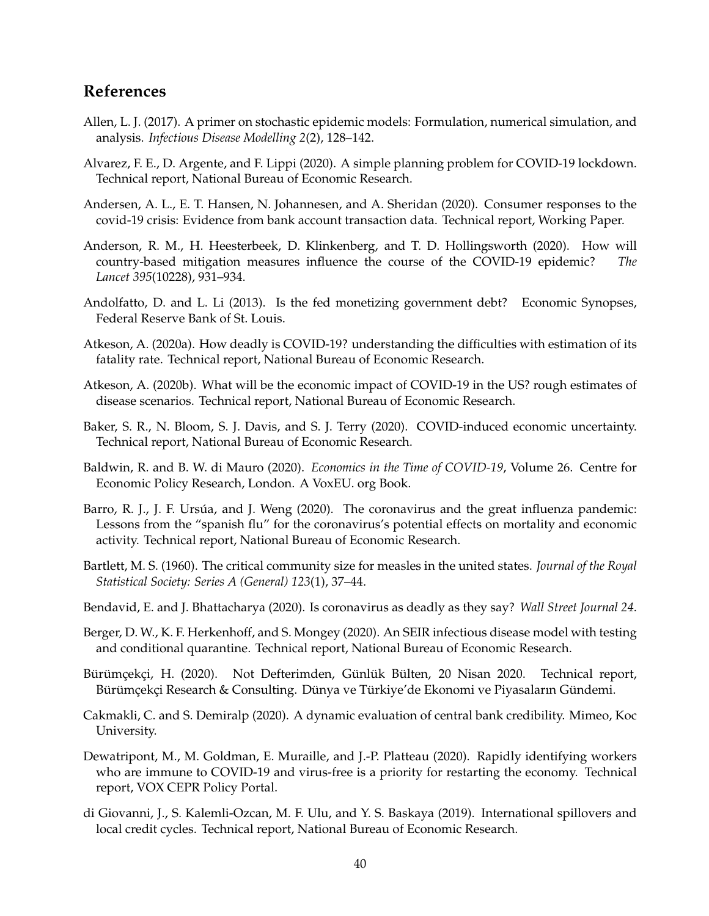## References

Allen, L. J. (2017). A primer on stochastic epidemic models: Formulation, numerical simulation, and analysis. *Infectious Disease Modelling 2*(2), 128–142.

Alvarez, F. E., D. Argente, and F. Lippi (2020). A simple planning problem for COVID-19 lockdown. Technical report, National Bureau of Economic Research.

Andersen, A. L., E. T. Hansen, N. Johannesen, and A. Sheridan (2020). Consumer responses to the covid-19 crisis: Evidence from bank account transaction data. Technical report, Working Paper.

Anderson, R. M., H. Heesterbeek, D. Klinkenberg, and T. D. Hollingsworth (2020). How will country-based mitigation measures influence the course of the COVID-19 epidemic? *The Lancet 395*(10228), 931–934.

Andolfatto, D. and L. Li (2013). Is the fed monetizing government debt? Economic Synopses, Federal Reserve Bank of St. Louis.

Atkeson, A. (2020a). How deadly is COVID-19? understanding the difficulties with estimation of its fatality rate. Technical report, National Bureau of Economic Research.

Atkeson, A. (2020b). What will be the economic impact of COVID-19 in the US? rough estimates of disease scenarios. Technical report, National Bureau of Economic Research.

Baker, S. R., N. Bloom, S. J. Davis, and S. J. Terry (2020). COVID-induced economic uncertainty. Technical report, National Bureau of Economic Research.

Baldwin, R. and B. W. di Mauro (2020). *Economics in the Time of COVID-19*, Volume 26. Centre for Economic Policy Research, London. A VoxEU. org Book.

Barro, R. J., J. F. Ursúa, and J. Weng (2020). The coronavirus and the great influenza pandemic: Lessons from the "spanish flu" for the coronavirus's potential effects on mortality and economic activity. Technical report, National Bureau of Economic Research.

Bartlett, M. S. (1960). The critical community size for measles in the united states. *Journal of the Royal Statistical Society: Series A (General) 123*(1), 37–44.

Bendavid, E. and J. Bhattacharya (2020). Is coronavirus as deadly as they say? *Wall Street Journal 24*.

Berger, D. W., K. F. Herkenhoff, and S. Mongey (2020). An SEIR infectious disease model with testing and conditional quarantine. Technical report, National Bureau of Economic Research.

Bürümçekçi, H. (2020). Not Defterimden, Günlük Bülten, 20 Nisan 2020. Technical report, Bürümçekçi Research & Consulting. Dünya ve Türkiye'de Ekonomi ve Piyasaların Gündemi.

Cakmakli, C. and S. Demiralp (2020). A dynamic evaluation of central bank credibility. Mimeo, Koc University.

Dewatripont, M., M. Goldman, E. Muraille, and J.-P. Platteau (2020). Rapidly identifying workers who are immune to COVID-19 and virus-free is a priority for restarting the economy. Technical report, VOX CEPR Policy Portal.

di Giovanni, J., S. Kalemli-Ozcan, M. F. Ulu, and Y. S. Baskaya (2019). International spillovers and local credit cycles. Technical report, National Bureau of Economic Research.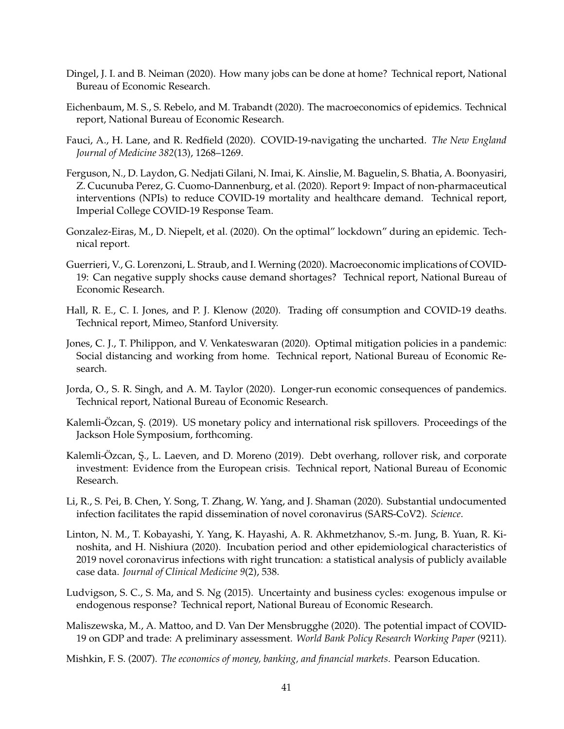Dingel, J. I. and B. Neiman (2020). How many jobs can be done at home? Technical report, National Bureau of Economic Research.

Eichenbaum, M. S., S. Rebelo, and M. Trabandt (2020). The macroeconomics of epidemics. Technical report, National Bureau of Economic Research.

Fauci, A., H. Lane, and R. Redfield (2020). COVID-19-navigating the uncharted. *The New England Journal of Medicine 382*(13), 1268–1269.

Ferguson, N., D. Laydon, G. Nedjati Gilani, N. Imai, K. Ainslie, M. Baguelin, S. Bhatia, A. Boonyasiri, Z. Cucunuba Perez, G. Cuomo-Dannenburg, et al. (2020). Report 9: Impact of non-pharmaceutical interventions (NPIs) to reduce COVID-19 mortality and healthcare demand. Technical report, Imperial College COVID-19 Response Team.

Gonzalez-Eiras, M., D. Niepelt, et al. (2020). On the optimal" lockdown" during an epidemic. Technical report.

Guerrieri, V., G. Lorenzoni, L. Straub, and I. Werning (2020). Macroeconomic implications of COVID-19: Can negative supply shocks cause demand shortages? Technical report, National Bureau of Economic Research.

Hall, R. E., C. I. Jones, and P. J. Klenow (2020). Trading off consumption and COVID-19 deaths. Technical report, Mimeo, Stanford University.

Jones, C. J., T. Philippon, and V. Venkateswaran (2020). Optimal mitigation policies in a pandemic: Social distancing and working from home. Technical report, National Bureau of Economic Research.

Jorda, O., S. R. Singh, and A. M. Taylor (2020). Longer-run economic consequences of pandemics. Technical report, National Bureau of Economic Research.

Kalemli-Özcan, Ş. (2019). US monetary policy and international risk spillovers. Proceedings of the Jackson Hole Symposium, forthcoming.

Kalemli-Özcan, Ş., L. Laeven, and D. Moreno (2019). Debt overhang, rollover risk, and corporate investment: Evidence from the European crisis. Technical report, National Bureau of Economic Research.

Li, R., S. Pei, B. Chen, Y. Song, T. Zhang, W. Yang, and J. Shaman (2020). Substantial undocumented infection facilitates the rapid dissemination of novel coronavirus (SARS-CoV2). *Science*.

Linton, N. M., T. Kobayashi, Y. Yang, K. Hayashi, A. R. Akhmetzhanov, S.-m. Jung, B. Yuan, R. Kinoshita, and H. Nishiura (2020). Incubation period and other epidemiological characteristics of 2019 novel coronavirus infections with right truncation: a statistical analysis of publicly available case data. *Journal of Clinical Medicine 9*(2), 538.

Ludvigson, S. C., S. Ma, and S. Ng (2015). Uncertainty and business cycles: exogenous impulse or endogenous response? Technical report, National Bureau of Economic Research.

Maliszewska, M., A. Mattoo, and D. Van Der Mensbrugghe (2020). The potential impact of COVID-19 on GDP and trade: A preliminary assessment. *World Bank Policy Research Working Paper* (9211).

Mishkin, F. S. (2007). *The economics of money, banking, and financial markets*. Pearson Education.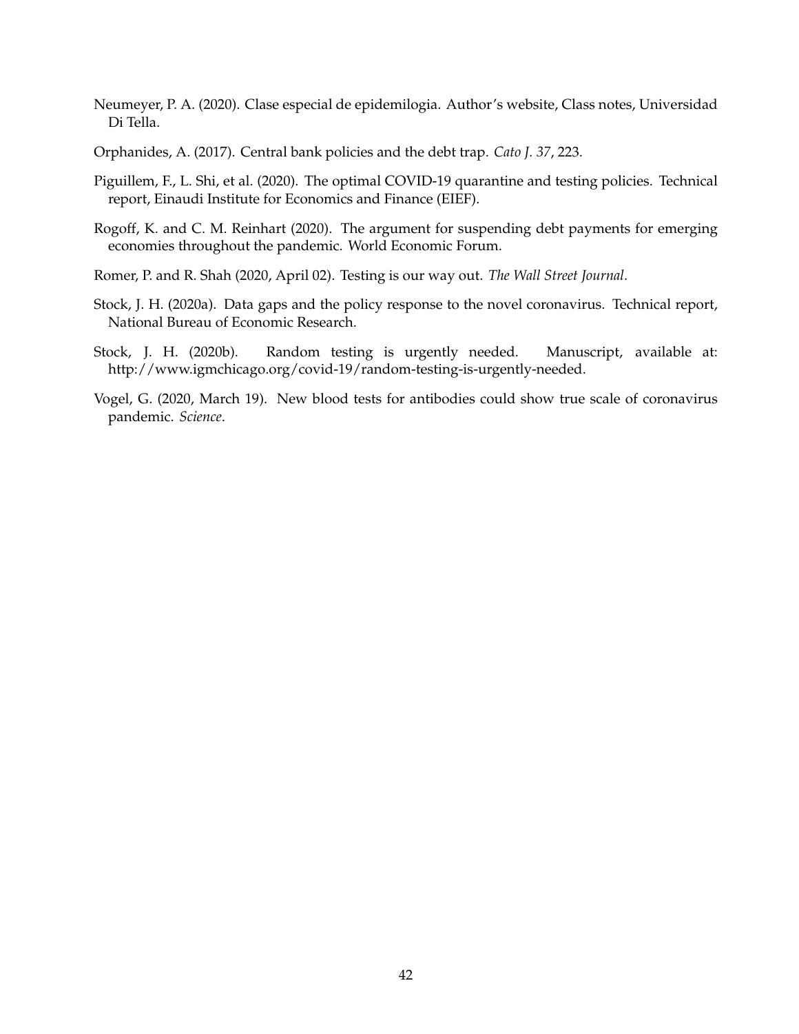Neumeyer, P. A. (2020). Clase especial de epidemilogia. Author's website, Class notes, Universidad Di Tella.

Orphanides, A. (2017). Central bank policies and the debt trap. *Cato J. 37*, 223.

Piguillem, F., L. Shi, et al. (2020). The optimal COVID-19 quarantine and testing policies. Technical report, Einaudi Institute for Economics and Finance (EIEF).

Rogoff, K. and C. M. Reinhart (2020). The argument for suspending debt payments for emerging economies throughout the pandemic. World Economic Forum.

Romer, P. and R. Shah (2020, April 02). Testing is our way out. *The Wall Street Journal*.

Stock, J. H. (2020a). Data gaps and the policy response to the novel coronavirus. Technical report, National Bureau of Economic Research.

Stock, J. H. (2020b). Random testing is urgently needed. Manuscript, available at: http://www.igmchicago.org/covid-19/random-testing-is-urgently-needed.

Vogel, G. (2020, March 19). New blood tests for antibodies could show true scale of coronavirus pandemic. *Science*.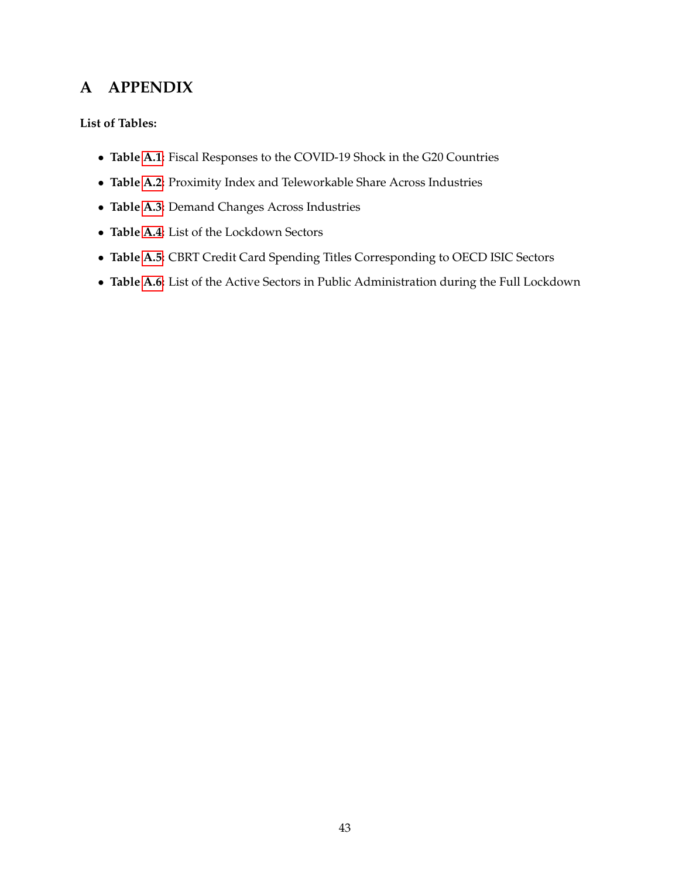# A APPENDIX

**List of Tables:**

- **Table A.1**: Fiscal Responses to the COVID-19 Shock in the G20 Countries
- **Table A.2**: Proximity Index and Teleworkable Share Across Industries
- **Table A.3**: Demand Changes Across Industries
- **Table A.4**: List of the Lockdown Sectors
- **Table A.5**: CBRT Credit Card Spending Titles Corresponding to OECD ISIC Sectors
- **Table A.6**: List of the Active Sectors in Public Administration during the Full Lockdown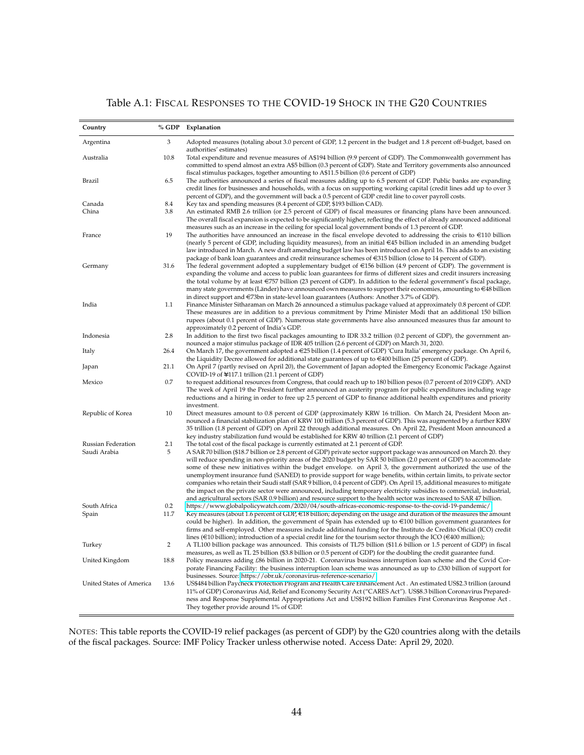Table A.1: Fiscal Responses to the COVID-19 Shock in the G20 Countries

| Country | % GDP | Explanation |
|---|---|---|
| Argentina | 3 | Adopted measures (totaling about 3.0 percent of GDP, 1.2 percent in the budget and 1.8 percent off-budget, based on authorities' estimates) |
| Australia | 10.8 | Total expenditure and revenue measures of A$194 billion (9.9 percent of GDP). The Commonwealth government has committed to spend almost an extra A$5 billion (0.3 percent of GDP). State and Territory governments also announced fiscal stimulus packages, together amounting to A$11.5 billion (0.6 percent of GDP) |
| Brazil | 6.5 | The authorities announced a series of fiscal measures adding up to 6.5 percent of GDP. Public banks are expanding credit lines for businesses and households, with a focus on supporting working capital (credit lines add up to over 3 percent of GDP), and the government will back a 0.5 percent of GDP credit line to cover payroll costs. |
| Canada | 8.4 | Key tax and spending measures (8.4 percent of GDP, $193 billion CAD). |
| China | 3.8 | An estimated RMB 2.6 trillion (or 2.5 percent of GDP) of fiscal measures or financing plans have been announced. The overall fiscal expansion is expected to be significantly higher, reflecting the effect of already announced additional measures such as an increase in the ceiling for special local government bonds of 1.3 percent of GDP. |
| France | 19 | The authorities have announced an increase in the fiscal envelope devoted to addressing the crisis to €110 billion (nearly 5 percent of GDP, including liquidity measures), from an initial €45 billion included in an amending budget law introduced in March. A new draft amending budget law has been introduced on April 16. This adds to an existing package of bank loan guarantees and credit reinsurance schemes of €315 billion (close to 14 percent of GDP). |
| Germany | 31.6 | The federal government adopted a supplementary budget of €156 billion (4.9 percent of GDP). The government is expanding the volume and access to public loan guarantees for firms of different sizes and credit insurers increasing the total volume by at least €757 billion (23 percent of GDP). In addition to the federal government's fiscal package, many state governments (Länder) have announced own measures to support their economies, amounting to €48 billion in direct support and €73bn in state-level loan guarantees (Authors: Another 3.7% of GDP). |
| India | 1.1 | Finance Minister Sitharaman on March 26 announced a stimulus package valued at approximately 0.8 percent of GDP. These measures are in addition to a previous commitment by Prime Minister Modi that an additional 150 billion rupees (about 0.1 percent of GDP). Numerous state governments have also announced measures thus far amount to approximately 0.2 percent of India's GDP. |
| Indonesia | 2.8 | In addition to the first two fiscal packages amounting to IDR 33.2 trillion (0.2 percent of GDP), the government announced a major stimulus package of IDR 405 trillion (2.6 percent of GDP) on March 31, 2020. |
| Italy | 26.4 | On March 17, the government adopted a €25 billion (1.4 percent of GDP) 'Cura Italia' emergency package. On April 6, the Liquidity Decree allowed for additional state guarantees of up to €400 billion (25 percent of GDP). |
| Japan | 21.1 | On April 7 (partly revised on April 20), the Government of Japan adopted the Emergency Economic Package Against COVID-19 of ¥117.1 trillion (21.1 percent of GDP) |
| Mexico | 0.7 | to request additional resources from Congress, that could reach up to 180 billion pesos (0.7 percent of 2019 GDP). AND The week of April 19 the President further announced an austerity program for public expenditures including wage reductions and a hiring in order to free up 2.5 percent of GDP to finance additional health expenditures and priority investment. |
| Republic of Korea | 10 | Direct measures amount to 0.8 percent of GDP (approximately KRW 16 trillion. On March 24, President Moon announced a financial stabilization plan of KRW 100 trillion (5.3 percent of GDP). This was augmented by a further KRW 35 trillion (1.8 percent of GDP) on April 22 through additional measures. On April 22, President Moon announced a key industry stabilization fund would be established for KRW 40 trillion (2.1 percent of GDP) |
| Russian Federation | 2.1 | The total cost of the fiscal package is currently estimated at 2.1 percent of GDP. |
| Saudi Arabia | 5 | A SAR 70 billion ($18.7 billion or 2.8 percent of GDP) private sector support package was announced on March 20. they will reduce spending in non-priority areas of the 2020 budget by SAR 50 billion (2.0 percent of GDP) to accommodate some of these new initiatives within the budget envelope. on April 3, the government authorized the use of the unemployment insurance fund (SANED) to provide support for wage benefits, within certain limits, to private sector companies who retain their Saudi staff (SAR 9 billion, 0.4 percent of GDP). On April 15, additional measures to mitigate the impact on the private sector were announced, including temporary electricity subsidies to commercial, industrial, and agricultural sectors (SAR 0.9 billion) and resource support to the health sector was increased to SAR 47 billion. |
| South Africa | 0.2 | https://www.globalpolicywatch.com/2020/04/south-africas-economic-response-to-the-covid-19-pandemic/ |
| Spain | 11.7 | Key measures (about 1.6 percent of GDP, €18 billion; depending on the usage and duration of the measures the amount could be higher). In addition, the government of Spain has extended up to €100 billion government guarantees for firms and self-employed. Other measures include additional funding for the Instituto de Credito Oficial (ICO) credit lines (€10 billion); introduction of a special credit line for the tourism sector through the ICO (€400 million); |
| Turkey | 2 | A TL100 billion package was announced. This consists of TL75 billion ($11.6 billion or 1.5 percent of GDP) in fiscal measures, as well as TL 25 billion ($3.8 billion or 0.5 percent of GDP) for the doubling the credit guarantee fund. |
| United Kingdom | 18.8 | Policy measures adding £86 billion in 2020-21. Coronavirus business interruption loan scheme and the Covid Corporate Financing Facility: the business interruption loan scheme was announced as up to £330 billion of support for businesses. Source: https://obr.uk/coronavirus-reference-scenario/ |
| United States of America | 13.6 | US$484 billion Paycheck Protection Program and Health Care Enhancement Act . An estimated US$2.3 trillion (around 11% of GDP) Coronavirus Aid, Relief and Economy Security Act ("CARES Act"). US$8.3 billion Coronavirus Preparedness and Response Supplemental Appropriations Act and US$192 billion Families First Coronavirus Response Act . They together provide around 1% of GDP. |

NOTES: This table reports the COVID-19 relief packages (as percent of GDP) by the G20 countries along with the details of the fiscal packages. Source: IMF Policy Tracker unless otherwise noted. Access Date: April 29, 2020.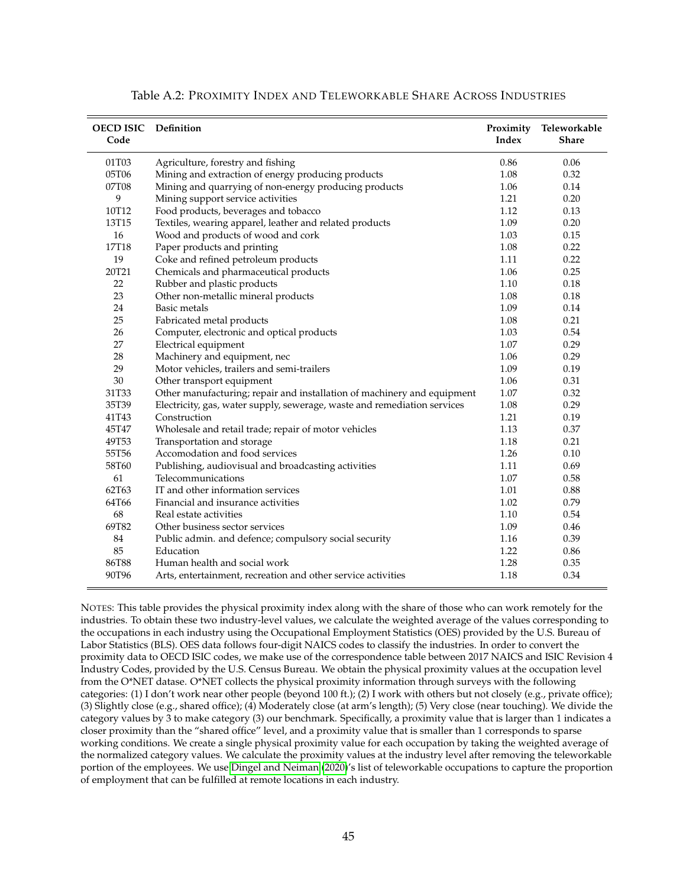Table A.2: PROXIMITY INDEX AND TELEWORKABLE SHARE ACROSS INDUSTRIES

| OECD ISIC Code | Definition | Proximity Index | Teleworkable Share |
|---|---|---|---|
| 01T03 | Agriculture, forestry and fishing | 0.86 | 0.06 |
| 05T06 | Mining and extraction of energy producing products | 1.08 | 0.32 |
| 07T08 | Mining and quarrying of non-energy producing products | 1.06 | 0.14 |
| 9 | Mining support service activities | 1.21 | 0.20 |
| 10T12 | Food products, beverages and tobacco | 1.12 | 0.13 |
| 13T15 | Textiles, wearing apparel, leather and related products | 1.09 | 0.20 |
| 16 | Wood and products of wood and cork | 1.03 | 0.15 |
| 17T18 | Paper products and printing | 1.08 | 0.22 |
| 19 | Coke and refined petroleum products | 1.11 | 0.22 |
| 20T21 | Chemicals and pharmaceutical products | 1.06 | 0.25 |
| 22 | Rubber and plastic products | 1.10 | 0.18 |
| 23 | Other non-metallic mineral products | 1.08 | 0.18 |
| 24 | Basic metals | 1.09 | 0.14 |
| 25 | Fabricated metal products | 1.08 | 0.21 |
| 26 | Computer, electronic and optical products | 1.03 | 0.54 |
| 27 | Electrical equipment | 1.07 | 0.29 |
| 28 | Machinery and equipment, nec | 1.06 | 0.29 |
| 29 | Motor vehicles, trailers and semi-trailers | 1.09 | 0.19 |
| 30 | Other transport equipment | 1.06 | 0.31 |
| 31T33 | Other manufacturing; repair and installation of machinery and equipment | 1.07 | 0.32 |
| 35T39 | Electricity, gas, water supply, sewerage, waste and remediation services | 1.08 | 0.29 |
| 41T43 | Construction | 1.21 | 0.19 |
| 45T47 | Wholesale and retail trade; repair of motor vehicles | 1.13 | 0.37 |
| 49T53 | Transportation and storage | 1.18 | 0.21 |
| 55T56 | Accomodation and food services | 1.26 | 0.10 |
| 58T60 | Publishing, audiovisual and broadcasting activities | 1.11 | 0.69 |
| 61 | Telecommunications | 1.07 | 0.58 |
| 62T63 | IT and other information services | 1.01 | 0.88 |
| 64T66 | Financial and insurance activities | 1.02 | 0.79 |
| 68 | Real estate activities | 1.10 | 0.54 |
| 69T82 | Other business sector services | 1.09 | 0.46 |
| 84 | Public admin. and defence; compulsory social security | 1.16 | 0.39 |
| 85 | Education | 1.22 | 0.86 |
| 86T88 | Human health and social work | 1.28 | 0.35 |
| 90T96 | Arts, entertainment, recreation and other service activities | 1.18 | 0.34 |

NOTES: This table provides the physical proximity index along with the share of those who can work remotely for the industries. To obtain these two industry-level values, we calculate the weighted average of the values corresponding to the occupations in each industry using the Occupational Employment Statistics (OES) provided by the U.S. Bureau of Labor Statistics (BLS). OES data follows four-digit NAICS codes to classify the industries. In order to convert the proximity data to OECD ISIC codes, we make use of the correspondence table between 2017 NAICS and ISIC Revision 4 Industry Codes, provided by the U.S. Census Bureau. We obtain the physical proximity values at the occupation level from the O*NET datase. O*NET collects the physical proximity information through surveys with the following categories: (1) I don't work near other people (beyond 100 ft.); (2) I work with others but not closely (e.g., private office); (3) Slightly close (e.g., shared office); (4) Moderately close (at arm's length); (5) Very close (near touching). We divide the category values by 3 to make category (3) our benchmark. Specifically, a proximity value that is larger than 1 indicates a closer proximity than the "shared office" level, and a proximity value that is smaller than 1 corresponds to sparse working conditions. We create a single physical proximity value for each occupation by taking the weighted average of the normalized category values. We calculate the proximity values at the industry level after removing the teleworkable portion of the employees. We use Dingel and Neiman (2020)'s list of teleworkable occupations to capture the proportion of employment that can be fulfilled at remote locations in each industry.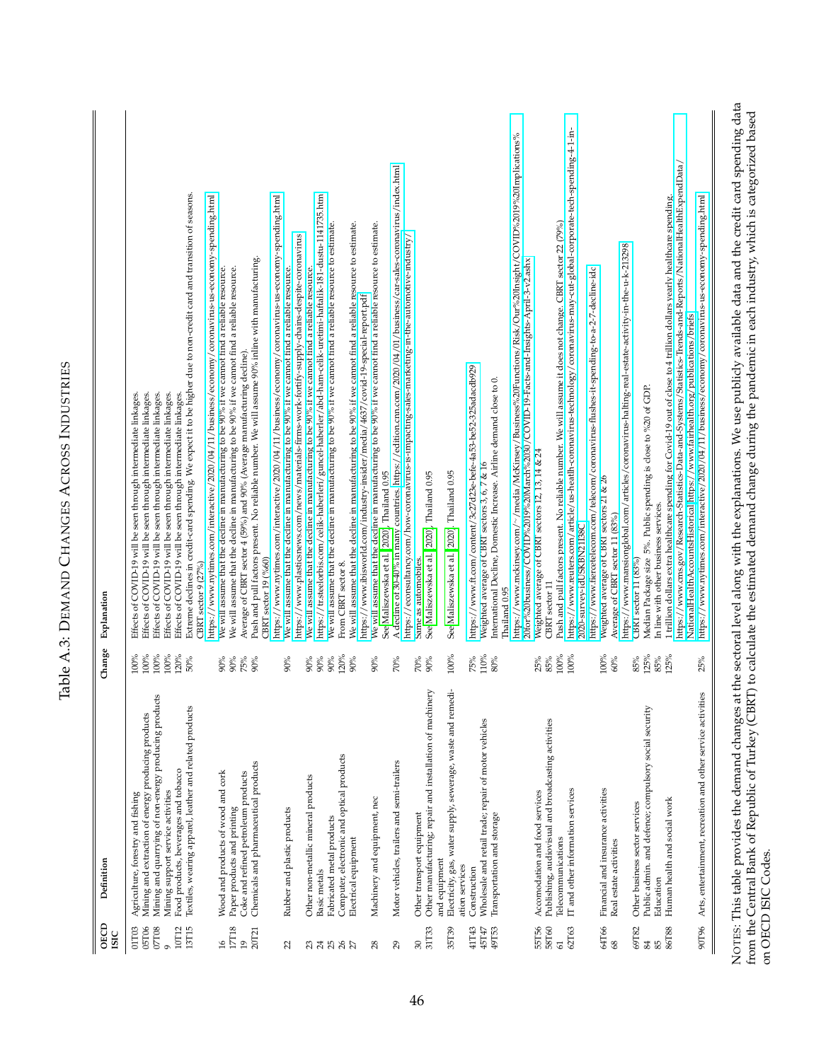# Table A.3: Demand Changes Across Industries

| OECD ISIC | Definition | Change | Explanation |
|---|---|---|---|
| 01T03 | Agriculture, forestry and fishing | 100% | Effects of COVID-19 will be seen through intermediate linkages. |
| 05T06 | Mining and extraction of energy producing products | 100% | Effects of COVID-19 will be seen through intermediate linkages. |
| 07T08 | Mining and quarrying of non-energy producing products | 100% | Effects of COVID-19 will be seen through intermediate linkages. |
| 9 | Mining support service activities | 100% | Effects of COVID-19 will be seen through intermediate linkages. |
| 10T12 | Food products, beverages and tobacco | 120% | Effects of COVID-19 will be seen through intermediate linkages. |
| 13T15 | Textiles, wearing apparel, leather and related products | 50% | Extreme declines in credit-card spending. We expect it to be higher due to non-credit card and transition of seasons. CBRT sector 9 (27%) https://www.nytimes.com/interactive/2020/04/11/business/economy/coronavirus-us-economy-spending.html |
| 16 | Wood and products of wood and cork | 90% | We will assume that the decline in manufacturing to be 90% if we cannot find a reliable resource. |
| 17T18 | Paper products and printing | 90% | We will assume that the decline in manufacturing to be 90% if we cannot find a reliable resource. |
| 19 | Coke and refined petroleum products | 75% | Average of CBRT sector 4 (59%) and 90% (Average manufacturing decline). |
| 20T21 | Chemicals and pharmaceutical products | 90% | Push and pull factors present. No reliable number. We will assume 90% inline with manufacturing. CBRT sector 19 (%60) https://www.nytimes.com/interactive/2020/04/11/business/economy/coronavirus-us-economy-spending.html |
| 22 | Rubber and plastic products | 90% | We will assume that the decline in manufacturing to be 90% if we cannot find a reliable resource. https://www.plasticsnews.com/news/materials-firms-work-fortify-supply-chains-despite-coronavirus |
| 23 | Other non-metallic mineral products | 90% | We will assume that the decline in manufacturing to be 90% if we cannot find a reliable resource. |
| 24 | Basic metals | 90% | https://tr.steelorbis.com/celik-haberleri/guncel-haberler/abd-ham-celik-uretimi-haftalik-181-dustu-1141735.htm |
| 25 | Fabricated metal products | 90% | We will assume that the decline in manufacturing to be 90% if we cannot find a reliable resource to estimate. |
| 26 | Computer, electronic and optical products | 120% | From CBRT sector 8. |
| 27 | Electrical equipment | 90% | We will assume that the decline in manufacturing to be 90% if we cannot find a reliable resource to estimate. https://www.ibisworld.com/industry-insider/media/4637/covid-19-special-report.pdf |
| 28 | Machinery and equipment, nec | 90% | We will assume that the decline in manufacturing to be 90% if we cannot find a reliable resource to estimate. See Maliszewska et al. 2020 Thailand 0.95 |
| 29 | Motor vehicles, trailers and semi-trailers | 70% | A decline of 30-40% in many countries. https://edition.cnn.com/2020/04/01/business/car-sales-coronavirus/index.html https://econsultancy.com/how-coronavirus-is-impacting-sales-marketing-in-the-automotive-industry/ |
| 30 | Other transport equipment | 70% | Same as automobiles. |
| 31T33 | Other manufacturing; repair and installation of machinery and equipment | 90% | See Maliszewska et al. 2020 Thailand 0.95 |
| 35T39 | Electricity, gas, water supply, sewerage, waste and remediation services | 100% | See Maliszewska et al. 2020 Thailand 0.95 |
| 41T43 | Construction | 75% | https://www.ft.com/content/3c27d23e-befe-4a53-be52-325adacdb929 |
| 45T47 | Wholesale and retail trade; repair of motor vehicles | 110% | Weighted average of CBRT sectors 3, 6, 7 & 16 |
| 49T53 | Transportation and storage | 80% | International Decline, Domestic Increase. Airline demand close to 0. Thailand 0.95 https://www.mckinsey.com/~/media/McKinsey/Business%20Functions/Risk/Our%20Insight/COVID%2019%20Implications%20for%20business/COVID%2019%20March%2030/COVID-19-Facts-and-Insights-April-3-v2.ashx |
| 55T56 | Accomodation and food services | 25% | Weighted average of CBRT sectors 12, 13, 14 & 24 |
| 58T60 | Publishing, audiovisual and broadcasting activities | 85% | CBRT sector 11 |
| 61 | Telecommunications | 100% | Push and pull factors present. No reliable number. We will assume it does not change. CBRT sector 22 (79%) |
| 62T63 | IT and other information services | 100% | https://www.reuters.com/article/us-health-coronavirus-technology/coronavirus-may-cut-global-corporate-tech-spending-4-1-in-2020-survey-idUSKBN21I38C https://www.fiercetelecom.com/telecom/coronavirus-flushes-it-spending-to-a-2-7-decline-idc |
| 64T66 | Financial and insurance activities | 100% | Weighted average of CBRT sectors 21 & 26 |
| 68 | Real estate activities | 60% | Average of CBRT sector 11 (83%) https://www.mansionglobal.com/articles/coronavirus-halting-real-estate-activity-in-the-u-k-213298 |
| 69T82 | Other business sector services | 85% | CBRT sector 11 (83%) |
| 84 | Public admin. and defence; compulsory social security | 125% | Median Package size 5%. Public spending is close to %20 of GDP. |
| 85 | Education | 85% | In line with other business services. |
| 86T88 | Human health and social work | 125% | 1 trillion dollars extra healthcare spending for Covid-19 out of close to 4 trillion dollars yearly healthcare spending. https://www.cms.gov/Research-Statistics-Data-and-Systems/Statistics-Trends-and-Reports/NationalHealthExpendData/NationalHealthAccountsHistorical https://www.fairhealth.org/publications/briefs |
| 90T96 | Arts, entertainment, recreation and other service activities | 25% | https://www.nytimes.com/interactive/2020/04/11/business/economy/coronavirus-us-economy-spending.html |

NOTES: This table provides the demand changes at the sectoral level along with the explanations. We use publicly available data and the credit card spending data from the Central Bank of Republic of Turkey (CBRT) to calculate the estimated demand change during the pandemic in each industry, which is categorized based on OECD ISIC Codes.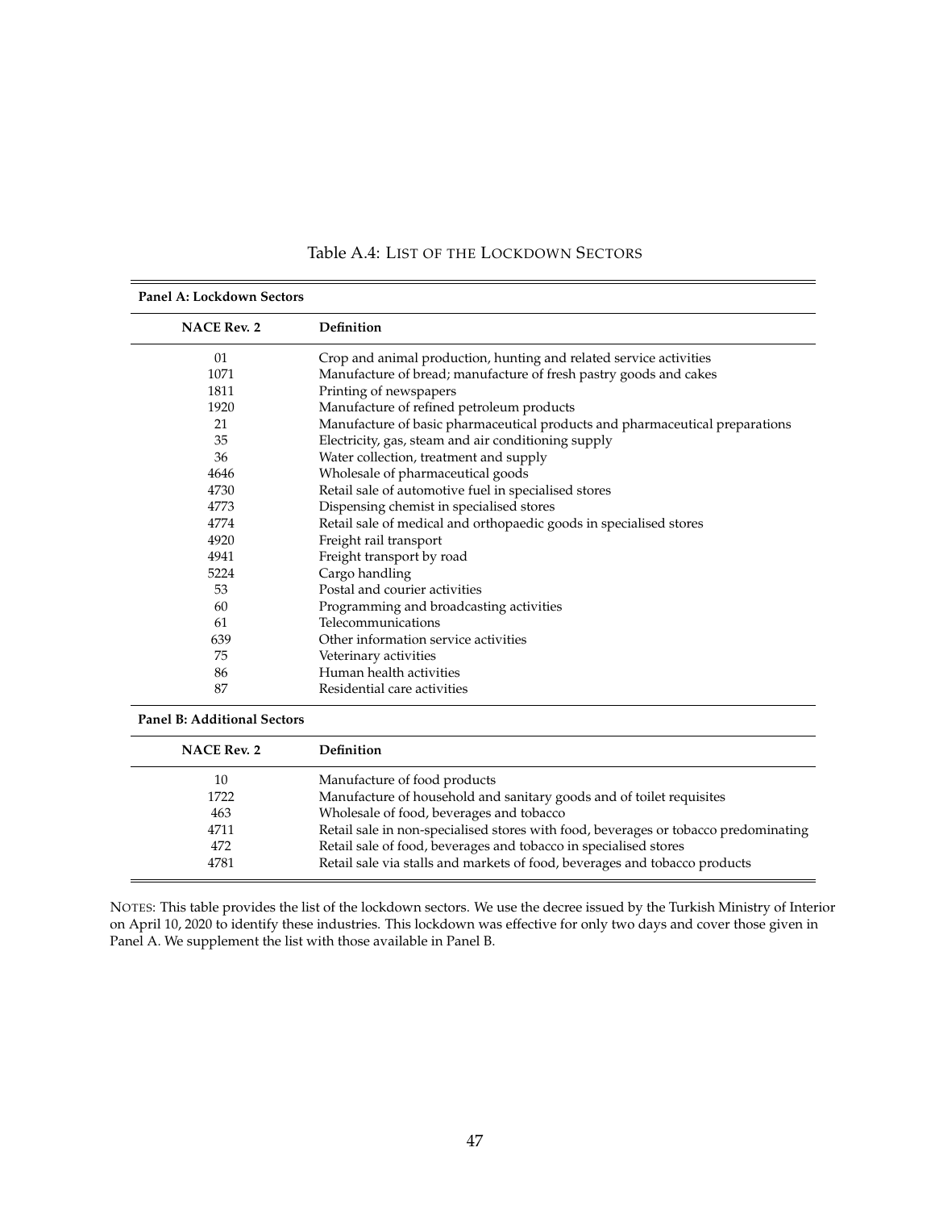Table A.4: LIST OF THE LOCKDOWN SECTORS

**Panel A: Lockdown Sectors**

| NACE Rev. 2 | Definition |
|---|---|
| 01 | Crop and animal production, hunting and related service activities |
| 1071 | Manufacture of bread; manufacture of fresh pastry goods and cakes |
| 1811 | Printing of newspapers |
| 1920 | Manufacture of refined petroleum products |
| 21 | Manufacture of basic pharmaceutical products and pharmaceutical preparations |
| 35 | Electricity, gas, steam and air conditioning supply |
| 36 | Water collection, treatment and supply |
| 4646 | Wholesale of pharmaceutical goods |
| 4730 | Retail sale of automotive fuel in specialised stores |
| 4773 | Dispensing chemist in specialised stores |
| 4774 | Retail sale of medical and orthopaedic goods in specialised stores |
| 4920 | Freight rail transport |
| 4941 | Freight transport by road |
| 5224 | Cargo handling |
| 53 | Postal and courier activities |
| 60 | Programming and broadcasting activities |
| 61 | Telecommunications |
| 639 | Other information service activities |
| 75 | Veterinary activities |
| 86 | Human health activities |
| 87 | Residential care activities |

**Panel B: Additional Sectors**

| NACE Rev. 2 | Definition |
|---|---|
| 10 | Manufacture of food products |
| 1722 | Manufacture of household and sanitary goods and of toilet requisites |
| 463 | Wholesale of food, beverages and tobacco |
| 4711 | Retail sale in non-specialised stores with food, beverages or tobacco predominating |
| 472 | Retail sale of food, beverages and tobacco in specialised stores |
| 4781 | Retail sale via stalls and markets of food, beverages and tobacco products |

NOTES: This table provides the list of the lockdown sectors. We use the decree issued by the Turkish Ministry of Interior on April 10, 2020 to identify these industries. This lockdown was effective for only two days and cover those given in Panel A. We supplement the list with those available in Panel B.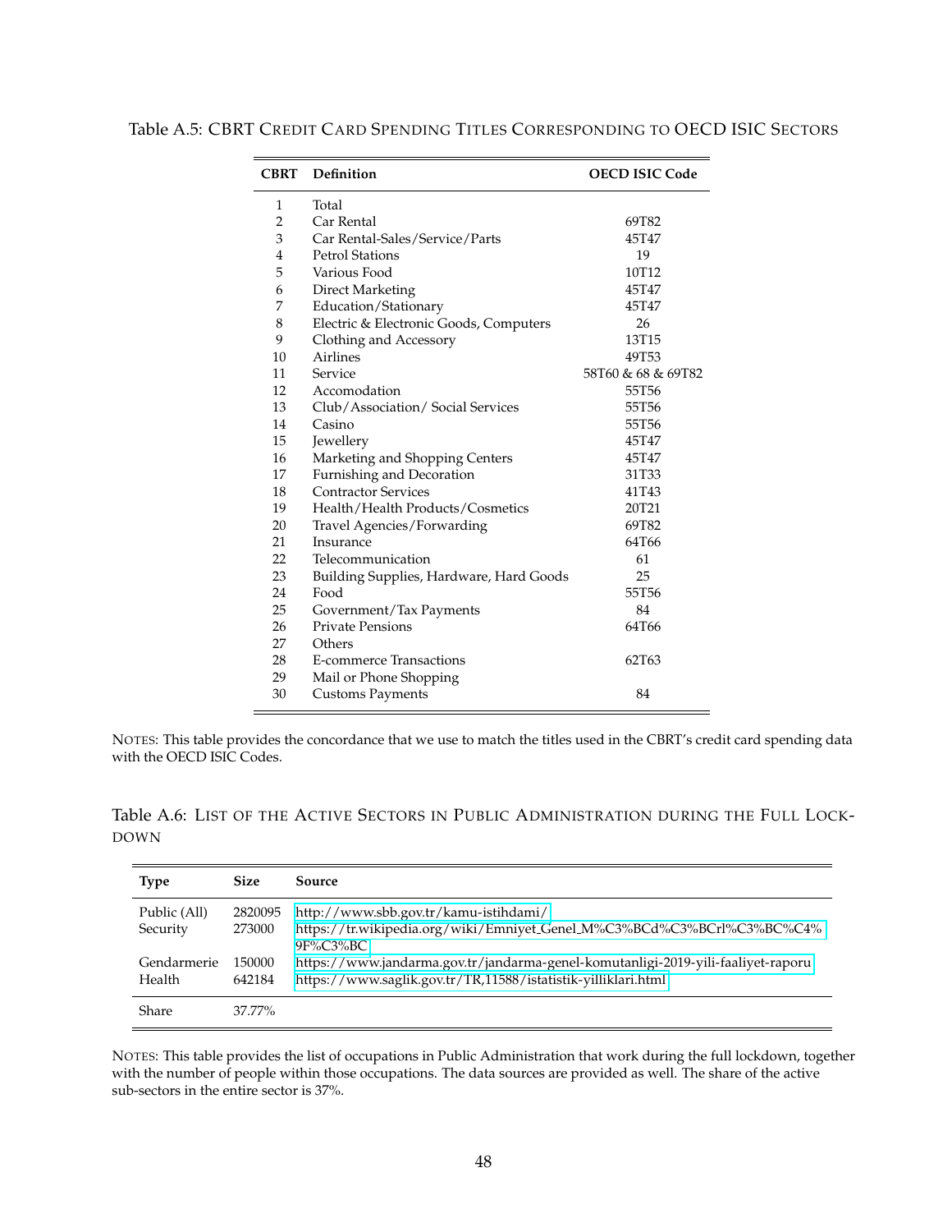Table A.5: CBRT Credit Card Spending Titles Corresponding to OECD ISIC Sectors

| CBRT | Definition | OECD ISIC Code |
|---|---|---|
| 1 | Total | |
| 2 | Car Rental | 69T82 |
| 3 | Car Rental-Sales/Service/Parts | 45T47 |
| 4 | Petrol Stations | 19 |
| 5 | Various Food | 10T12 |
| 6 | Direct Marketing | 45T47 |
| 7 | Education/Stationary | 45T47 |
| 8 | Electric & Electronic Goods, Computers | 26 |
| 9 | Clothing and Accessory | 13T15 |
| 10 | Airlines | 49T53 |
| 11 | Service | 58T60 & 68 & 69T82 |
| 12 | Accomodation | 55T56 |
| 13 | Club/Association/ Social Services | 55T56 |
| 14 | Casino | 55T56 |
| 15 | Jewellery | 45T47 |
| 16 | Marketing and Shopping Centers | 45T47 |
| 17 | Furnishing and Decoration | 31T33 |
| 18 | Contractor Services | 41T43 |
| 19 | Health/Health Products/Cosmetics | 20T21 |
| 20 | Travel Agencies/Forwarding | 69T82 |
| 21 | Insurance | 64T66 |
| 22 | Telecommunication | 61 |
| 23 | Building Supplies, Hardware, Hard Goods | 25 |
| 24 | Food | 55T56 |
| 25 | Government/Tax Payments | 84 |
| 26 | Private Pensions | 64T66 |
| 27 | Others | |
| 28 | E-commerce Transactions | 62T63 |
| 29 | Mail or Phone Shopping | |
| 30 | Customs Payments | 84 |

NOTES: This table provides the concordance that we use to match the titles used in the CBRT's credit card spending data with the OECD ISIC Codes.

Table A.6: List of the Active Sectors in Public Administration during the Full Lockdown

| Type | Size | Source |
|---|---|---|
| Public (All) | 2820095 | http://www.sbb.gov.tr/kamu-istihdami/ |
| Security | 273000 | https://tr.wikipedia.org/wiki/Emniyet_Genel_M%C3%BCd%C3%BCrl%C3%BC%C4%9F%C3%BC |
| Gendarmerie | 150000 | https://www.jandarma.gov.tr/jandarma-genel-komutanligi-2019-yili-faaliyet-raporu |
| Health | 642184 | https://www.saglik.gov.tr/TR,11588/istatistik-yilliklari.html |
| Share | 37.77% | |

NOTES: This table provides the list of occupations in Public Administration that work during the full lockdown, together with the number of people within those occupations. The data sources are provided as well. The share of the active sub-sectors in the entire sector is 37%.